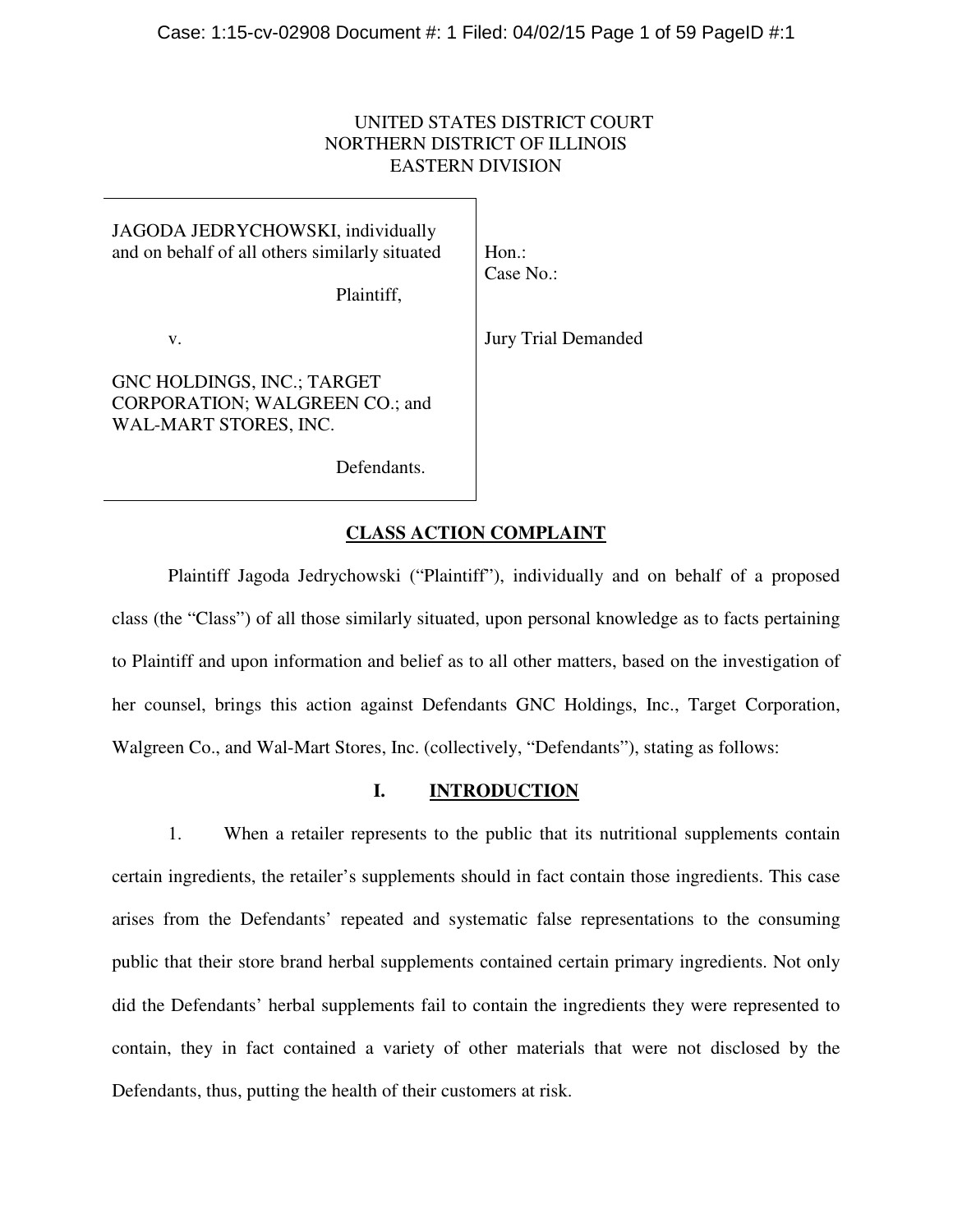UNITED STATES DISTRICT COURT
NORTHERN DISTRICT OF ILLINOIS
EASTERN DIVISION

| | |
|---|---|
| JAGODA JEDRYCHOWSKI, individually and on behalf of all others similarly situated<br><br>Plaintiff,<br><br>v.<br><br>GNC HOLDINGS, INC.; TARGET CORPORATION; WALGREEN CO.; and WAL-MART STORES, INC.<br><br>Defendants. | Hon.:<br>Case No.:<br><br>Jury Trial Demanded |

## CLASS ACTION COMPLAINT

Plaintiff Jagoda Jedrychowski ("Plaintiff"), individually and on behalf of a proposed class (the "Class") of all those similarly situated, upon personal knowledge as to facts pertaining to Plaintiff and upon information and belief as to all other matters, based on the investigation of her counsel, brings this action against Defendants GNC Holdings, Inc., Target Corporation, Walgreen Co., and Wal-Mart Stores, Inc. (collectively, "Defendants"), stating as follows:

## I. INTRODUCTION

1. When a retailer represents to the public that its nutritional supplements contain certain ingredients, the retailer's supplements should in fact contain those ingredients. This case arises from the Defendants' repeated and systematic false representations to the consuming public that their store brand herbal supplements contained certain primary ingredients. Not only did the Defendants' herbal supplements fail to contain the ingredients they were represented to contain, they in fact contained a variety of other materials that were not disclosed by the Defendants, thus, putting the health of their customers at risk.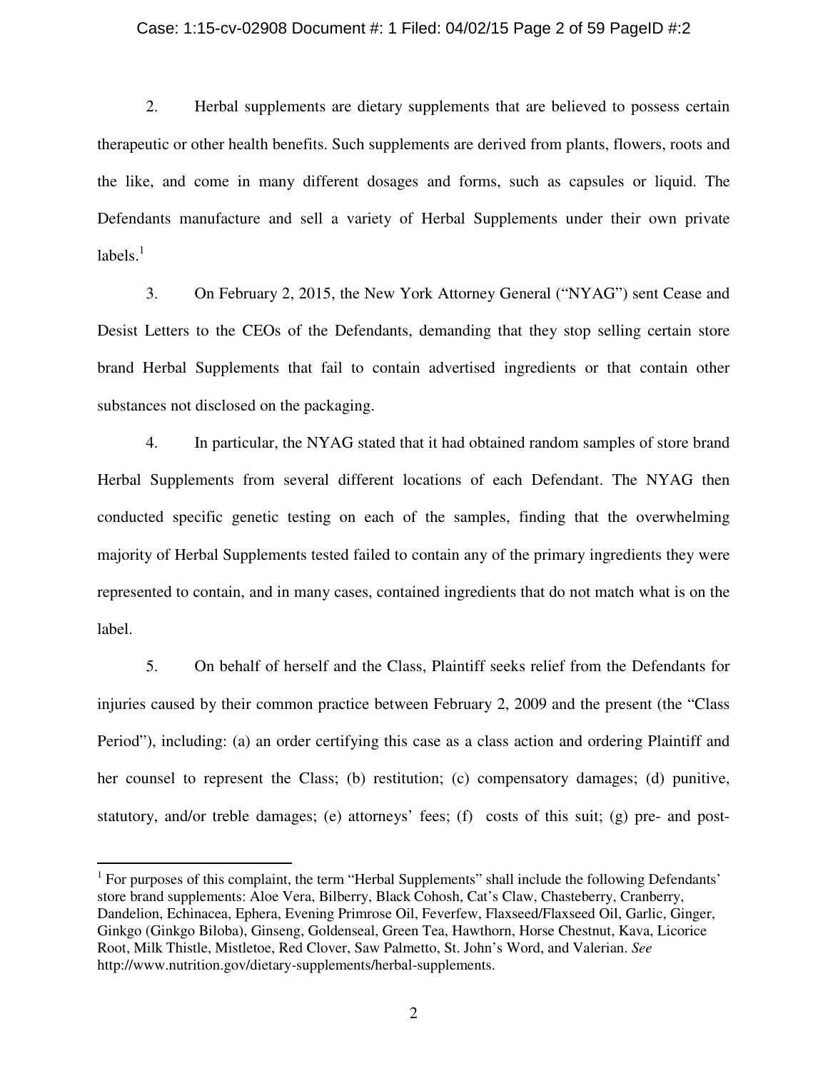2. Herbal supplements are dietary supplements that are believed to possess certain therapeutic or other health benefits. Such supplements are derived from plants, flowers, roots and the like, and come in many different dosages and forms, such as capsules or liquid. The Defendants manufacture and sell a variety of Herbal Supplements under their own private labels.[1]

3. On February 2, 2015, the New York Attorney General ("NYAG") sent Cease and Desist Letters to the CEOs of the Defendants, demanding that they stop selling certain store brand Herbal Supplements that fail to contain advertised ingredients or that contain other substances not disclosed on the packaging.

4. In particular, the NYAG stated that it had obtained random samples of store brand Herbal Supplements from several different locations of each Defendant. The NYAG then conducted specific genetic testing on each of the samples, finding that the overwhelming majority of Herbal Supplements tested failed to contain any of the primary ingredients they were represented to contain, and in many cases, contained ingredients that do not match what is on the label.

5. On behalf of herself and the Class, Plaintiff seeks relief from the Defendants for injuries caused by their common practice between February 2, 2009 and the present (the "Class Period"), including: (a) an order certifying this case as a class action and ordering Plaintiff and her counsel to represent the Class; (b) restitution; (c) compensatory damages; (d) punitive, statutory, and/or treble damages; (e) attorneys' fees; (f) costs of this suit; (g) pre- and post-

---

[1] For purposes of this complaint, the term "Herbal Supplements" shall include the following Defendants' store brand supplements: Aloe Vera, Bilberry, Black Cohosh, Cat's Claw, Chasteberry, Cranberry, Dandelion, Echinacea, Ephera, Evening Primrose Oil, Feverfew, Flaxseed/Flaxseed Oil, Garlic, Ginger, Ginkgo (Ginkgo Biloba), Ginseng, Goldenseal, Green Tea, Hawthorn, Horse Chestnut, Kava, Licorice Root, Milk Thistle, Mistletoe, Red Clover, Saw Palmetto, St. John's Word, and Valerian. *See* http://www.nutrition.gov/dietary-supplements/herbal-supplements.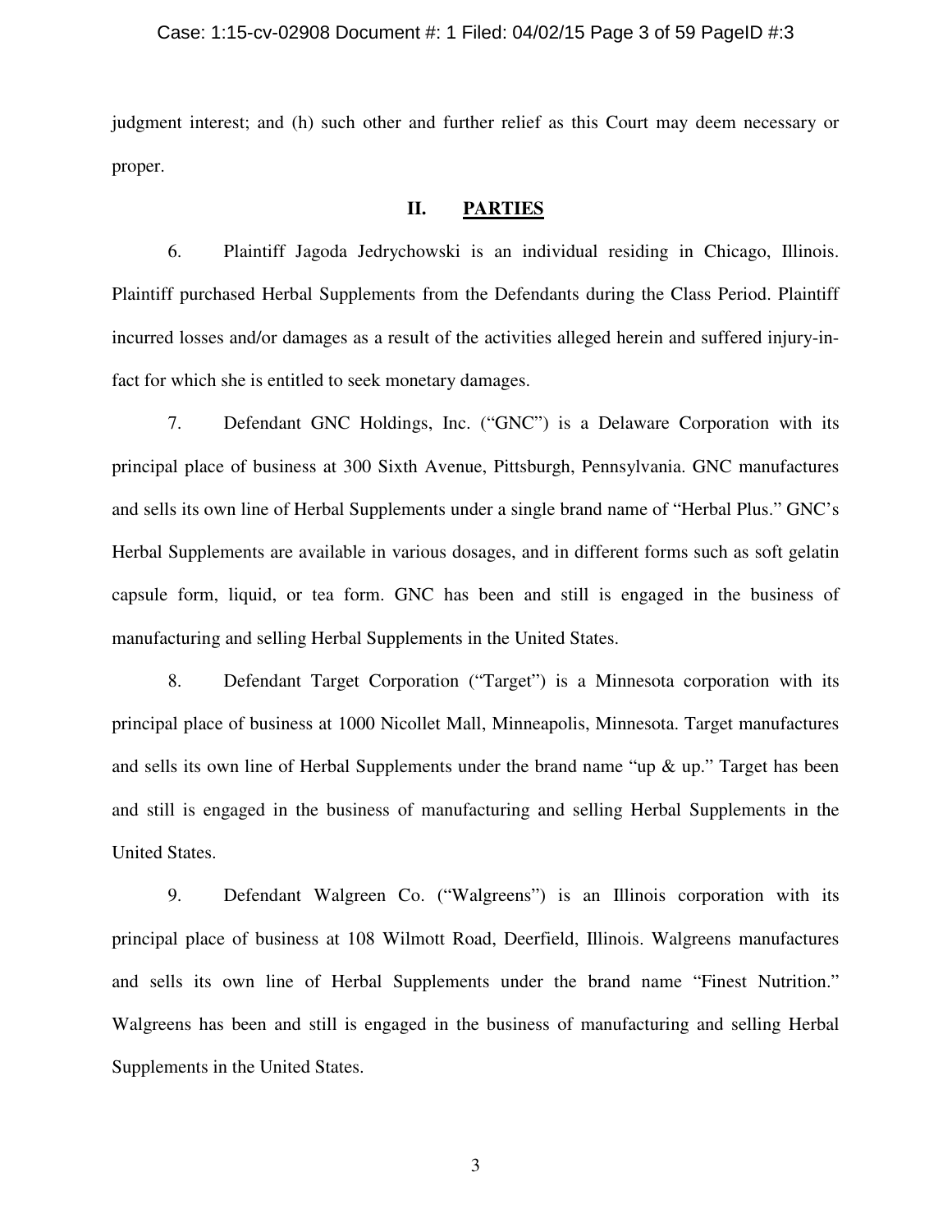judgment interest; and (h) such other and further relief as this Court may deem necessary or proper.

## II. PARTIES

6. Plaintiff Jagoda Jedrychowski is an individual residing in Chicago, Illinois. Plaintiff purchased Herbal Supplements from the Defendants during the Class Period. Plaintiff incurred losses and/or damages as a result of the activities alleged herein and suffered injury-in-fact for which she is entitled to seek monetary damages.

7. Defendant GNC Holdings, Inc. ("GNC") is a Delaware Corporation with its principal place of business at 300 Sixth Avenue, Pittsburgh, Pennsylvania. GNC manufactures and sells its own line of Herbal Supplements under a single brand name of "Herbal Plus." GNC's Herbal Supplements are available in various dosages, and in different forms such as soft gelatin capsule form, liquid, or tea form. GNC has been and still is engaged in the business of manufacturing and selling Herbal Supplements in the United States.

8. Defendant Target Corporation ("Target") is a Minnesota corporation with its principal place of business at 1000 Nicollet Mall, Minneapolis, Minnesota. Target manufactures and sells its own line of Herbal Supplements under the brand name "up & up." Target has been and still is engaged in the business of manufacturing and selling Herbal Supplements in the United States.

9. Defendant Walgreen Co. ("Walgreens") is an Illinois corporation with its principal place of business at 108 Wilmott Road, Deerfield, Illinois. Walgreens manufactures and sells its own line of Herbal Supplements under the brand name "Finest Nutrition." Walgreens has been and still is engaged in the business of manufacturing and selling Herbal Supplements in the United States.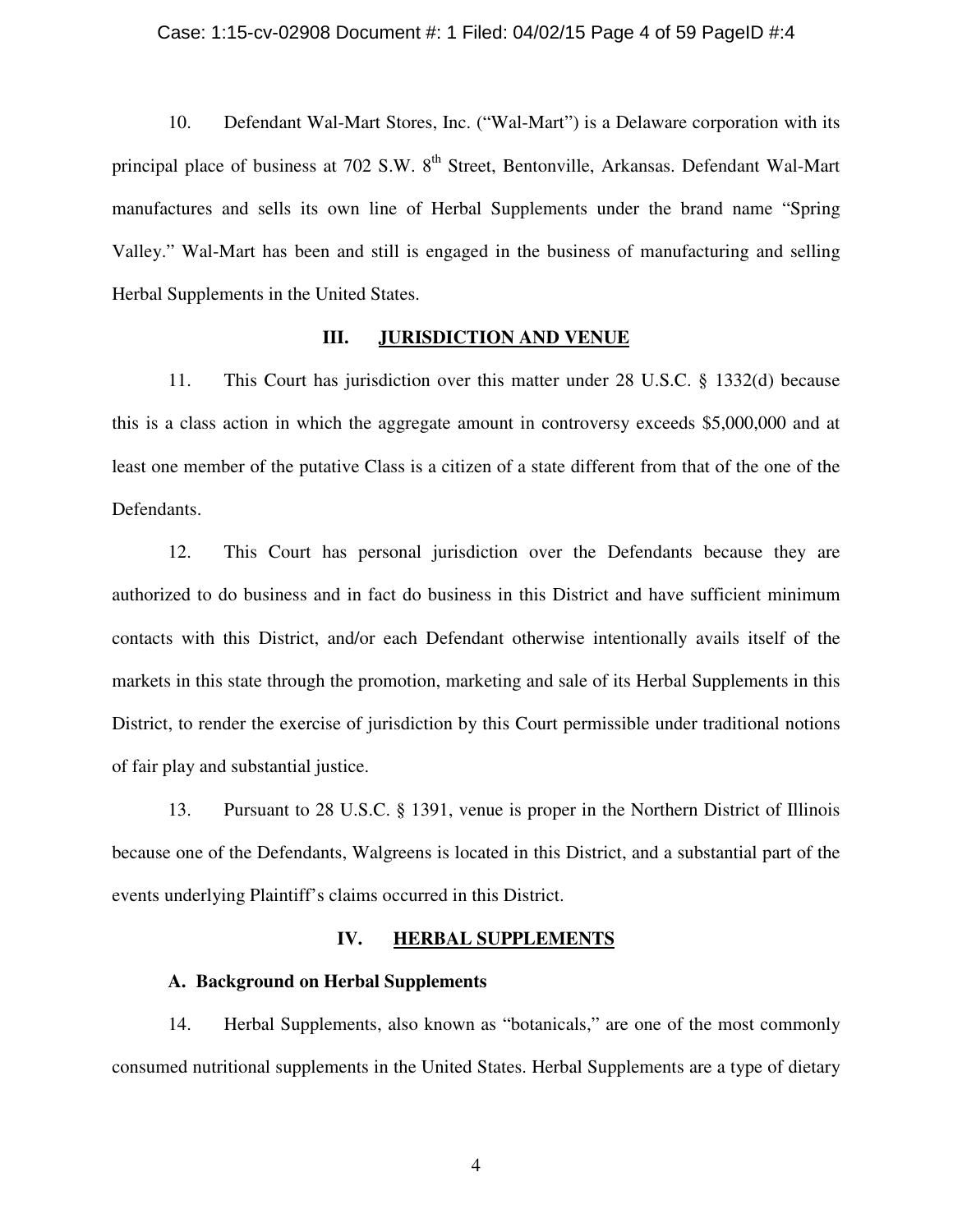10. Defendant Wal-Mart Stores, Inc. ("Wal-Mart") is a Delaware corporation with its principal place of business at 702 S.W. 8th Street, Bentonville, Arkansas. Defendant Wal-Mart manufactures and sells its own line of Herbal Supplements under the brand name "Spring Valley." Wal-Mart has been and still is engaged in the business of manufacturing and selling Herbal Supplements in the United States.

## III. JURISDICTION AND VENUE

11. This Court has jurisdiction over this matter under 28 U.S.C. § 1332(d) because this is a class action in which the aggregate amount in controversy exceeds $5,000,000 and at least one member of the putative Class is a citizen of a state different from that of the one of the Defendants.

12. This Court has personal jurisdiction over the Defendants because they are authorized to do business and in fact do business in this District and have sufficient minimum contacts with this District, and/or each Defendant otherwise intentionally avails itself of the markets in this state through the promotion, marketing and sale of its Herbal Supplements in this District, to render the exercise of jurisdiction by this Court permissible under traditional notions of fair play and substantial justice.

13. Pursuant to 28 U.S.C. § 1391, venue is proper in the Northern District of Illinois because one of the Defendants, Walgreens is located in this District, and a substantial part of the events underlying Plaintiff's claims occurred in this District.

## IV. HERBAL SUPPLEMENTS

### A. Background on Herbal Supplements

14. Herbal Supplements, also known as "botanicals," are one of the most commonly consumed nutritional supplements in the United States. Herbal Supplements are a type of dietary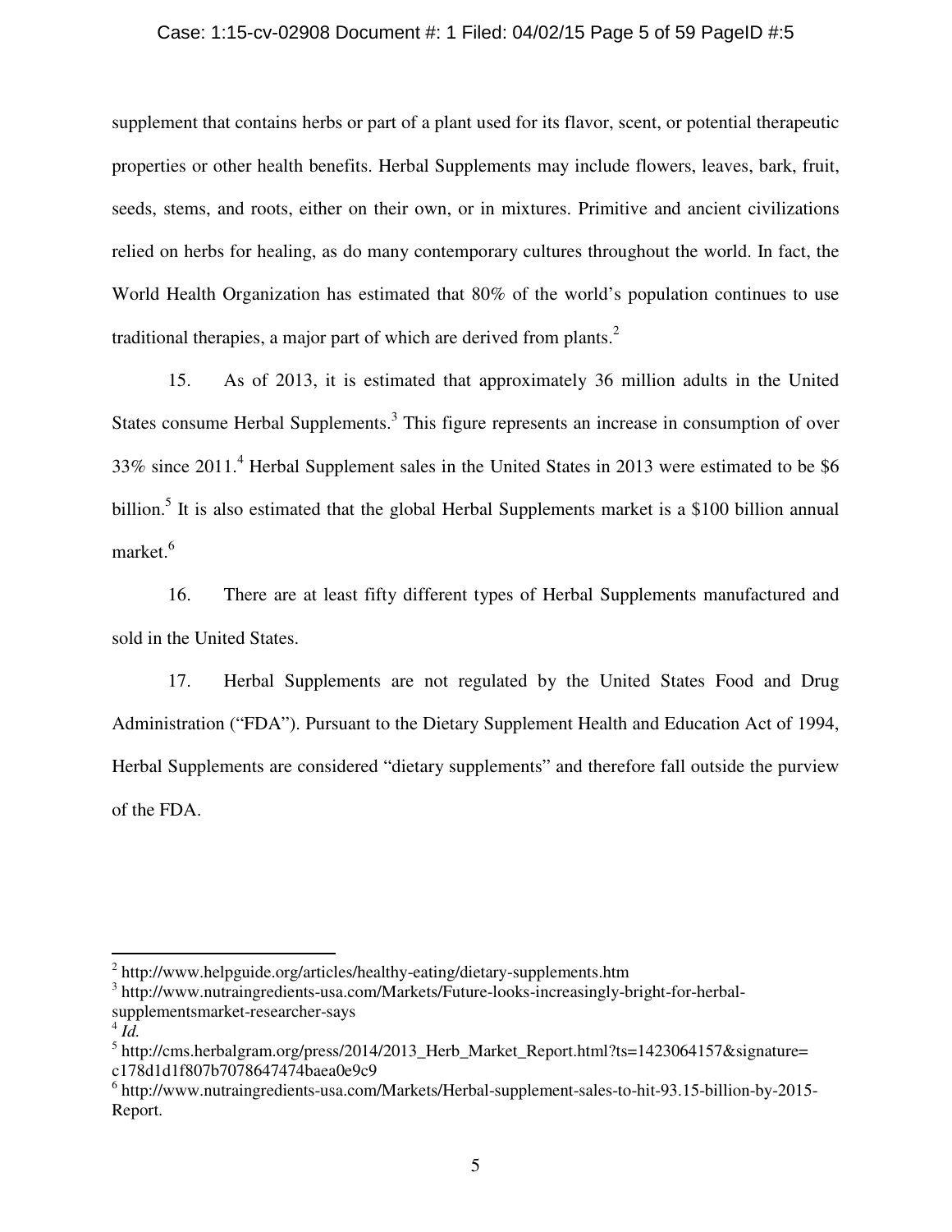supplement that contains herbs or part of a plant used for its flavor, scent, or potential therapeutic properties or other health benefits. Herbal Supplements may include flowers, leaves, bark, fruit, seeds, stems, and roots, either on their own, or in mixtures. Primitive and ancient civilizations relied on herbs for healing, as do many contemporary cultures throughout the world. In fact, the World Health Organization has estimated that 80% of the world's population continues to use traditional therapies, a major part of which are derived from plants.[2]

15. As of 2013, it is estimated that approximately 36 million adults in the United States consume Herbal Supplements.[3] This figure represents an increase in consumption of over 33% since 2011.[4] Herbal Supplement sales in the United States in 2013 were estimated to be $6 billion.[5] It is also estimated that the global Herbal Supplements market is a $100 billion annual market.[6]

16. There are at least fifty different types of Herbal Supplements manufactured and sold in the United States.

17. Herbal Supplements are not regulated by the United States Food and Drug Administration ("FDA"). Pursuant to the Dietary Supplement Health and Education Act of 1994, Herbal Supplements are considered "dietary supplements" and therefore fall outside the purview of the FDA.

---

[2] http://www.helpguide.org/articles/healthy-eating/dietary-supplements.htm

[3] http://www.nutraingredients-usa.com/Markets/Future-looks-increasingly-bright-for-herbal-supplementsmarket-researcher-says

[4] *Id.*

[5] http://cms.herbalgram.org/press/2014/2013_Herb_Market_Report.html?ts=1423064157&signature=c178d1d1f807b7078647474baea0e9c9

[6] http://www.nutraingredients-usa.com/Markets/Herbal-supplement-sales-to-hit-93.15-billion-by-2015-Report.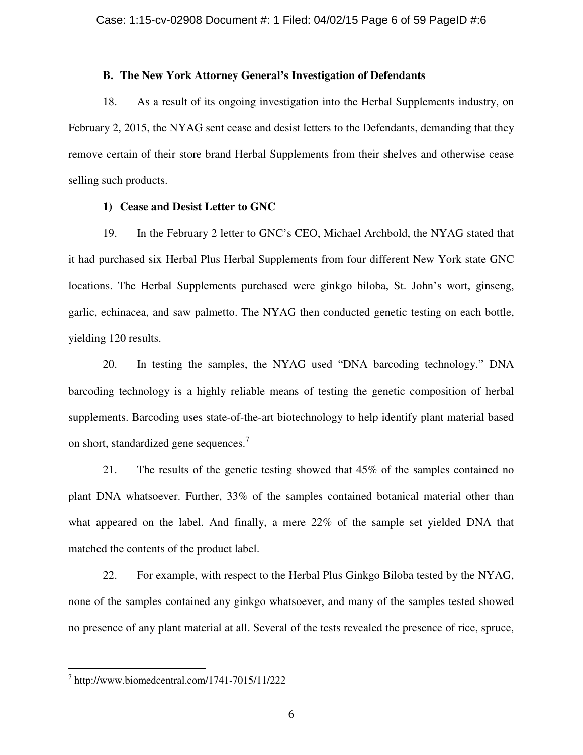**B. The New York Attorney General's Investigation of Defendants**

18. As a result of its ongoing investigation into the Herbal Supplements industry, on February 2, 2015, the NYAG sent cease and desist letters to the Defendants, demanding that they remove certain of their store brand Herbal Supplements from their shelves and otherwise cease selling such products.

**1) Cease and Desist Letter to GNC**

19. In the February 2 letter to GNC's CEO, Michael Archbold, the NYAG stated that it had purchased six Herbal Plus Herbal Supplements from four different New York state GNC locations. The Herbal Supplements purchased were ginkgo biloba, St. John's wort, ginseng, garlic, echinacea, and saw palmetto. The NYAG then conducted genetic testing on each bottle, yielding 120 results.

20. In testing the samples, the NYAG used "DNA barcoding technology." DNA barcoding technology is a highly reliable means of testing the genetic composition of herbal supplements. Barcoding uses state-of-the-art biotechnology to help identify plant material based on short, standardized gene sequences.[7]

21. The results of the genetic testing showed that 45% of the samples contained no plant DNA whatsoever. Further, 33% of the samples contained botanical material other than what appeared on the label. And finally, a mere 22% of the sample set yielded DNA that matched the contents of the product label.

22. For example, with respect to the Herbal Plus Ginkgo Biloba tested by the NYAG, none of the samples contained any ginkgo whatsoever, and many of the samples tested showed no presence of any plant material at all. Several of the tests revealed the presence of rice, spruce,

---

[7] http://www.biomedcentral.com/1741-7015/11/222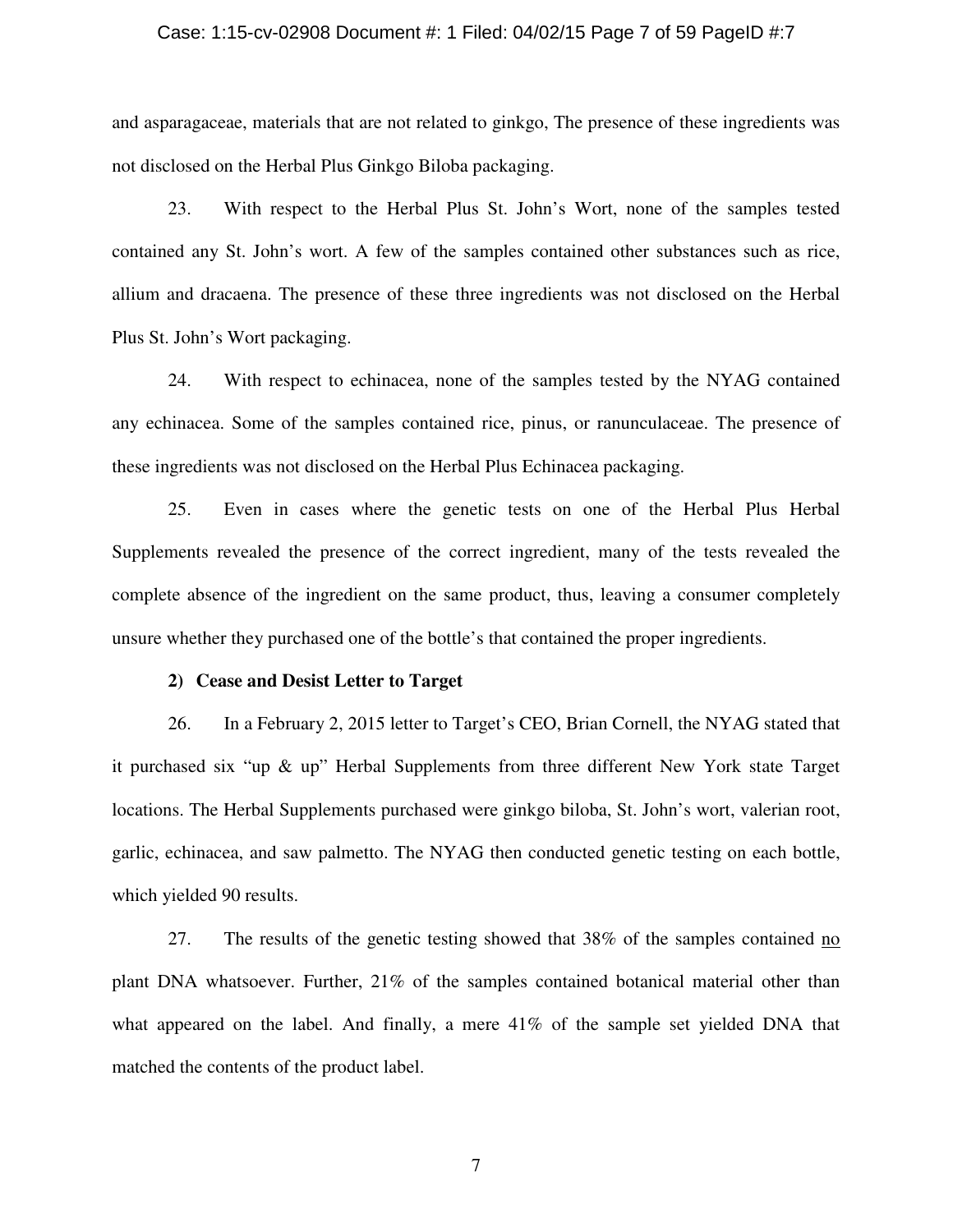and asparagaceae, materials that are not related to ginkgo, The presence of these ingredients was not disclosed on the Herbal Plus Ginkgo Biloba packaging.

23. With respect to the Herbal Plus St. John's Wort, none of the samples tested contained any St. John's wort. A few of the samples contained other substances such as rice, allium and dracaena. The presence of these three ingredients was not disclosed on the Herbal Plus St. John's Wort packaging.

24. With respect to echinacea, none of the samples tested by the NYAG contained any echinacea. Some of the samples contained rice, pinus, or ranunculaceae. The presence of these ingredients was not disclosed on the Herbal Plus Echinacea packaging.

25. Even in cases where the genetic tests on one of the Herbal Plus Herbal Supplements revealed the presence of the correct ingredient, many of the tests revealed the complete absence of the ingredient on the same product, thus, leaving a consumer completely unsure whether they purchased one of the bottle's that contained the proper ingredients.

**2) Cease and Desist Letter to Target**

26. In a February 2, 2015 letter to Target's CEO, Brian Cornell, the NYAG stated that it purchased six "up & up" Herbal Supplements from three different New York state Target locations. The Herbal Supplements purchased were ginkgo biloba, St. John's wort, valerian root, garlic, echinacea, and saw palmetto. The NYAG then conducted genetic testing on each bottle, which yielded 90 results.

27. The results of the genetic testing showed that 38% of the samples contained <u>no</u> plant DNA whatsoever. Further, 21% of the samples contained botanical material other than what appeared on the label. And finally, a mere 41% of the sample set yielded DNA that matched the contents of the product label.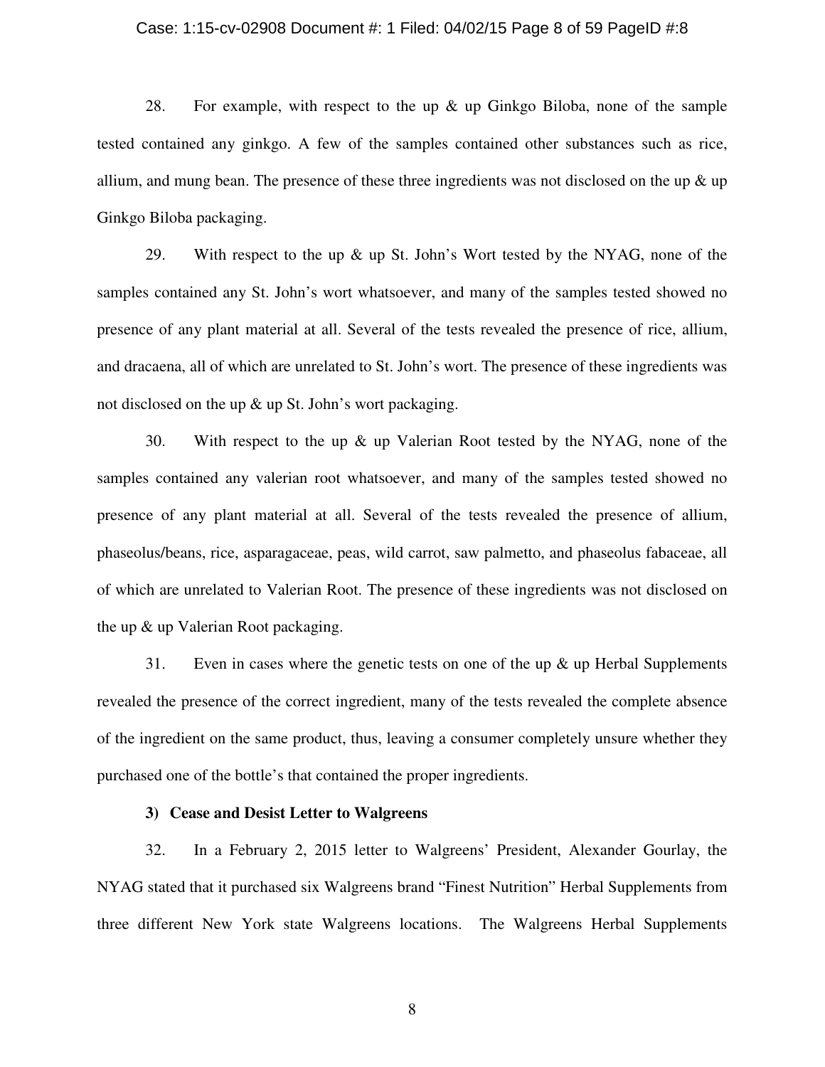28. For example, with respect to the up & up Ginkgo Biloba, none of the sample tested contained any ginkgo. A few of the samples contained other substances such as rice, allium, and mung bean. The presence of these three ingredients was not disclosed on the up & up Ginkgo Biloba packaging.

29. With respect to the up & up St. John's Wort tested by the NYAG, none of the samples contained any St. John's wort whatsoever, and many of the samples tested showed no presence of any plant material at all. Several of the tests revealed the presence of rice, allium, and dracaena, all of which are unrelated to St. John's wort. The presence of these ingredients was not disclosed on the up & up St. John's wort packaging.

30. With respect to the up & up Valerian Root tested by the NYAG, none of the samples contained any valerian root whatsoever, and many of the samples tested showed no presence of any plant material at all. Several of the tests revealed the presence of allium, phaseolus/beans, rice, asparagaceae, peas, wild carrot, saw palmetto, and phaseolus fabaceae, all of which are unrelated to Valerian Root. The presence of these ingredients was not disclosed on the up & up Valerian Root packaging.

31. Even in cases where the genetic tests on one of the up & up Herbal Supplements revealed the presence of the correct ingredient, many of the tests revealed the complete absence of the ingredient on the same product, thus, leaving a consumer completely unsure whether they purchased one of the bottle's that contained the proper ingredients.

**3) Cease and Desist Letter to Walgreens**

32. In a February 2, 2015 letter to Walgreens' President, Alexander Gourlay, the NYAG stated that it purchased six Walgreens brand "Finest Nutrition" Herbal Supplements from three different New York state Walgreens locations. The Walgreens Herbal Supplements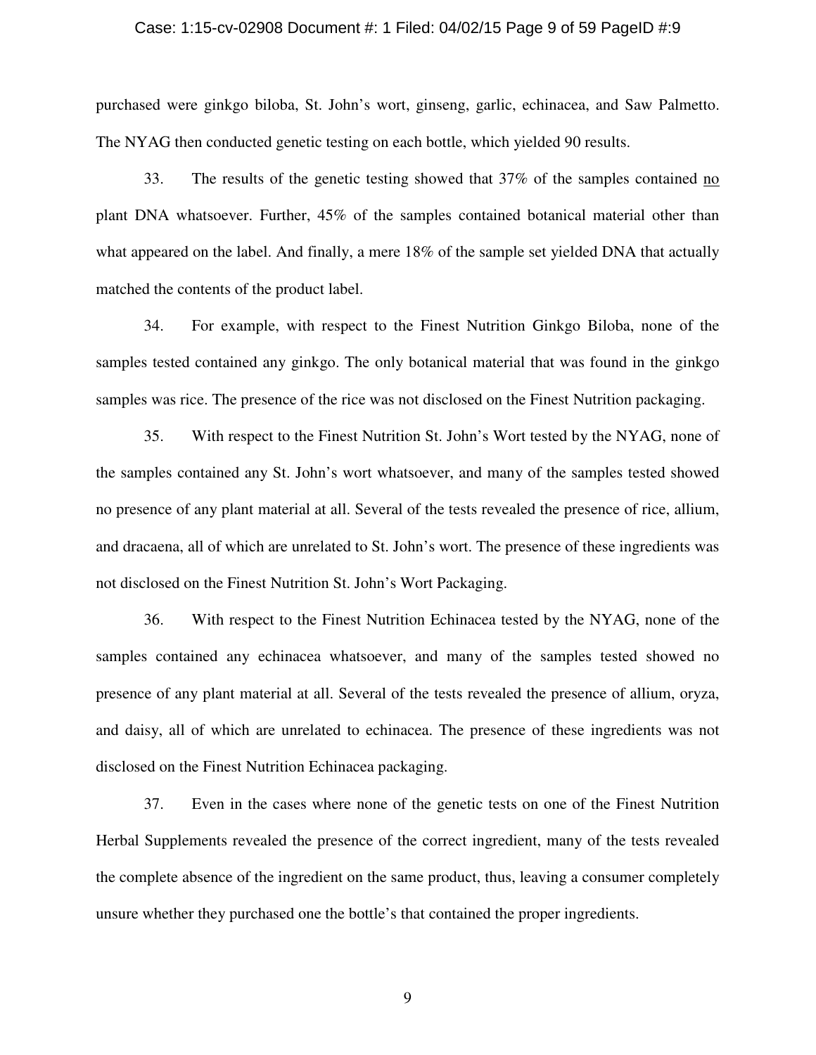purchased were ginkgo biloba, St. John's wort, ginseng, garlic, echinacea, and Saw Palmetto. The NYAG then conducted genetic testing on each bottle, which yielded 90 results.

33. The results of the genetic testing showed that 37% of the samples contained no plant DNA whatsoever. Further, 45% of the samples contained botanical material other than what appeared on the label. And finally, a mere 18% of the sample set yielded DNA that actually matched the contents of the product label.

34. For example, with respect to the Finest Nutrition Ginkgo Biloba, none of the samples tested contained any ginkgo. The only botanical material that was found in the ginkgo samples was rice. The presence of the rice was not disclosed on the Finest Nutrition packaging.

35. With respect to the Finest Nutrition St. John's Wort tested by the NYAG, none of the samples contained any St. John's wort whatsoever, and many of the samples tested showed no presence of any plant material at all. Several of the tests revealed the presence of rice, allium, and dracaena, all of which are unrelated to St. John's wort. The presence of these ingredients was not disclosed on the Finest Nutrition St. John's Wort Packaging.

36. With respect to the Finest Nutrition Echinacea tested by the NYAG, none of the samples contained any echinacea whatsoever, and many of the samples tested showed no presence of any plant material at all. Several of the tests revealed the presence of allium, oryza, and daisy, all of which are unrelated to echinacea. The presence of these ingredients was not disclosed on the Finest Nutrition Echinacea packaging.

37. Even in the cases where none of the genetic tests on one of the Finest Nutrition Herbal Supplements revealed the presence of the correct ingredient, many of the tests revealed the complete absence of the ingredient on the same product, thus, leaving a consumer completely unsure whether they purchased one the bottle's that contained the proper ingredients.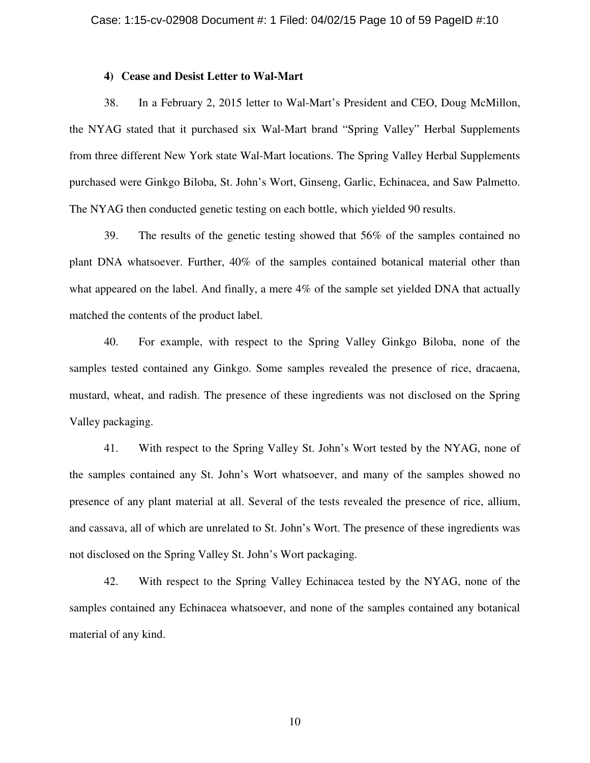#### 4) Cease and Desist Letter to Wal-Mart

38. In a February 2, 2015 letter to Wal-Mart's President and CEO, Doug McMillon, the NYAG stated that it purchased six Wal-Mart brand "Spring Valley" Herbal Supplements from three different New York state Wal-Mart locations. The Spring Valley Herbal Supplements purchased were Ginkgo Biloba, St. John's Wort, Ginseng, Garlic, Echinacea, and Saw Palmetto. The NYAG then conducted genetic testing on each bottle, which yielded 90 results.

39. The results of the genetic testing showed that 56% of the samples contained no plant DNA whatsoever. Further, 40% of the samples contained botanical material other than what appeared on the label. And finally, a mere 4% of the sample set yielded DNA that actually matched the contents of the product label.

40. For example, with respect to the Spring Valley Ginkgo Biloba, none of the samples tested contained any Ginkgo. Some samples revealed the presence of rice, dracaena, mustard, wheat, and radish. The presence of these ingredients was not disclosed on the Spring Valley packaging.

41. With respect to the Spring Valley St. John's Wort tested by the NYAG, none of the samples contained any St. John's Wort whatsoever, and many of the samples showed no presence of any plant material at all. Several of the tests revealed the presence of rice, allium, and cassava, all of which are unrelated to St. John's Wort. The presence of these ingredients was not disclosed on the Spring Valley St. John's Wort packaging.

42. With respect to the Spring Valley Echinacea tested by the NYAG, none of the samples contained any Echinacea whatsoever, and none of the samples contained any botanical material of any kind.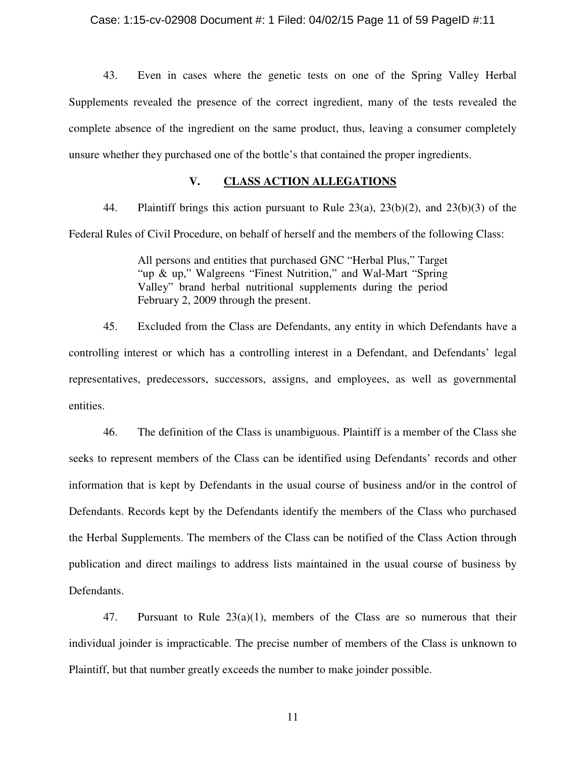43. Even in cases where the genetic tests on one of the Spring Valley Herbal Supplements revealed the presence of the correct ingredient, many of the tests revealed the complete absence of the ingredient on the same product, thus, leaving a consumer completely unsure whether they purchased one of the bottle's that contained the proper ingredients.

## V. CLASS ACTION ALLEGATIONS

44. Plaintiff brings this action pursuant to Rule 23(a), 23(b)(2), and 23(b)(3) of the Federal Rules of Civil Procedure, on behalf of herself and the members of the following Class:

> All persons and entities that purchased GNC "Herbal Plus," Target "up & up," Walgreens "Finest Nutrition," and Wal-Mart "Spring Valley" brand herbal nutritional supplements during the period February 2, 2009 through the present.

45. Excluded from the Class are Defendants, any entity in which Defendants have a controlling interest or which has a controlling interest in a Defendant, and Defendants' legal representatives, predecessors, successors, assigns, and employees, as well as governmental entities.

46. The definition of the Class is unambiguous. Plaintiff is a member of the Class she seeks to represent members of the Class can be identified using Defendants' records and other information that is kept by Defendants in the usual course of business and/or in the control of Defendants. Records kept by the Defendants identify the members of the Class who purchased the Herbal Supplements. The members of the Class can be notified of the Class Action through publication and direct mailings to address lists maintained in the usual course of business by Defendants.

47. Pursuant to Rule 23(a)(1), members of the Class are so numerous that their individual joinder is impracticable. The precise number of members of the Class is unknown to Plaintiff, but that number greatly exceeds the number to make joinder possible.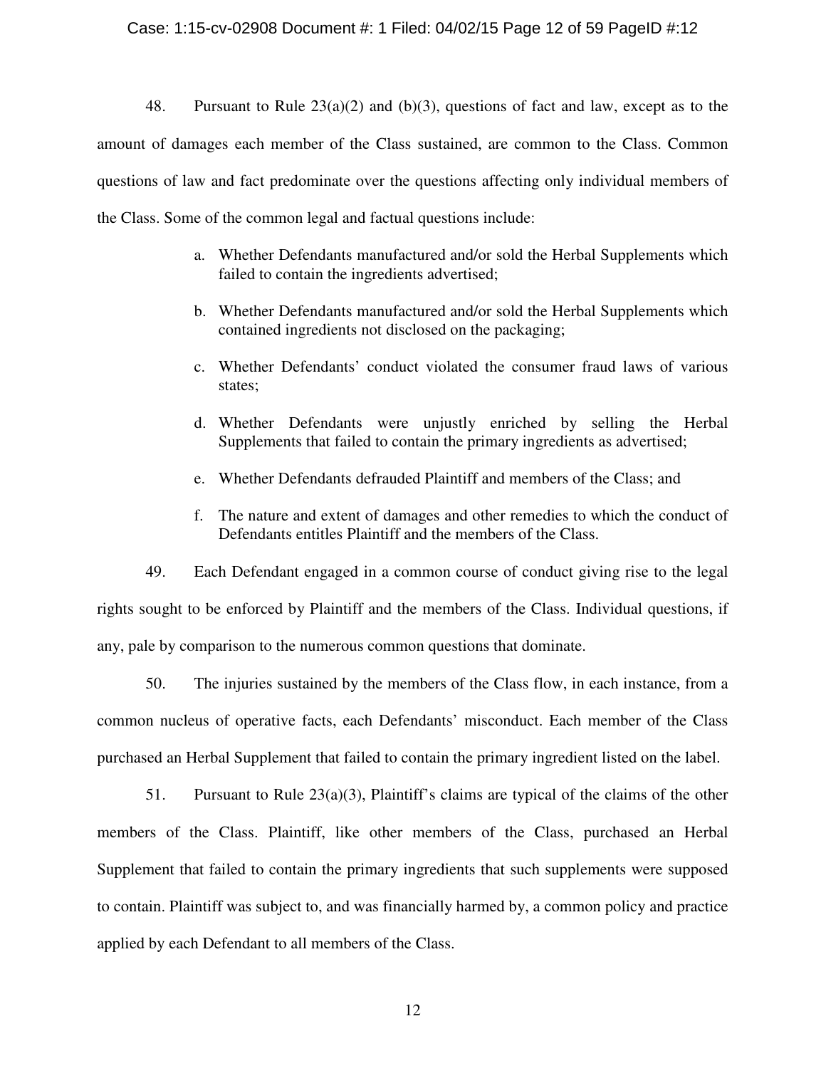48. Pursuant to Rule 23(a)(2) and (b)(3), questions of fact and law, except as to the amount of damages each member of the Class sustained, are common to the Class. Common questions of law and fact predominate over the questions affecting only individual members of the Class. Some of the common legal and factual questions include:

a. Whether Defendants manufactured and/or sold the Herbal Supplements which failed to contain the ingredients advertised;

b. Whether Defendants manufactured and/or sold the Herbal Supplements which contained ingredients not disclosed on the packaging;

c. Whether Defendants' conduct violated the consumer fraud laws of various states;

d. Whether Defendants were unjustly enriched by selling the Herbal Supplements that failed to contain the primary ingredients as advertised;

e. Whether Defendants defrauded Plaintiff and members of the Class; and

f. The nature and extent of damages and other remedies to which the conduct of Defendants entitles Plaintiff and the members of the Class.

49. Each Defendant engaged in a common course of conduct giving rise to the legal rights sought to be enforced by Plaintiff and the members of the Class. Individual questions, if any, pale by comparison to the numerous common questions that dominate.

50. The injuries sustained by the members of the Class flow, in each instance, from a common nucleus of operative facts, each Defendants' misconduct. Each member of the Class purchased an Herbal Supplement that failed to contain the primary ingredient listed on the label.

51. Pursuant to Rule 23(a)(3), Plaintiff's claims are typical of the claims of the other members of the Class. Plaintiff, like other members of the Class, purchased an Herbal Supplement that failed to contain the primary ingredients that such supplements were supposed to contain. Plaintiff was subject to, and was financially harmed by, a common policy and practice applied by each Defendant to all members of the Class.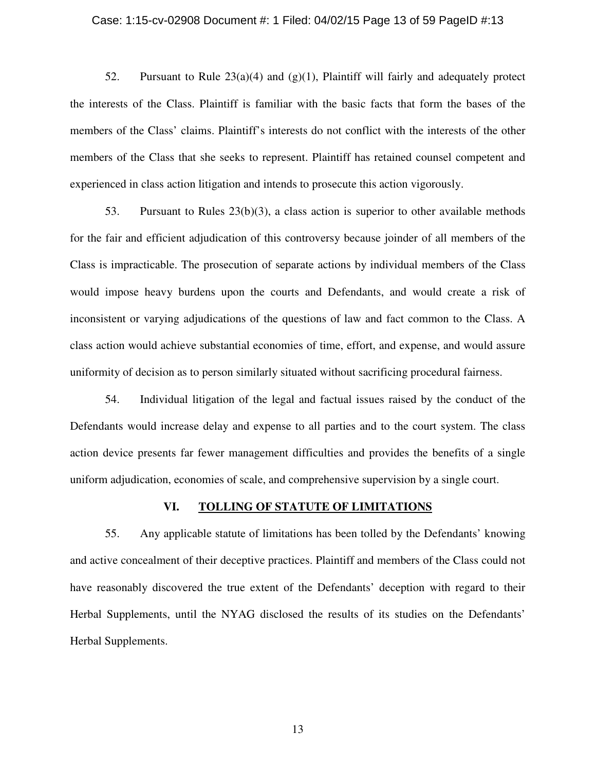52. Pursuant to Rule 23(a)(4) and (g)(1), Plaintiff will fairly and adequately protect the interests of the Class. Plaintiff is familiar with the basic facts that form the bases of the members of the Class' claims. Plaintiff's interests do not conflict with the interests of the other members of the Class that she seeks to represent. Plaintiff has retained counsel competent and experienced in class action litigation and intends to prosecute this action vigorously.

53. Pursuant to Rules 23(b)(3), a class action is superior to other available methods for the fair and efficient adjudication of this controversy because joinder of all members of the Class is impracticable. The prosecution of separate actions by individual members of the Class would impose heavy burdens upon the courts and Defendants, and would create a risk of inconsistent or varying adjudications of the questions of law and fact common to the Class. A class action would achieve substantial economies of time, effort, and expense, and would assure uniformity of decision as to person similarly situated without sacrificing procedural fairness.

54. Individual litigation of the legal and factual issues raised by the conduct of the Defendants would increase delay and expense to all parties and to the court system. The class action device presents far fewer management difficulties and provides the benefits of a single uniform adjudication, economies of scale, and comprehensive supervision by a single court.

## VI. TOLLING OF STATUTE OF LIMITATIONS

55. Any applicable statute of limitations has been tolled by the Defendants' knowing and active concealment of their deceptive practices. Plaintiff and members of the Class could not have reasonably discovered the true extent of the Defendants' deception with regard to their Herbal Supplements, until the NYAG disclosed the results of its studies on the Defendants' Herbal Supplements.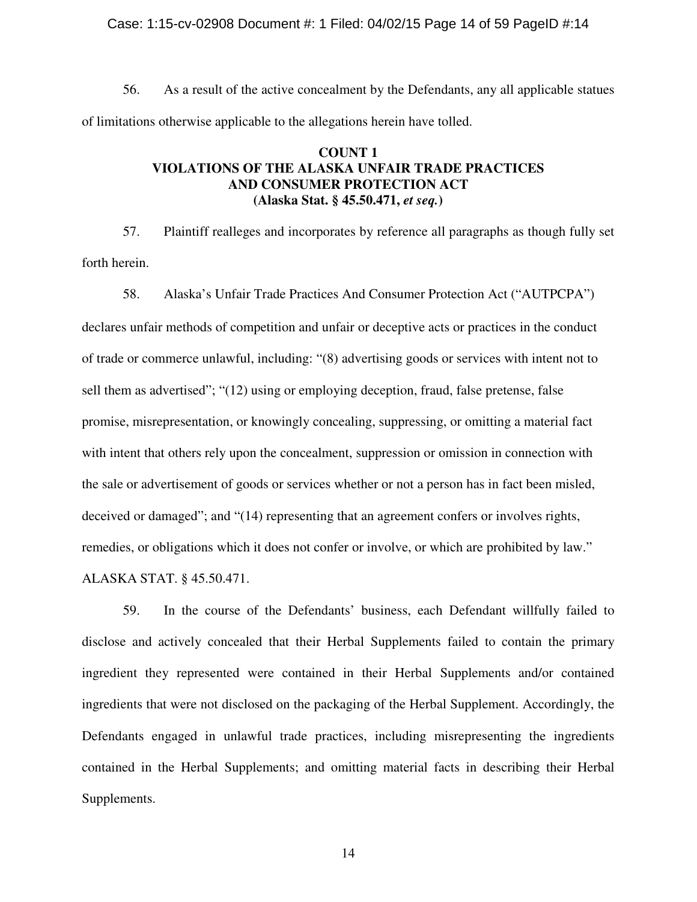56. As a result of the active concealment by the Defendants, any all applicable statues of limitations otherwise applicable to the allegations herein have tolled.

**COUNT 1**
**VIOLATIONS OF THE ALASKA UNFAIR TRADE PRACTICES AND CONSUMER PROTECTION ACT**
**(Alaska Stat. § 45.50.471, *et seq.*)**

57. Plaintiff realleges and incorporates by reference all paragraphs as though fully set forth herein.

58. Alaska's Unfair Trade Practices And Consumer Protection Act ("AUTPCPA") declares unfair methods of competition and unfair or deceptive acts or practices in the conduct of trade or commerce unlawful, including: "(8) advertising goods or services with intent not to sell them as advertised"; "(12) using or employing deception, fraud, false pretense, false promise, misrepresentation, or knowingly concealing, suppressing, or omitting a material fact with intent that others rely upon the concealment, suppression or omission in connection with the sale or advertisement of goods or services whether or not a person has in fact been misled, deceived or damaged"; and "(14) representing that an agreement confers or involves rights, remedies, or obligations which it does not confer or involve, or which are prohibited by law." ALASKA STAT. § 45.50.471.

59. In the course of the Defendants' business, each Defendant willfully failed to disclose and actively concealed that their Herbal Supplements failed to contain the primary ingredient they represented were contained in their Herbal Supplements and/or contained ingredients that were not disclosed on the packaging of the Herbal Supplement. Accordingly, the Defendants engaged in unlawful trade practices, including misrepresenting the ingredients contained in the Herbal Supplements; and omitting material facts in describing their Herbal Supplements.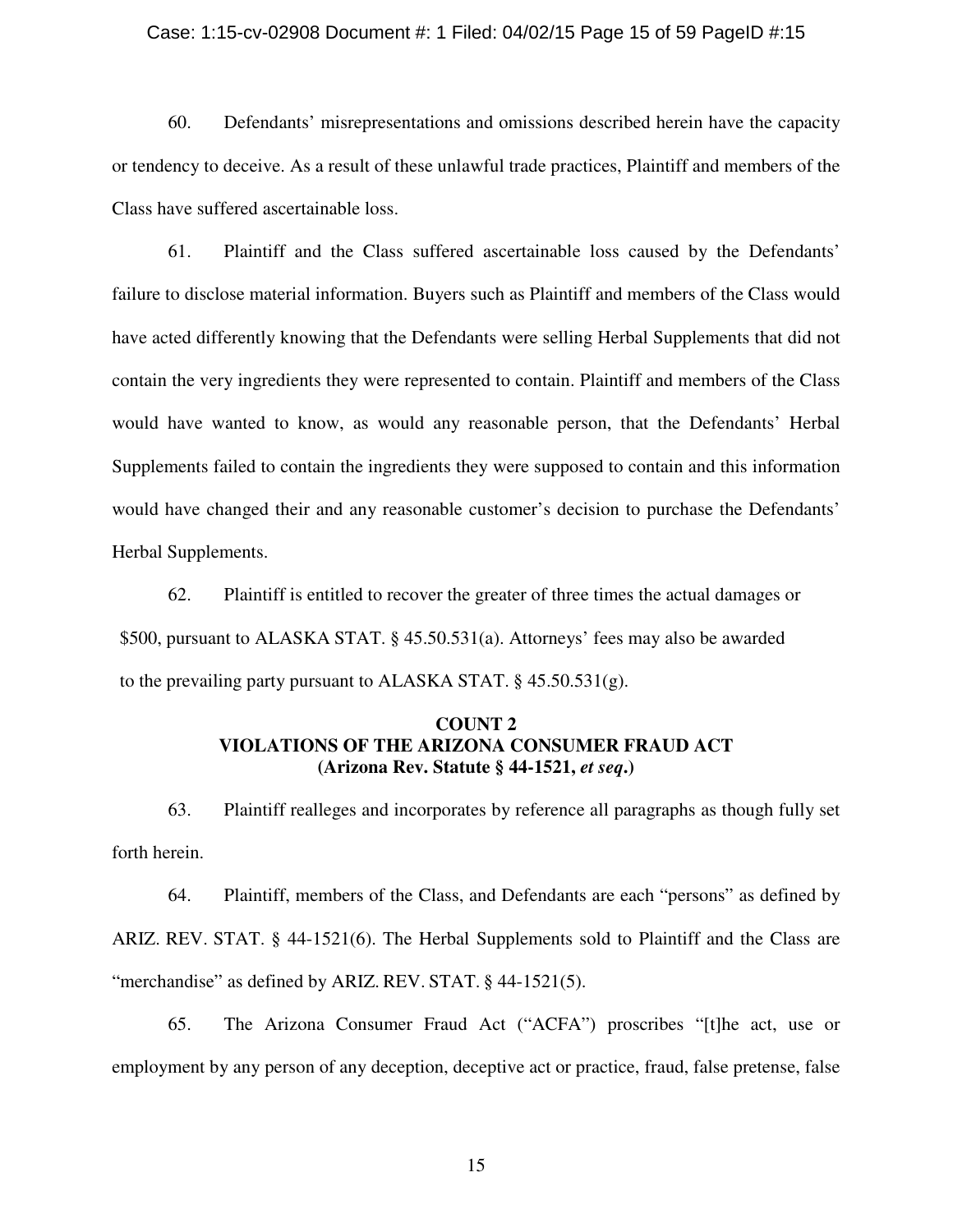60. Defendants' misrepresentations and omissions described herein have the capacity or tendency to deceive. As a result of these unlawful trade practices, Plaintiff and members of the Class have suffered ascertainable loss.

61. Plaintiff and the Class suffered ascertainable loss caused by the Defendants' failure to disclose material information. Buyers such as Plaintiff and members of the Class would have acted differently knowing that the Defendants were selling Herbal Supplements that did not contain the very ingredients they were represented to contain. Plaintiff and members of the Class would have wanted to know, as would any reasonable person, that the Defendants' Herbal Supplements failed to contain the ingredients they were supposed to contain and this information would have changed their and any reasonable customer's decision to purchase the Defendants' Herbal Supplements.

62. Plaintiff is entitled to recover the greater of three times the actual damages or $500, pursuant to ALASKA STAT. § 45.50.531(a). Attorneys' fees may also be awarded to the prevailing party pursuant to ALASKA STAT. § 45.50.531(g).

**COUNT 2**
**VIOLATIONS OF THE ARIZONA CONSUMER FRAUD ACT**
**(Arizona Rev. Statute § 44-1521, *et seq*.)**

63. Plaintiff realleges and incorporates by reference all paragraphs as though fully set forth herein.

64. Plaintiff, members of the Class, and Defendants are each "persons" as defined by ARIZ. REV. STAT. § 44-1521(6). The Herbal Supplements sold to Plaintiff and the Class are "merchandise" as defined by ARIZ. REV. STAT. § 44-1521(5).

65. The Arizona Consumer Fraud Act ("ACFA") proscribes "[t]he act, use or employment by any person of any deception, deceptive act or practice, fraud, false pretense, false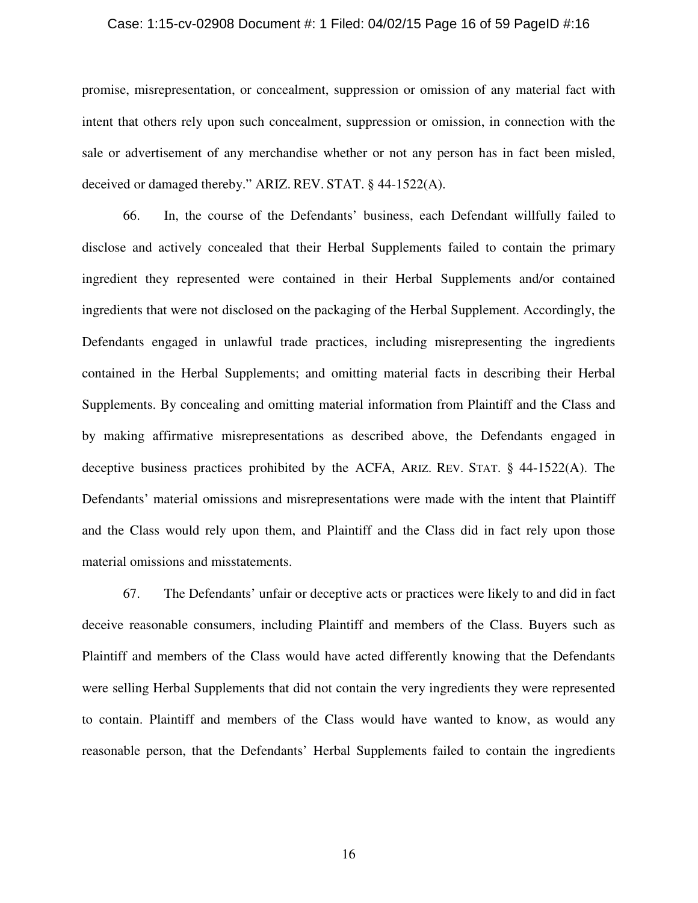promise, misrepresentation, or concealment, suppression or omission of any material fact with intent that others rely upon such concealment, suppression or omission, in connection with the sale or advertisement of any merchandise whether or not any person has in fact been misled, deceived or damaged thereby." ARIZ. REV. STAT. § 44-1522(A).

66. In, the course of the Defendants' business, each Defendant willfully failed to disclose and actively concealed that their Herbal Supplements failed to contain the primary ingredient they represented were contained in their Herbal Supplements and/or contained ingredients that were not disclosed on the packaging of the Herbal Supplement. Accordingly, the Defendants engaged in unlawful trade practices, including misrepresenting the ingredients contained in the Herbal Supplements; and omitting material facts in describing their Herbal Supplements. By concealing and omitting material information from Plaintiff and the Class and by making affirmative misrepresentations as described above, the Defendants engaged in deceptive business practices prohibited by the ACFA, ARIZ. REV. STAT. § 44-1522(A). The Defendants' material omissions and misrepresentations were made with the intent that Plaintiff and the Class would rely upon them, and Plaintiff and the Class did in fact rely upon those material omissions and misstatements.

67. The Defendants' unfair or deceptive acts or practices were likely to and did in fact deceive reasonable consumers, including Plaintiff and members of the Class. Buyers such as Plaintiff and members of the Class would have acted differently knowing that the Defendants were selling Herbal Supplements that did not contain the very ingredients they were represented to contain. Plaintiff and members of the Class would have wanted to know, as would any reasonable person, that the Defendants' Herbal Supplements failed to contain the ingredients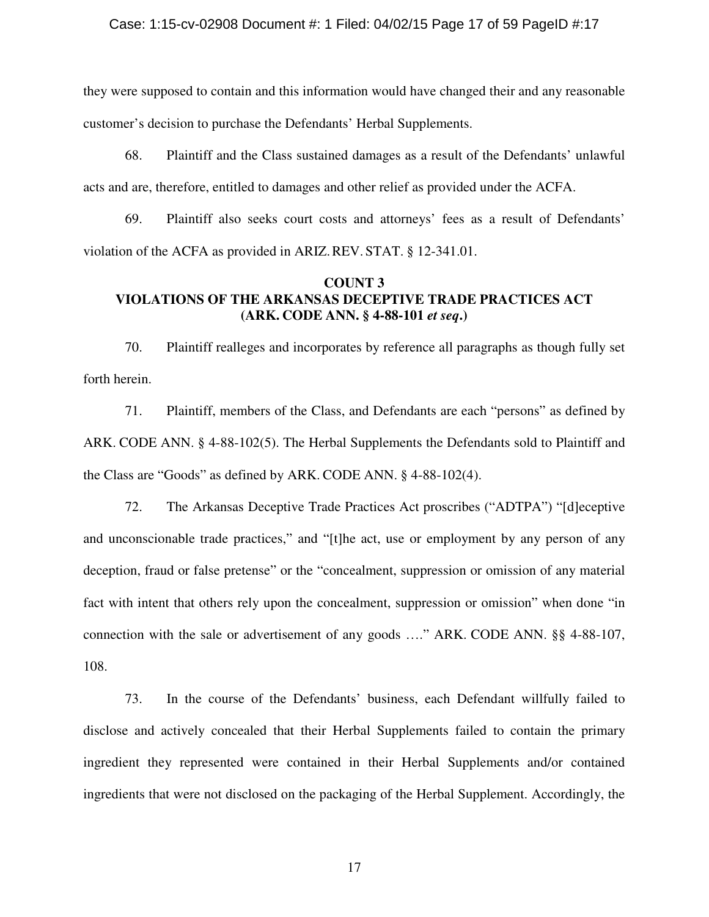they were supposed to contain and this information would have changed their and any reasonable customer's decision to purchase the Defendants' Herbal Supplements.

68. Plaintiff and the Class sustained damages as a result of the Defendants' unlawful acts and are, therefore, entitled to damages and other relief as provided under the ACFA.

69. Plaintiff also seeks court costs and attorneys' fees as a result of Defendants' violation of the ACFA as provided in ARIZ. REV. STAT. § 12-341.01.

**COUNT 3**
**VIOLATIONS OF THE ARKANSAS DECEPTIVE TRADE PRACTICES ACT (ARK. CODE ANN. § 4-88-101 *et seq*.)**

70. Plaintiff realleges and incorporates by reference all paragraphs as though fully set forth herein.

71. Plaintiff, members of the Class, and Defendants are each "persons" as defined by ARK. CODE ANN. § 4-88-102(5). The Herbal Supplements the Defendants sold to Plaintiff and the Class are "Goods" as defined by ARK. CODE ANN. § 4-88-102(4).

72. The Arkansas Deceptive Trade Practices Act proscribes ("ADTPA") "[d]eceptive and unconscionable trade practices," and "[t]he act, use or employment by any person of any deception, fraud or false pretense" or the "concealment, suppression or omission of any material fact with intent that others rely upon the concealment, suppression or omission" when done "in connection with the sale or advertisement of any goods …." ARK. CODE ANN. §§ 4-88-107, 108.

73. In the course of the Defendants' business, each Defendant willfully failed to disclose and actively concealed that their Herbal Supplements failed to contain the primary ingredient they represented were contained in their Herbal Supplements and/or contained ingredients that were not disclosed on the packaging of the Herbal Supplement. Accordingly, the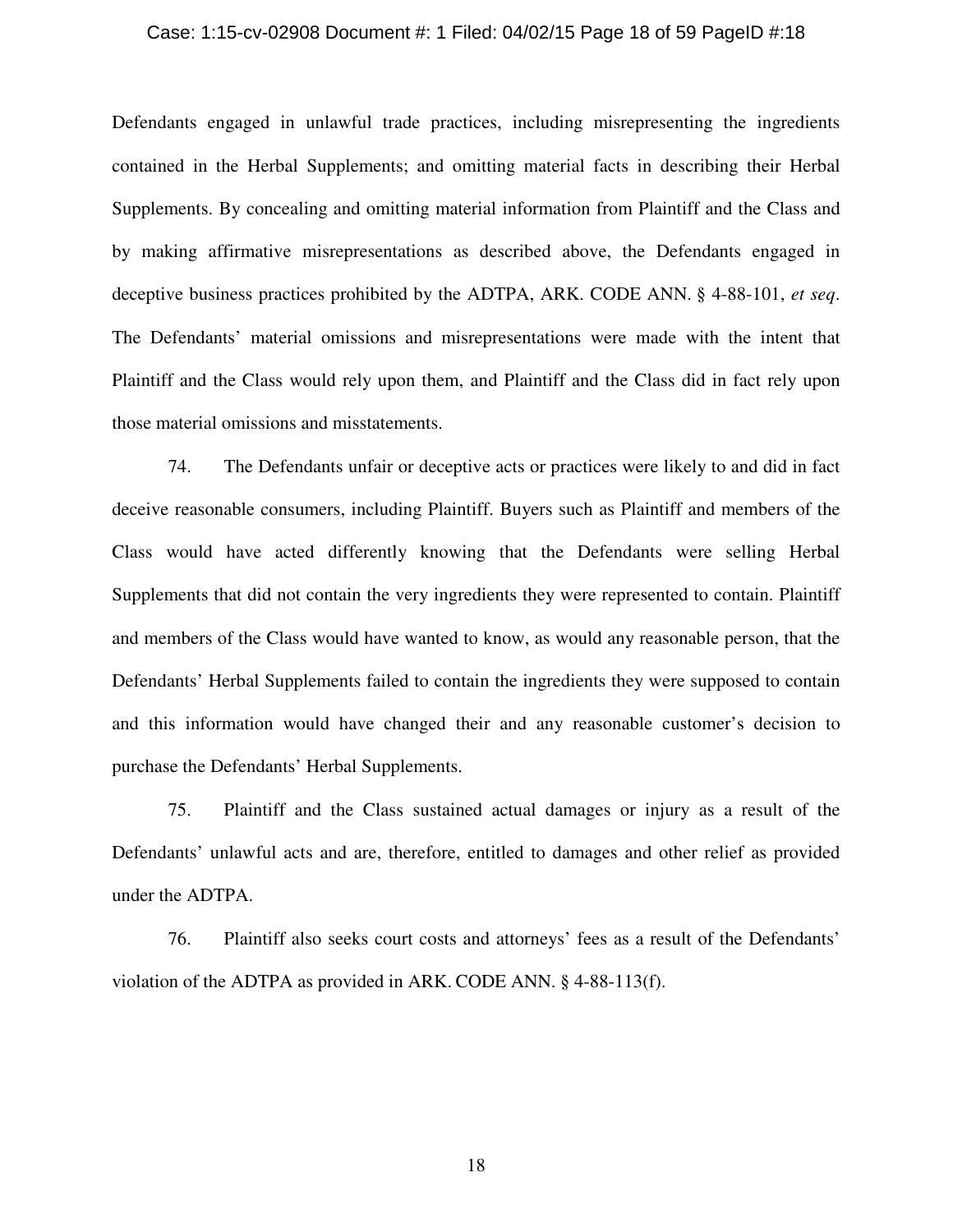Defendants engaged in unlawful trade practices, including misrepresenting the ingredients contained in the Herbal Supplements; and omitting material facts in describing their Herbal Supplements. By concealing and omitting material information from Plaintiff and the Class and by making affirmative misrepresentations as described above, the Defendants engaged in deceptive business practices prohibited by the ADTPA, ARK. CODE ANN. § 4-88-101, *et seq*. The Defendants' material omissions and misrepresentations were made with the intent that Plaintiff and the Class would rely upon them, and Plaintiff and the Class did in fact rely upon those material omissions and misstatements.

74. The Defendants unfair or deceptive acts or practices were likely to and did in fact deceive reasonable consumers, including Plaintiff. Buyers such as Plaintiff and members of the Class would have acted differently knowing that the Defendants were selling Herbal Supplements that did not contain the very ingredients they were represented to contain. Plaintiff and members of the Class would have wanted to know, as would any reasonable person, that the Defendants' Herbal Supplements failed to contain the ingredients they were supposed to contain and this information would have changed their and any reasonable customer's decision to purchase the Defendants' Herbal Supplements.

75. Plaintiff and the Class sustained actual damages or injury as a result of the Defendants' unlawful acts and are, therefore, entitled to damages and other relief as provided under the ADTPA.

76. Plaintiff also seeks court costs and attorneys' fees as a result of the Defendants' violation of the ADTPA as provided in ARK. CODE ANN. § 4-88-113(f).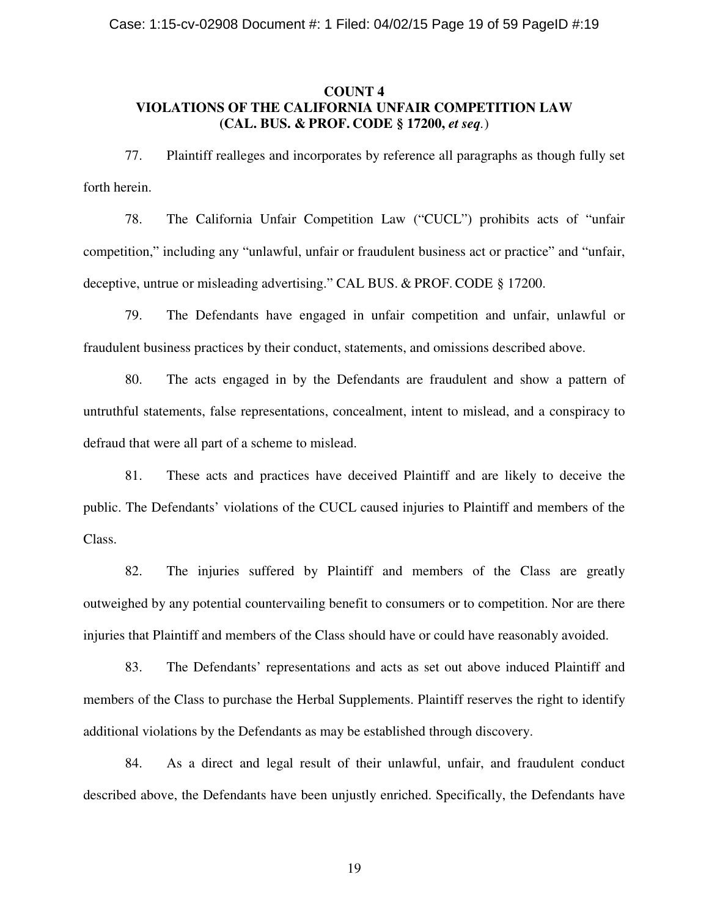**COUNT 4**
**VIOLATIONS OF THE CALIFORNIA UNFAIR COMPETITION LAW (CAL. BUS. & PROF. CODE § 17200, *et seq.*)**

77. Plaintiff realleges and incorporates by reference all paragraphs as though fully set forth herein.

78. The California Unfair Competition Law ("CUCL") prohibits acts of "unfair competition," including any "unlawful, unfair or fraudulent business act or practice" and "unfair, deceptive, untrue or misleading advertising." CAL BUS. & PROF. CODE § 17200.

79. The Defendants have engaged in unfair competition and unfair, unlawful or fraudulent business practices by their conduct, statements, and omissions described above.

80. The acts engaged in by the Defendants are fraudulent and show a pattern of untruthful statements, false representations, concealment, intent to mislead, and a conspiracy to defraud that were all part of a scheme to mislead.

81. These acts and practices have deceived Plaintiff and are likely to deceive the public. The Defendants' violations of the CUCL caused injuries to Plaintiff and members of the Class.

82. The injuries suffered by Plaintiff and members of the Class are greatly outweighed by any potential countervailing benefit to consumers or to competition. Nor are there injuries that Plaintiff and members of the Class should have or could have reasonably avoided.

83. The Defendants' representations and acts as set out above induced Plaintiff and members of the Class to purchase the Herbal Supplements. Plaintiff reserves the right to identify additional violations by the Defendants as may be established through discovery.

84. As a direct and legal result of their unlawful, unfair, and fraudulent conduct described above, the Defendants have been unjustly enriched. Specifically, the Defendants have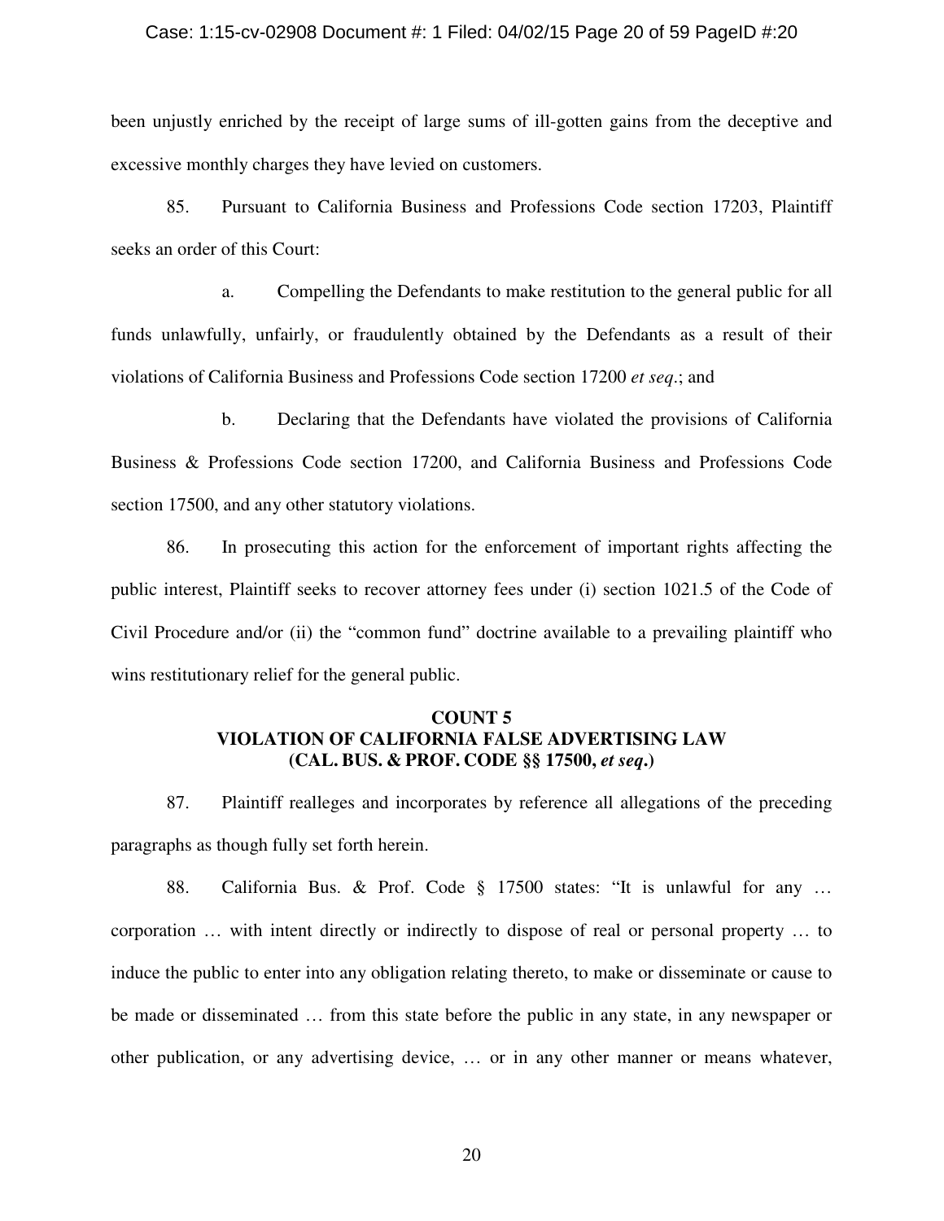been unjustly enriched by the receipt of large sums of ill-gotten gains from the deceptive and excessive monthly charges they have levied on customers.

85. Pursuant to California Business and Professions Code section 17203, Plaintiff seeks an order of this Court:

a. Compelling the Defendants to make restitution to the general public for all funds unlawfully, unfairly, or fraudulently obtained by the Defendants as a result of their violations of California Business and Professions Code section 17200 *et seq*.; and

b. Declaring that the Defendants have violated the provisions of California Business & Professions Code section 17200, and California Business and Professions Code section 17500, and any other statutory violations.

86. In prosecuting this action for the enforcement of important rights affecting the public interest, Plaintiff seeks to recover attorney fees under (i) section 1021.5 of the Code of Civil Procedure and/or (ii) the "common fund" doctrine available to a prevailing plaintiff who wins restitutionary relief for the general public.

**COUNT 5**
**VIOLATION OF CALIFORNIA FALSE ADVERTISING LAW**
**(CAL. BUS. & PROF. CODE §§ 17500, *et seq*.)**

87. Plaintiff realleges and incorporates by reference all allegations of the preceding paragraphs as though fully set forth herein.

88. California Bus. & Prof. Code § 17500 states: "It is unlawful for any … corporation … with intent directly or indirectly to dispose of real or personal property … to induce the public to enter into any obligation relating thereto, to make or disseminate or cause to be made or disseminated … from this state before the public in any state, in any newspaper or other publication, or any advertising device, … or in any other manner or means whatever,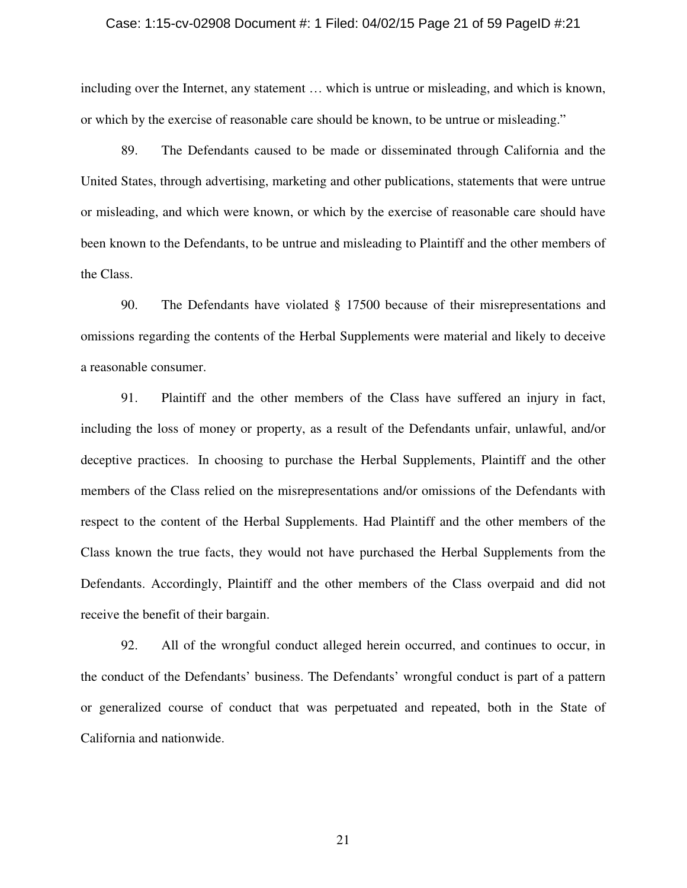including over the Internet, any statement … which is untrue or misleading, and which is known, or which by the exercise of reasonable care should be known, to be untrue or misleading."

89. The Defendants caused to be made or disseminated through California and the United States, through advertising, marketing and other publications, statements that were untrue or misleading, and which were known, or which by the exercise of reasonable care should have been known to the Defendants, to be untrue and misleading to Plaintiff and the other members of the Class.

90. The Defendants have violated § 17500 because of their misrepresentations and omissions regarding the contents of the Herbal Supplements were material and likely to deceive a reasonable consumer.

91. Plaintiff and the other members of the Class have suffered an injury in fact, including the loss of money or property, as a result of the Defendants unfair, unlawful, and/or deceptive practices. In choosing to purchase the Herbal Supplements, Plaintiff and the other members of the Class relied on the misrepresentations and/or omissions of the Defendants with respect to the content of the Herbal Supplements. Had Plaintiff and the other members of the Class known the true facts, they would not have purchased the Herbal Supplements from the Defendants. Accordingly, Plaintiff and the other members of the Class overpaid and did not receive the benefit of their bargain.

92. All of the wrongful conduct alleged herein occurred, and continues to occur, in the conduct of the Defendants' business. The Defendants' wrongful conduct is part of a pattern or generalized course of conduct that was perpetuated and repeated, both in the State of California and nationwide.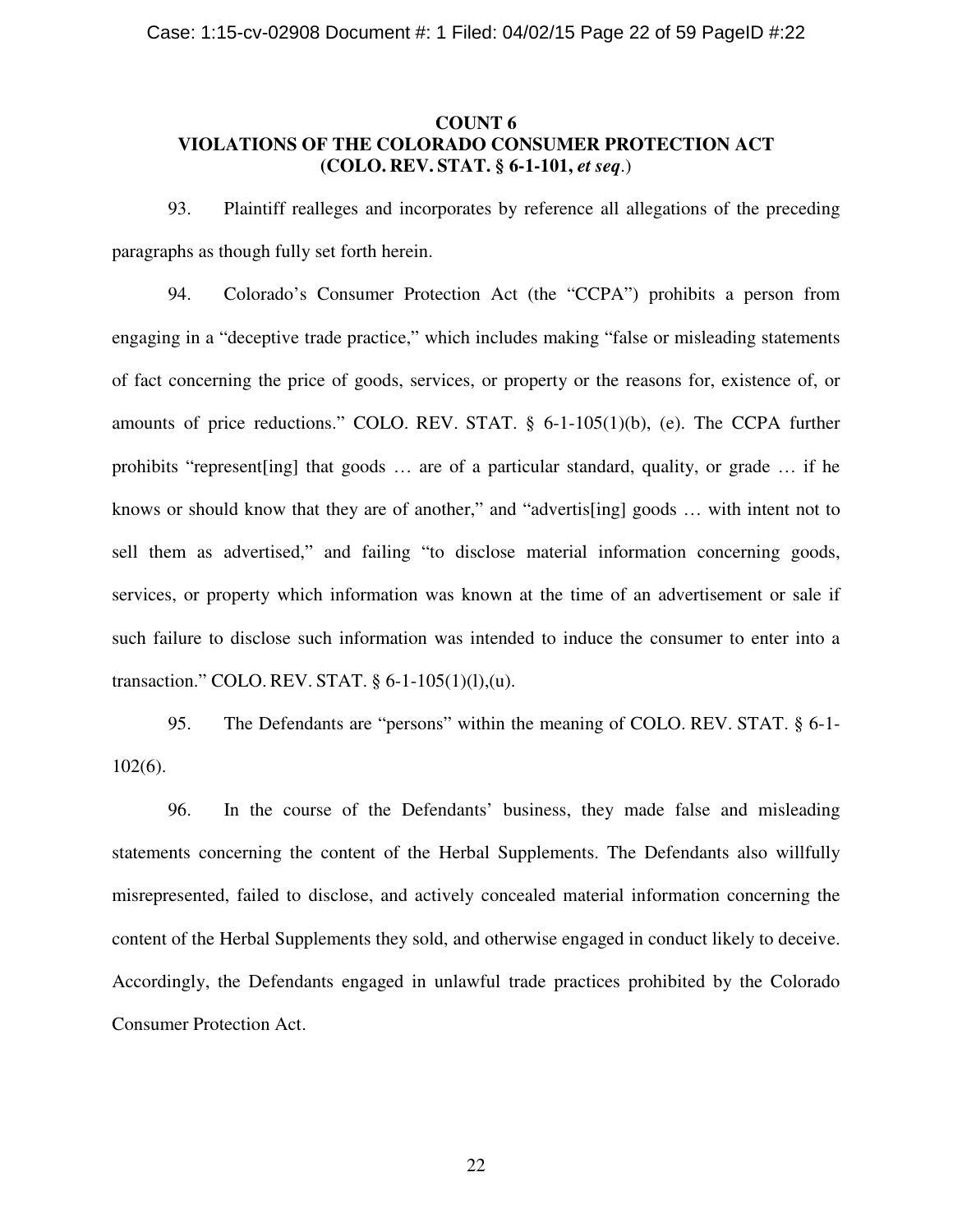## COUNT 6
## VIOLATIONS OF THE COLORADO CONSUMER PROTECTION ACT
## (COLO. REV. STAT. § 6-1-101, *et seq*.)

93. Plaintiff realleges and incorporates by reference all allegations of the preceding paragraphs as though fully set forth herein.

94. Colorado's Consumer Protection Act (the "CCPA") prohibits a person from engaging in a "deceptive trade practice," which includes making "false or misleading statements of fact concerning the price of goods, services, or property or the reasons for, existence of, or amounts of price reductions." COLO. REV. STAT. § 6-1-105(1)(b), (e). The CCPA further prohibits "represent[ing] that goods … are of a particular standard, quality, or grade … if he knows or should know that they are of another," and "advertis[ing] goods … with intent not to sell them as advertised," and failing "to disclose material information concerning goods, services, or property which information was known at the time of an advertisement or sale if such failure to disclose such information was intended to induce the consumer to enter into a transaction." COLO. REV. STAT. § 6-1-105(1)(l),(u).

95. The Defendants are "persons" within the meaning of COLO. REV. STAT. § 6-1-102(6).

96. In the course of the Defendants' business, they made false and misleading statements concerning the content of the Herbal Supplements. The Defendants also willfully misrepresented, failed to disclose, and actively concealed material information concerning the content of the Herbal Supplements they sold, and otherwise engaged in conduct likely to deceive. Accordingly, the Defendants engaged in unlawful trade practices prohibited by the Colorado Consumer Protection Act.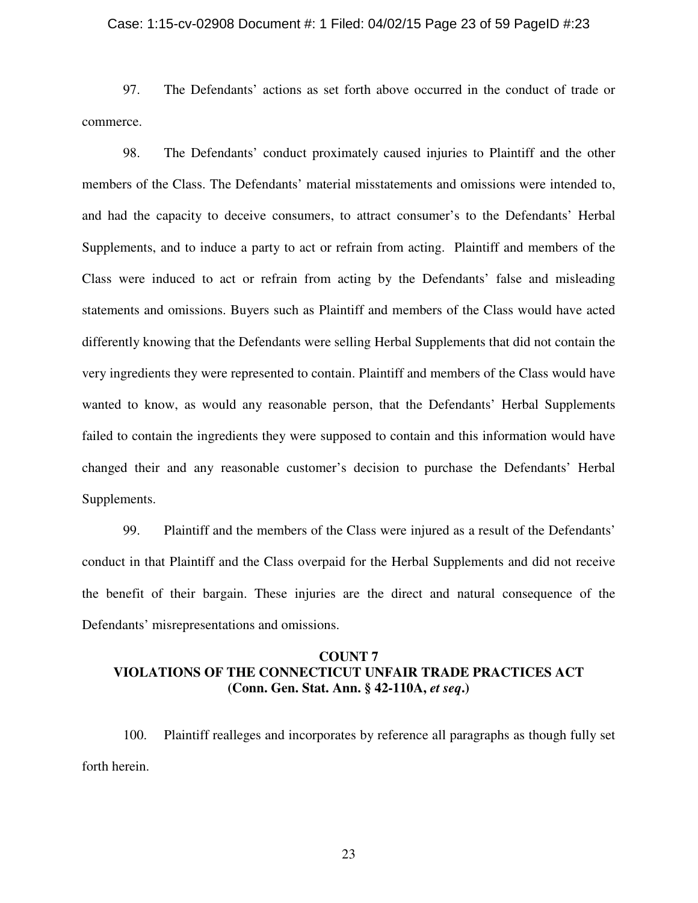97. The Defendants' actions as set forth above occurred in the conduct of trade or commerce.

98. The Defendants' conduct proximately caused injuries to Plaintiff and the other members of the Class. The Defendants' material misstatements and omissions were intended to, and had the capacity to deceive consumers, to attract consumer's to the Defendants' Herbal Supplements, and to induce a party to act or refrain from acting. Plaintiff and members of the Class were induced to act or refrain from acting by the Defendants' false and misleading statements and omissions. Buyers such as Plaintiff and members of the Class would have acted differently knowing that the Defendants were selling Herbal Supplements that did not contain the very ingredients they were represented to contain. Plaintiff and members of the Class would have wanted to know, as would any reasonable person, that the Defendants' Herbal Supplements failed to contain the ingredients they were supposed to contain and this information would have changed their and any reasonable customer's decision to purchase the Defendants' Herbal Supplements.

99. Plaintiff and the members of the Class were injured as a result of the Defendants' conduct in that Plaintiff and the Class overpaid for the Herbal Supplements and did not receive the benefit of their bargain. These injuries are the direct and natural consequence of the Defendants' misrepresentations and omissions.

**COUNT 7**
**VIOLATIONS OF THE CONNECTICUT UNFAIR TRADE PRACTICES ACT**
**(Conn. Gen. Stat. Ann. § 42-110A, *et seq*.)**

100. Plaintiff realleges and incorporates by reference all paragraphs as though fully set forth herein.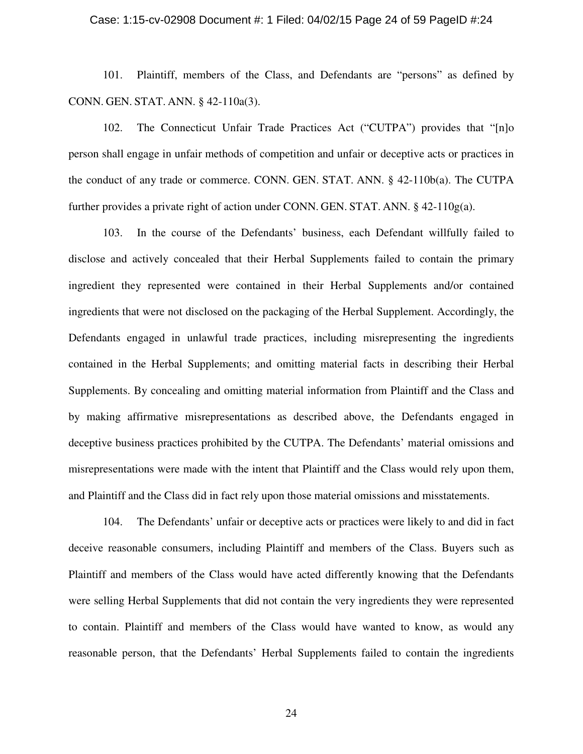101. Plaintiff, members of the Class, and Defendants are "persons" as defined by CONN. GEN. STAT. ANN. § 42-110a(3).

102. The Connecticut Unfair Trade Practices Act ("CUTPA") provides that "[n]o person shall engage in unfair methods of competition and unfair or deceptive acts or practices in the conduct of any trade or commerce. CONN. GEN. STAT. ANN. § 42-110b(a). The CUTPA further provides a private right of action under CONN. GEN. STAT. ANN. § 42-110g(a).

103. In the course of the Defendants' business, each Defendant willfully failed to disclose and actively concealed that their Herbal Supplements failed to contain the primary ingredient they represented were contained in their Herbal Supplements and/or contained ingredients that were not disclosed on the packaging of the Herbal Supplement. Accordingly, the Defendants engaged in unlawful trade practices, including misrepresenting the ingredients contained in the Herbal Supplements; and omitting material facts in describing their Herbal Supplements. By concealing and omitting material information from Plaintiff and the Class and by making affirmative misrepresentations as described above, the Defendants engaged in deceptive business practices prohibited by the CUTPA. The Defendants' material omissions and misrepresentations were made with the intent that Plaintiff and the Class would rely upon them, and Plaintiff and the Class did in fact rely upon those material omissions and misstatements.

104. The Defendants' unfair or deceptive acts or practices were likely to and did in fact deceive reasonable consumers, including Plaintiff and members of the Class. Buyers such as Plaintiff and members of the Class would have acted differently knowing that the Defendants were selling Herbal Supplements that did not contain the very ingredients they were represented to contain. Plaintiff and members of the Class would have wanted to know, as would any reasonable person, that the Defendants' Herbal Supplements failed to contain the ingredients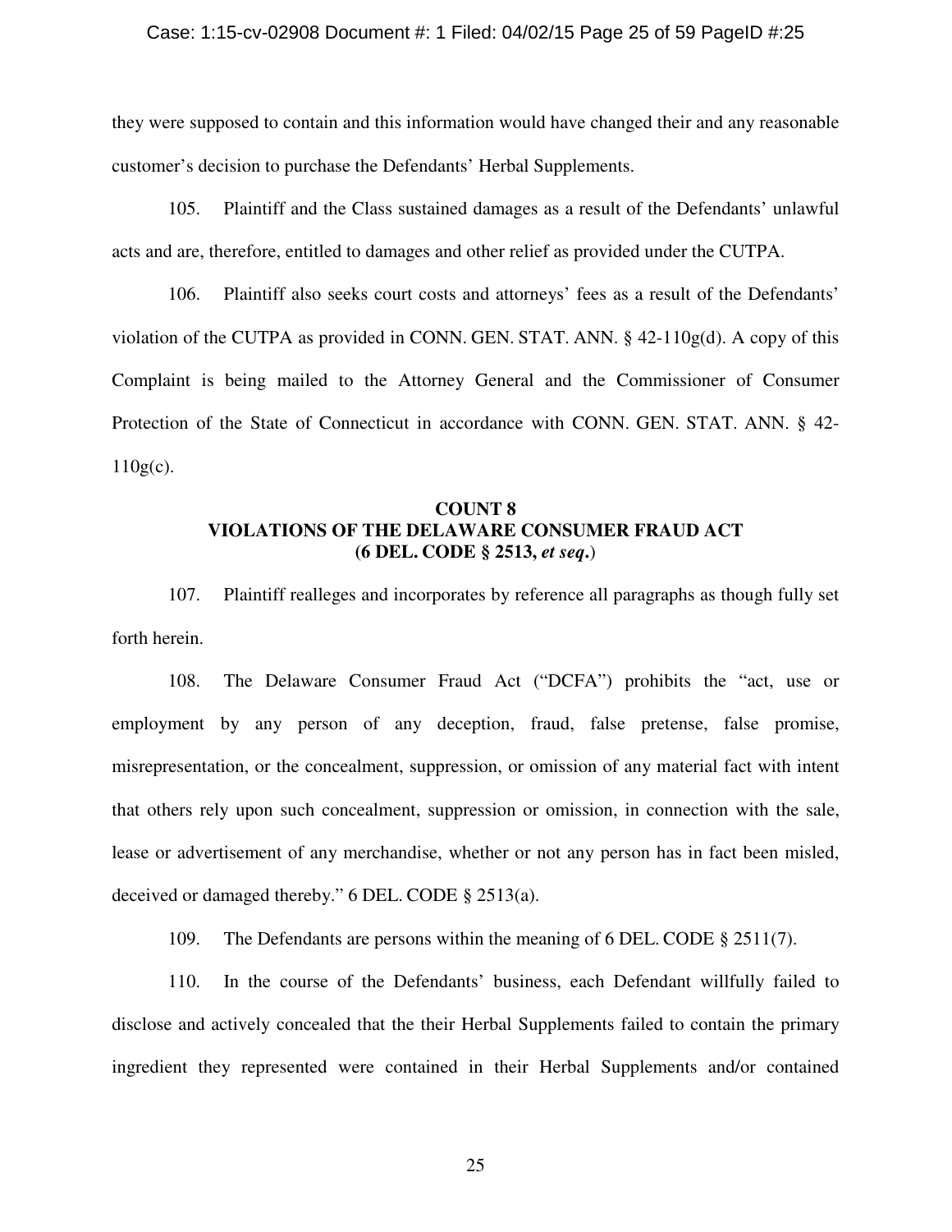they were supposed to contain and this information would have changed their and any reasonable customer's decision to purchase the Defendants' Herbal Supplements.

105. Plaintiff and the Class sustained damages as a result of the Defendants' unlawful acts and are, therefore, entitled to damages and other relief as provided under the CUTPA.

106. Plaintiff also seeks court costs and attorneys' fees as a result of the Defendants' violation of the CUTPA as provided in CONN. GEN. STAT. ANN. § 42-110g(d). A copy of this Complaint is being mailed to the Attorney General and the Commissioner of Consumer Protection of the State of Connecticut in accordance with CONN. GEN. STAT. ANN. § 42-110g(c).

**COUNT 8**
**VIOLATIONS OF THE DELAWARE CONSUMER FRAUD ACT**
**(6 DEL. CODE § 2513, *et seq*.)**

107. Plaintiff realleges and incorporates by reference all paragraphs as though fully set forth herein.

108. The Delaware Consumer Fraud Act ("DCFA") prohibits the "act, use or employment by any person of any deception, fraud, false pretense, false promise, misrepresentation, or the concealment, suppression, or omission of any material fact with intent that others rely upon such concealment, suppression or omission, in connection with the sale, lease or advertisement of any merchandise, whether or not any person has in fact been misled, deceived or damaged thereby." 6 DEL. CODE § 2513(a).

109. The Defendants are persons within the meaning of 6 DEL. CODE § 2511(7).

110. In the course of the Defendants' business, each Defendant willfully failed to disclose and actively concealed that the their Herbal Supplements failed to contain the primary ingredient they represented were contained in their Herbal Supplements and/or contained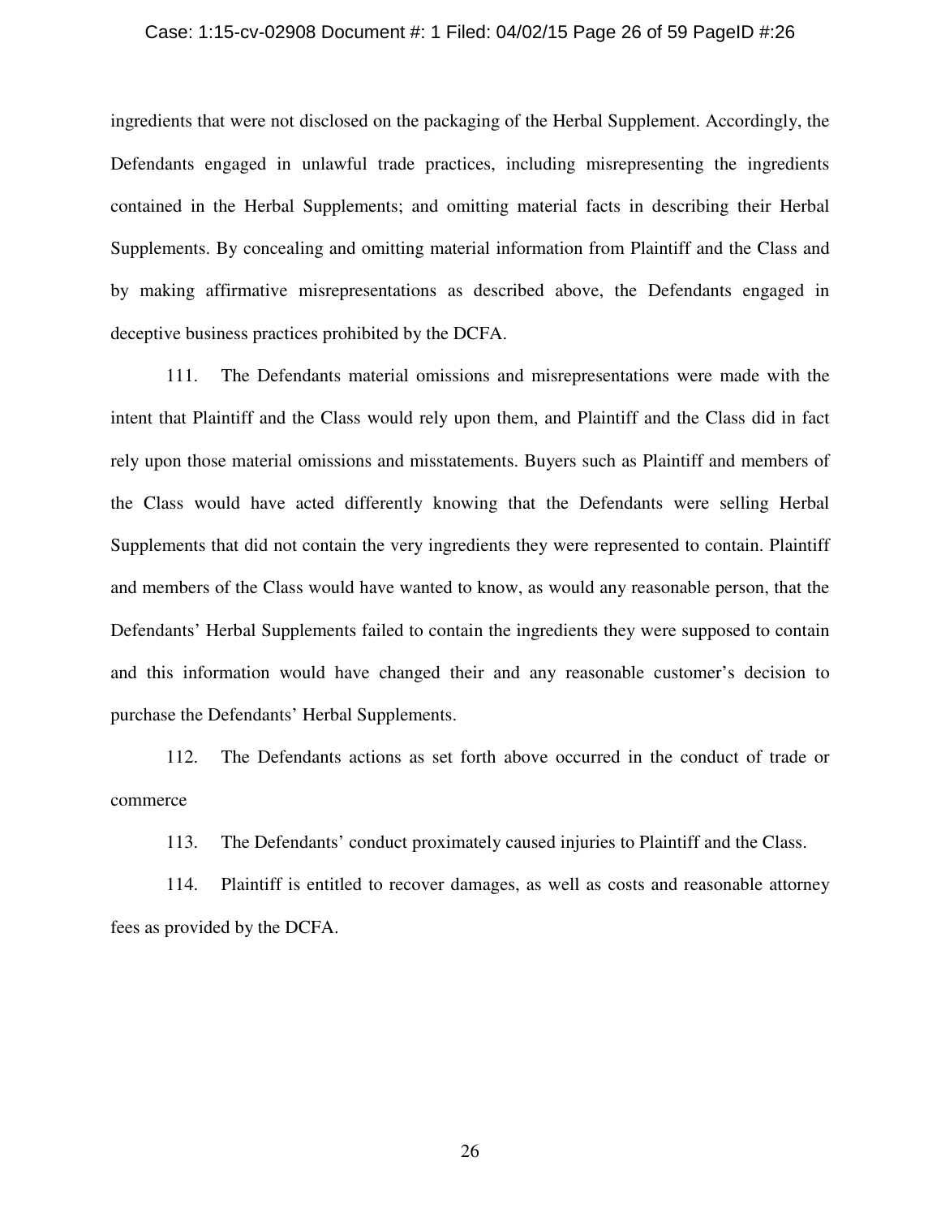ingredients that were not disclosed on the packaging of the Herbal Supplement. Accordingly, the Defendants engaged in unlawful trade practices, including misrepresenting the ingredients contained in the Herbal Supplements; and omitting material facts in describing their Herbal Supplements. By concealing and omitting material information from Plaintiff and the Class and by making affirmative misrepresentations as described above, the Defendants engaged in deceptive business practices prohibited by the DCFA.

111. The Defendants material omissions and misrepresentations were made with the intent that Plaintiff and the Class would rely upon them, and Plaintiff and the Class did in fact rely upon those material omissions and misstatements. Buyers such as Plaintiff and members of the Class would have acted differently knowing that the Defendants were selling Herbal Supplements that did not contain the very ingredients they were represented to contain. Plaintiff and members of the Class would have wanted to know, as would any reasonable person, that the Defendants' Herbal Supplements failed to contain the ingredients they were supposed to contain and this information would have changed their and any reasonable customer's decision to purchase the Defendants' Herbal Supplements.

112. The Defendants actions as set forth above occurred in the conduct of trade or commerce

113. The Defendants' conduct proximately caused injuries to Plaintiff and the Class.

114. Plaintiff is entitled to recover damages, as well as costs and reasonable attorney fees as provided by the DCFA.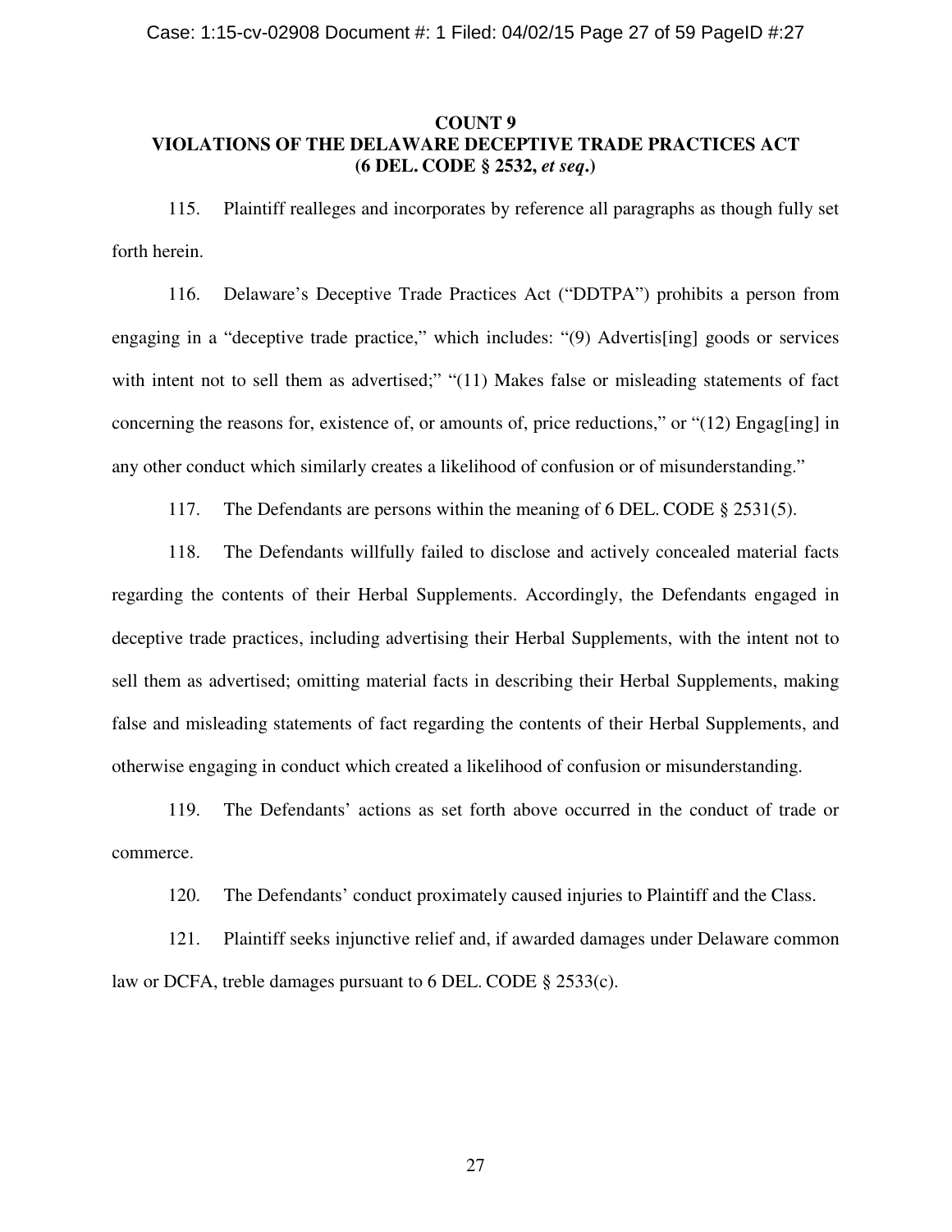**COUNT 9**
**VIOLATIONS OF THE DELAWARE DECEPTIVE TRADE PRACTICES ACT**
**(6 DEL. CODE § 2532, *et seq*.)**

115. Plaintiff realleges and incorporates by reference all paragraphs as though fully set forth herein.

116. Delaware's Deceptive Trade Practices Act ("DDTPA") prohibits a person from engaging in a "deceptive trade practice," which includes: "(9) Advertis[ing] goods or services with intent not to sell them as advertised;" "(11) Makes false or misleading statements of fact concerning the reasons for, existence of, or amounts of, price reductions," or "(12) Engag[ing] in any other conduct which similarly creates a likelihood of confusion or of misunderstanding."

117. The Defendants are persons within the meaning of 6 DEL. CODE § 2531(5).

118. The Defendants willfully failed to disclose and actively concealed material facts regarding the contents of their Herbal Supplements. Accordingly, the Defendants engaged in deceptive trade practices, including advertising their Herbal Supplements, with the intent not to sell them as advertised; omitting material facts in describing their Herbal Supplements, making false and misleading statements of fact regarding the contents of their Herbal Supplements, and otherwise engaging in conduct which created a likelihood of confusion or misunderstanding.

119. The Defendants' actions as set forth above occurred in the conduct of trade or commerce.

120. The Defendants' conduct proximately caused injuries to Plaintiff and the Class.

121. Plaintiff seeks injunctive relief and, if awarded damages under Delaware common law or DCFA, treble damages pursuant to 6 DEL. CODE § 2533(c).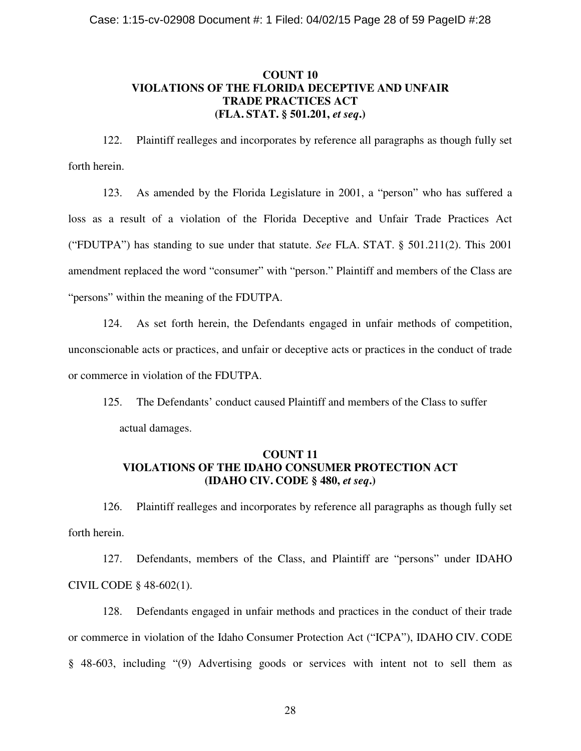**COUNT 10**
**VIOLATIONS OF THE FLORIDA DECEPTIVE AND UNFAIR TRADE PRACTICES ACT**
**(FLA. STAT. § 501.201, *et seq*.)**

122. Plaintiff realleges and incorporates by reference all paragraphs as though fully set forth herein.

123. As amended by the Florida Legislature in 2001, a "person" who has suffered a loss as a result of a violation of the Florida Deceptive and Unfair Trade Practices Act ("FDUTPA") has standing to sue under that statute. *See* FLA. STAT. § 501.211(2). This 2001 amendment replaced the word "consumer" with "person." Plaintiff and members of the Class are "persons" within the meaning of the FDUTPA.

124. As set forth herein, the Defendants engaged in unfair methods of competition, unconscionable acts or practices, and unfair or deceptive acts or practices in the conduct of trade or commerce in violation of the FDUTPA.

125. The Defendants' conduct caused Plaintiff and members of the Class to suffer actual damages.

**COUNT 11**
**VIOLATIONS OF THE IDAHO CONSUMER PROTECTION ACT**
**(IDAHO CIV. CODE § 480, *et seq*.)**

126. Plaintiff realleges and incorporates by reference all paragraphs as though fully set forth herein.

127. Defendants, members of the Class, and Plaintiff are "persons" under IDAHO CIVIL CODE § 48-602(1).

128. Defendants engaged in unfair methods and practices in the conduct of their trade or commerce in violation of the Idaho Consumer Protection Act ("ICPA"), IDAHO CIV. CODE § 48-603, including "(9) Advertising goods or services with intent not to sell them as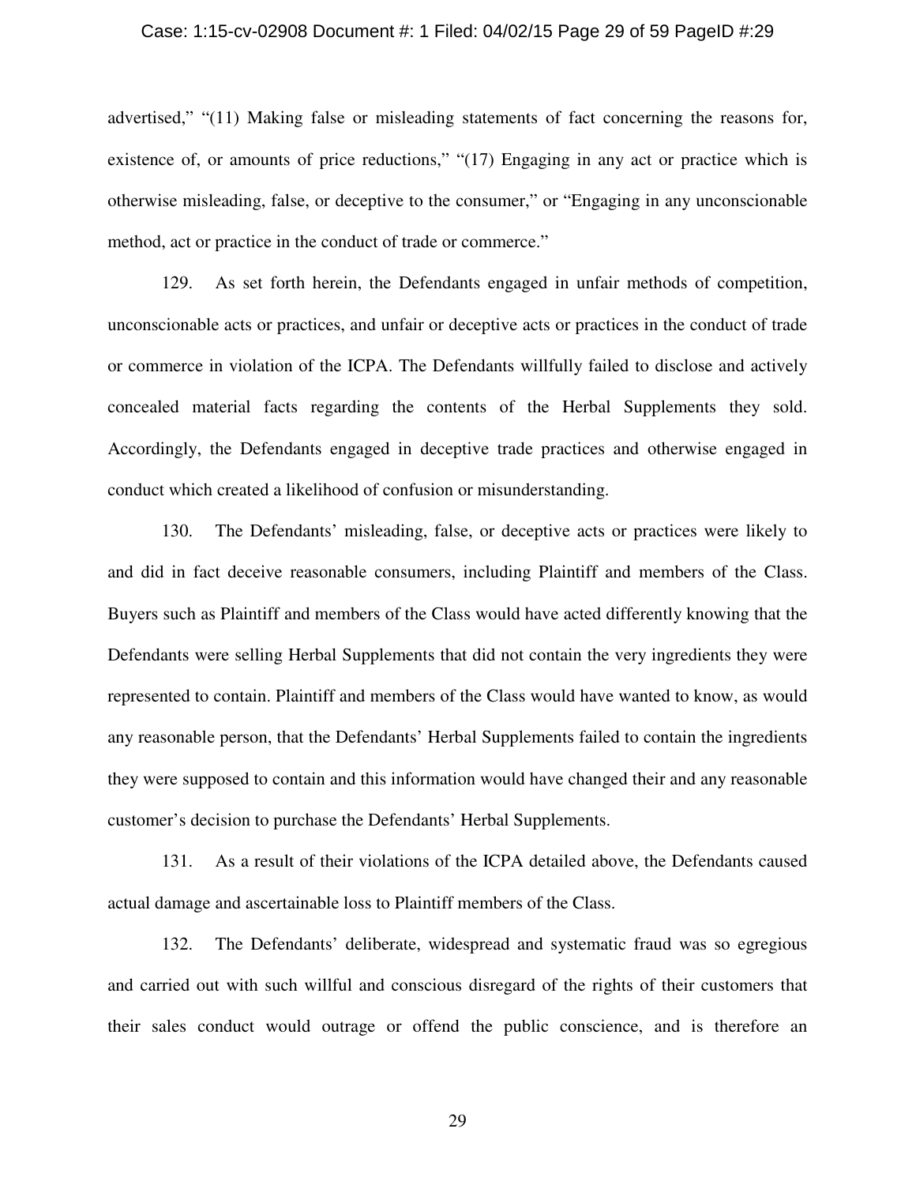advertised," "(11) Making false or misleading statements of fact concerning the reasons for, existence of, or amounts of price reductions," "(17) Engaging in any act or practice which is otherwise misleading, false, or deceptive to the consumer," or "Engaging in any unconscionable method, act or practice in the conduct of trade or commerce."

129. As set forth herein, the Defendants engaged in unfair methods of competition, unconscionable acts or practices, and unfair or deceptive acts or practices in the conduct of trade or commerce in violation of the ICPA. The Defendants willfully failed to disclose and actively concealed material facts regarding the contents of the Herbal Supplements they sold. Accordingly, the Defendants engaged in deceptive trade practices and otherwise engaged in conduct which created a likelihood of confusion or misunderstanding.

130. The Defendants' misleading, false, or deceptive acts or practices were likely to and did in fact deceive reasonable consumers, including Plaintiff and members of the Class. Buyers such as Plaintiff and members of the Class would have acted differently knowing that the Defendants were selling Herbal Supplements that did not contain the very ingredients they were represented to contain. Plaintiff and members of the Class would have wanted to know, as would any reasonable person, that the Defendants' Herbal Supplements failed to contain the ingredients they were supposed to contain and this information would have changed their and any reasonable customer's decision to purchase the Defendants' Herbal Supplements.

131. As a result of their violations of the ICPA detailed above, the Defendants caused actual damage and ascertainable loss to Plaintiff members of the Class.

132. The Defendants' deliberate, widespread and systematic fraud was so egregious and carried out with such willful and conscious disregard of the rights of their customers that their sales conduct would outrage or offend the public conscience, and is therefore an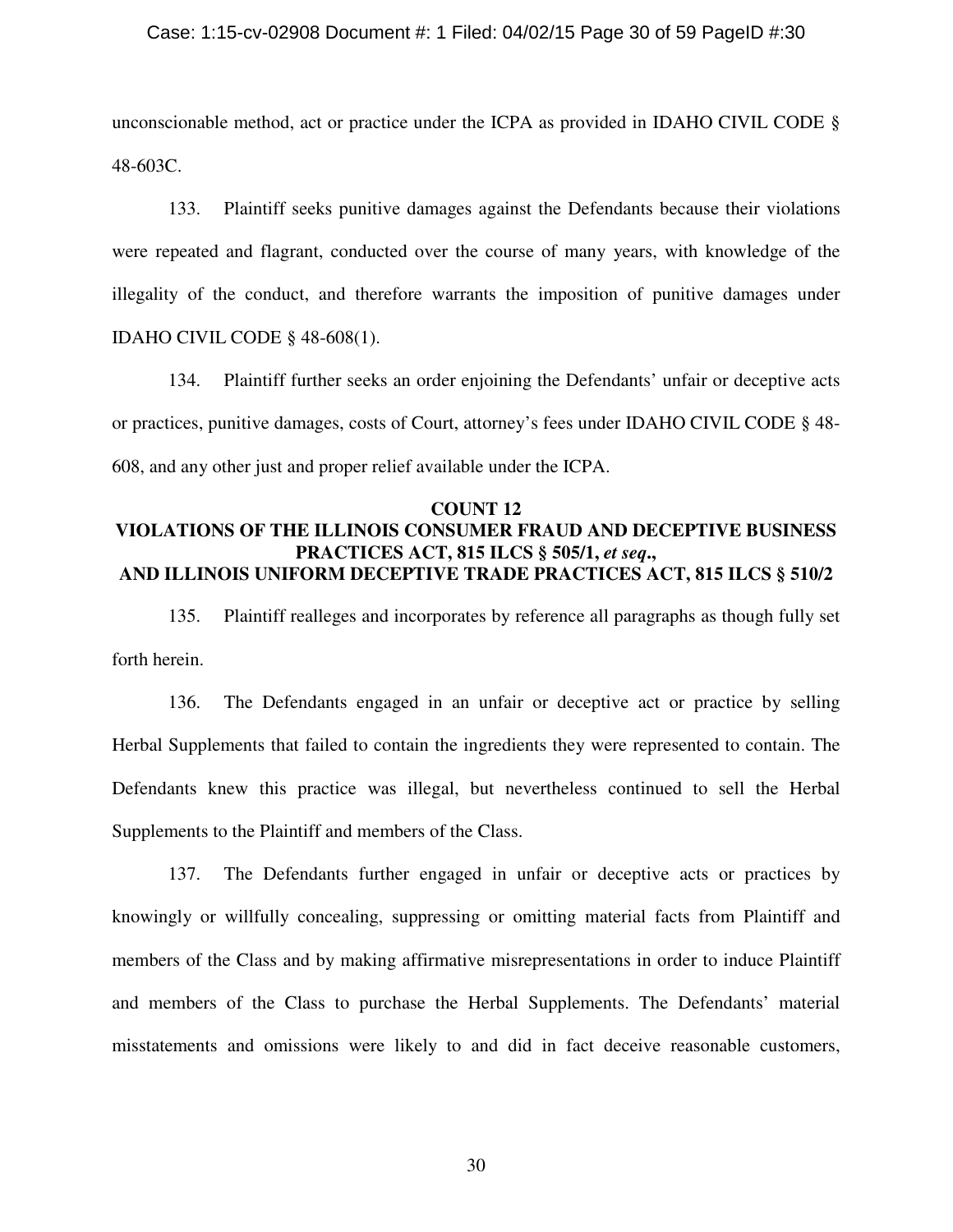unconscionable method, act or practice under the ICPA as provided in IDAHO CIVIL CODE § 48-603C.

133. Plaintiff seeks punitive damages against the Defendants because their violations were repeated and flagrant, conducted over the course of many years, with knowledge of the illegality of the conduct, and therefore warrants the imposition of punitive damages under IDAHO CIVIL CODE § 48-608(1).

134. Plaintiff further seeks an order enjoining the Defendants' unfair or deceptive acts or practices, punitive damages, costs of Court, attorney's fees under IDAHO CIVIL CODE § 48-608, and any other just and proper relief available under the ICPA.

## COUNT 12
## VIOLATIONS OF THE ILLINOIS CONSUMER FRAUD AND DECEPTIVE BUSINESS PRACTICES ACT, 815 ILCS § 505/1, *et seq*., AND ILLINOIS UNIFORM DECEPTIVE TRADE PRACTICES ACT, 815 ILCS § 510/2

135. Plaintiff realleges and incorporates by reference all paragraphs as though fully set forth herein.

136. The Defendants engaged in an unfair or deceptive act or practice by selling Herbal Supplements that failed to contain the ingredients they were represented to contain. The Defendants knew this practice was illegal, but nevertheless continued to sell the Herbal Supplements to the Plaintiff and members of the Class.

137. The Defendants further engaged in unfair or deceptive acts or practices by knowingly or willfully concealing, suppressing or omitting material facts from Plaintiff and members of the Class and by making affirmative misrepresentations in order to induce Plaintiff and members of the Class to purchase the Herbal Supplements. The Defendants' material misstatements and omissions were likely to and did in fact deceive reasonable customers,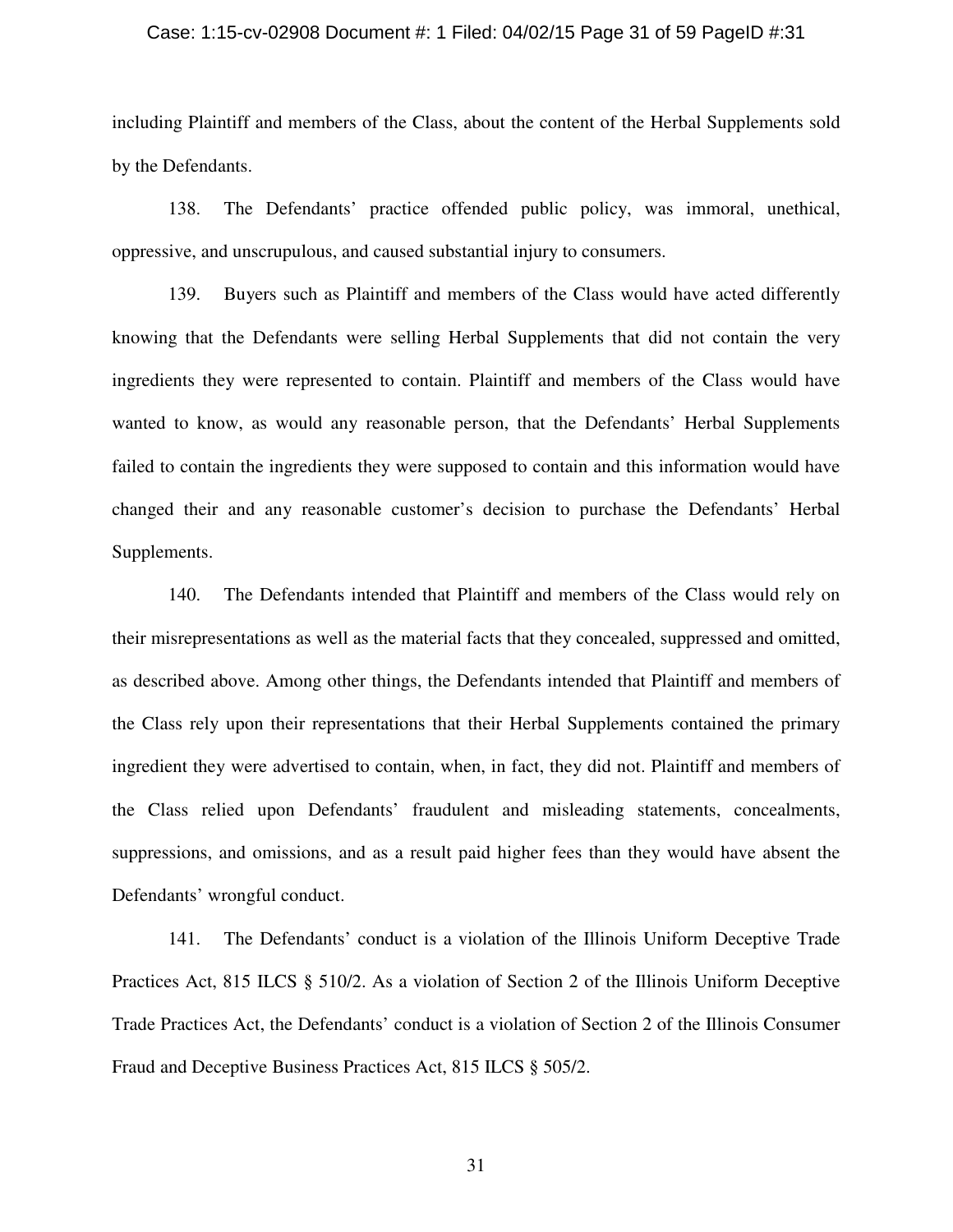including Plaintiff and members of the Class, about the content of the Herbal Supplements sold by the Defendants.

138. The Defendants' practice offended public policy, was immoral, unethical, oppressive, and unscrupulous, and caused substantial injury to consumers.

139. Buyers such as Plaintiff and members of the Class would have acted differently knowing that the Defendants were selling Herbal Supplements that did not contain the very ingredients they were represented to contain. Plaintiff and members of the Class would have wanted to know, as would any reasonable person, that the Defendants' Herbal Supplements failed to contain the ingredients they were supposed to contain and this information would have changed their and any reasonable customer's decision to purchase the Defendants' Herbal Supplements.

140. The Defendants intended that Plaintiff and members of the Class would rely on their misrepresentations as well as the material facts that they concealed, suppressed and omitted, as described above. Among other things, the Defendants intended that Plaintiff and members of the Class rely upon their representations that their Herbal Supplements contained the primary ingredient they were advertised to contain, when, in fact, they did not. Plaintiff and members of the Class relied upon Defendants' fraudulent and misleading statements, concealments, suppressions, and omissions, and as a result paid higher fees than they would have absent the Defendants' wrongful conduct.

141. The Defendants' conduct is a violation of the Illinois Uniform Deceptive Trade Practices Act, 815 ILCS § 510/2. As a violation of Section 2 of the Illinois Uniform Deceptive Trade Practices Act, the Defendants' conduct is a violation of Section 2 of the Illinois Consumer Fraud and Deceptive Business Practices Act, 815 ILCS § 505/2.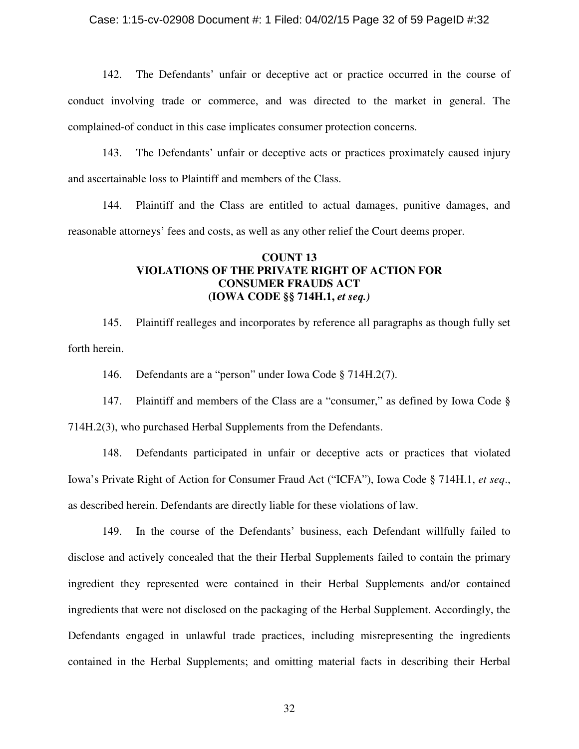142. The Defendants' unfair or deceptive act or practice occurred in the course of conduct involving trade or commerce, and was directed to the market in general. The complained-of conduct in this case implicates consumer protection concerns.

143. The Defendants' unfair or deceptive acts or practices proximately caused injury and ascertainable loss to Plaintiff and members of the Class.

144. Plaintiff and the Class are entitled to actual damages, punitive damages, and reasonable attorneys' fees and costs, as well as any other relief the Court deems proper.

**COUNT 13**
**VIOLATIONS OF THE PRIVATE RIGHT OF ACTION FOR CONSUMER FRAUDS ACT**
**(IOWA CODE §§ 714H.1, *et seq.)***

145. Plaintiff realleges and incorporates by reference all paragraphs as though fully set forth herein.

146. Defendants are a "person" under Iowa Code § 714H.2(7).

147. Plaintiff and members of the Class are a "consumer," as defined by Iowa Code § 714H.2(3), who purchased Herbal Supplements from the Defendants.

148. Defendants participated in unfair or deceptive acts or practices that violated Iowa's Private Right of Action for Consumer Fraud Act ("ICFA"), Iowa Code § 714H.1, *et seq*., as described herein. Defendants are directly liable for these violations of law.

149. In the course of the Defendants' business, each Defendant willfully failed to disclose and actively concealed that the their Herbal Supplements failed to contain the primary ingredient they represented were contained in their Herbal Supplements and/or contained ingredients that were not disclosed on the packaging of the Herbal Supplement. Accordingly, the Defendants engaged in unlawful trade practices, including misrepresenting the ingredients contained in the Herbal Supplements; and omitting material facts in describing their Herbal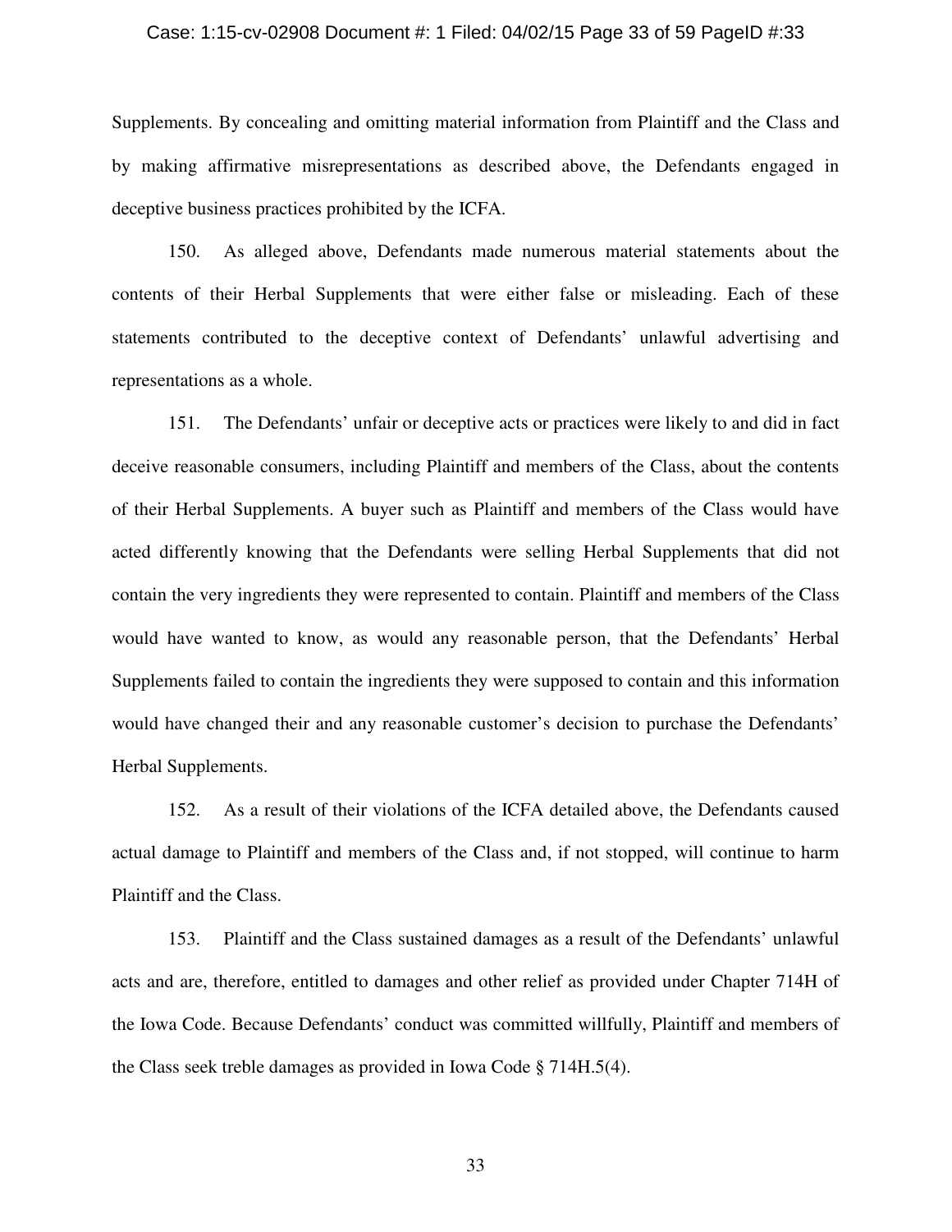Supplements. By concealing and omitting material information from Plaintiff and the Class and by making affirmative misrepresentations as described above, the Defendants engaged in deceptive business practices prohibited by the ICFA.

150. As alleged above, Defendants made numerous material statements about the contents of their Herbal Supplements that were either false or misleading. Each of these statements contributed to the deceptive context of Defendants' unlawful advertising and representations as a whole.

151. The Defendants' unfair or deceptive acts or practices were likely to and did in fact deceive reasonable consumers, including Plaintiff and members of the Class, about the contents of their Herbal Supplements. A buyer such as Plaintiff and members of the Class would have acted differently knowing that the Defendants were selling Herbal Supplements that did not contain the very ingredients they were represented to contain. Plaintiff and members of the Class would have wanted to know, as would any reasonable person, that the Defendants' Herbal Supplements failed to contain the ingredients they were supposed to contain and this information would have changed their and any reasonable customer's decision to purchase the Defendants' Herbal Supplements.

152. As a result of their violations of the ICFA detailed above, the Defendants caused actual damage to Plaintiff and members of the Class and, if not stopped, will continue to harm Plaintiff and the Class.

153. Plaintiff and the Class sustained damages as a result of the Defendants' unlawful acts and are, therefore, entitled to damages and other relief as provided under Chapter 714H of the Iowa Code. Because Defendants' conduct was committed willfully, Plaintiff and members of the Class seek treble damages as provided in Iowa Code § 714H.5(4).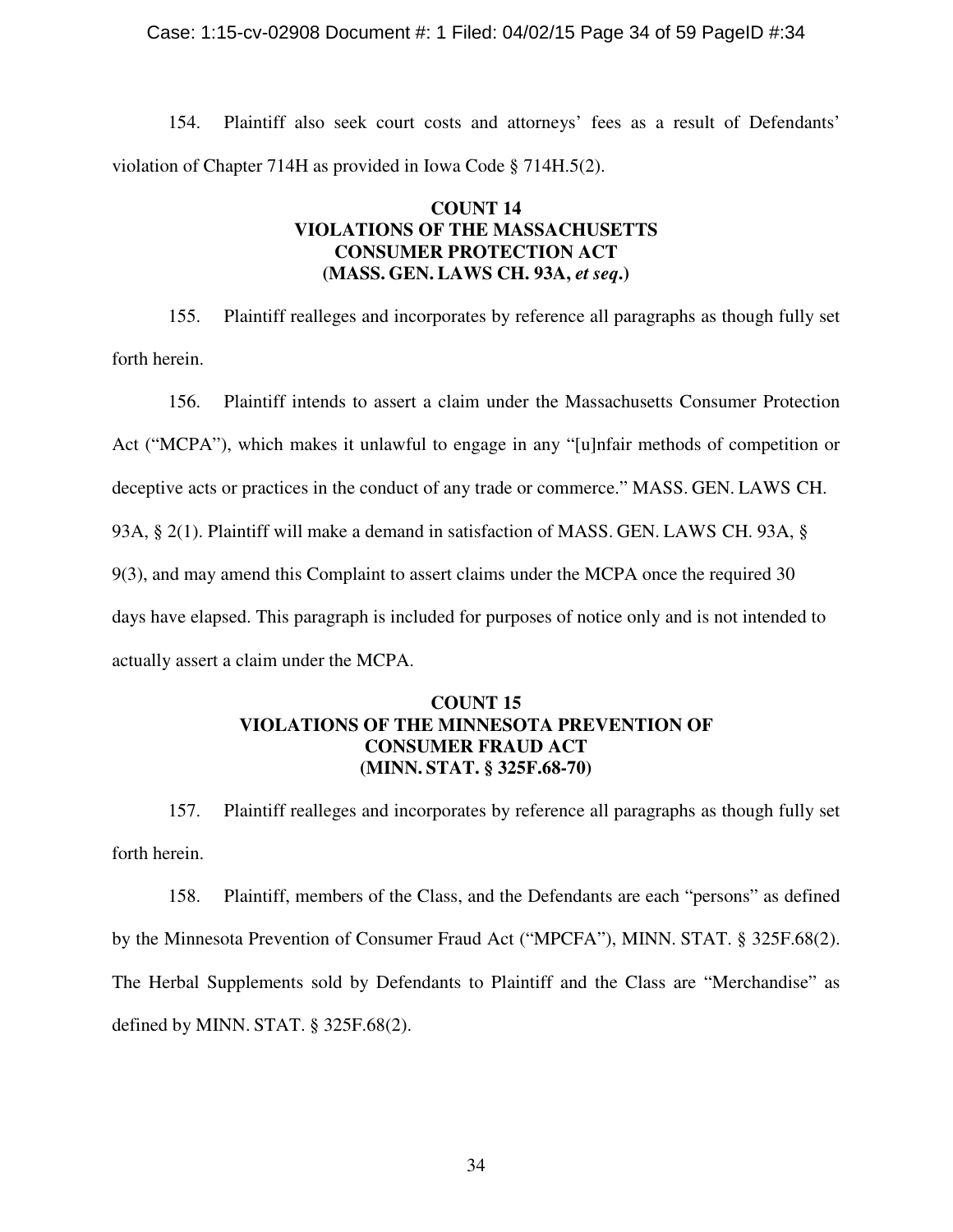154. Plaintiff also seek court costs and attorneys' fees as a result of Defendants' violation of Chapter 714H as provided in Iowa Code § 714H.5(2).

**COUNT 14**
**VIOLATIONS OF THE MASSACHUSETTS CONSUMER PROTECTION ACT**
**(MASS. GEN. LAWS CH. 93A, *et seq*.)**

155. Plaintiff realleges and incorporates by reference all paragraphs as though fully set forth herein.

156. Plaintiff intends to assert a claim under the Massachusetts Consumer Protection Act ("MCPA"), which makes it unlawful to engage in any "[u]nfair methods of competition or deceptive acts or practices in the conduct of any trade or commerce." MASS. GEN. LAWS CH. 93A, § 2(1). Plaintiff will make a demand in satisfaction of MASS. GEN. LAWS CH. 93A, § 9(3), and may amend this Complaint to assert claims under the MCPA once the required 30 days have elapsed. This paragraph is included for purposes of notice only and is not intended to actually assert a claim under the MCPA.

**COUNT 15**
**VIOLATIONS OF THE MINNESOTA PREVENTION OF CONSUMER FRAUD ACT**
**(MINN. STAT. § 325F.68-70)**

157. Plaintiff realleges and incorporates by reference all paragraphs as though fully set forth herein.

158. Plaintiff, members of the Class, and the Defendants are each "persons" as defined by the Minnesota Prevention of Consumer Fraud Act ("MPCFA"), MINN. STAT. § 325F.68(2). The Herbal Supplements sold by Defendants to Plaintiff and the Class are "Merchandise" as defined by MINN. STAT. § 325F.68(2).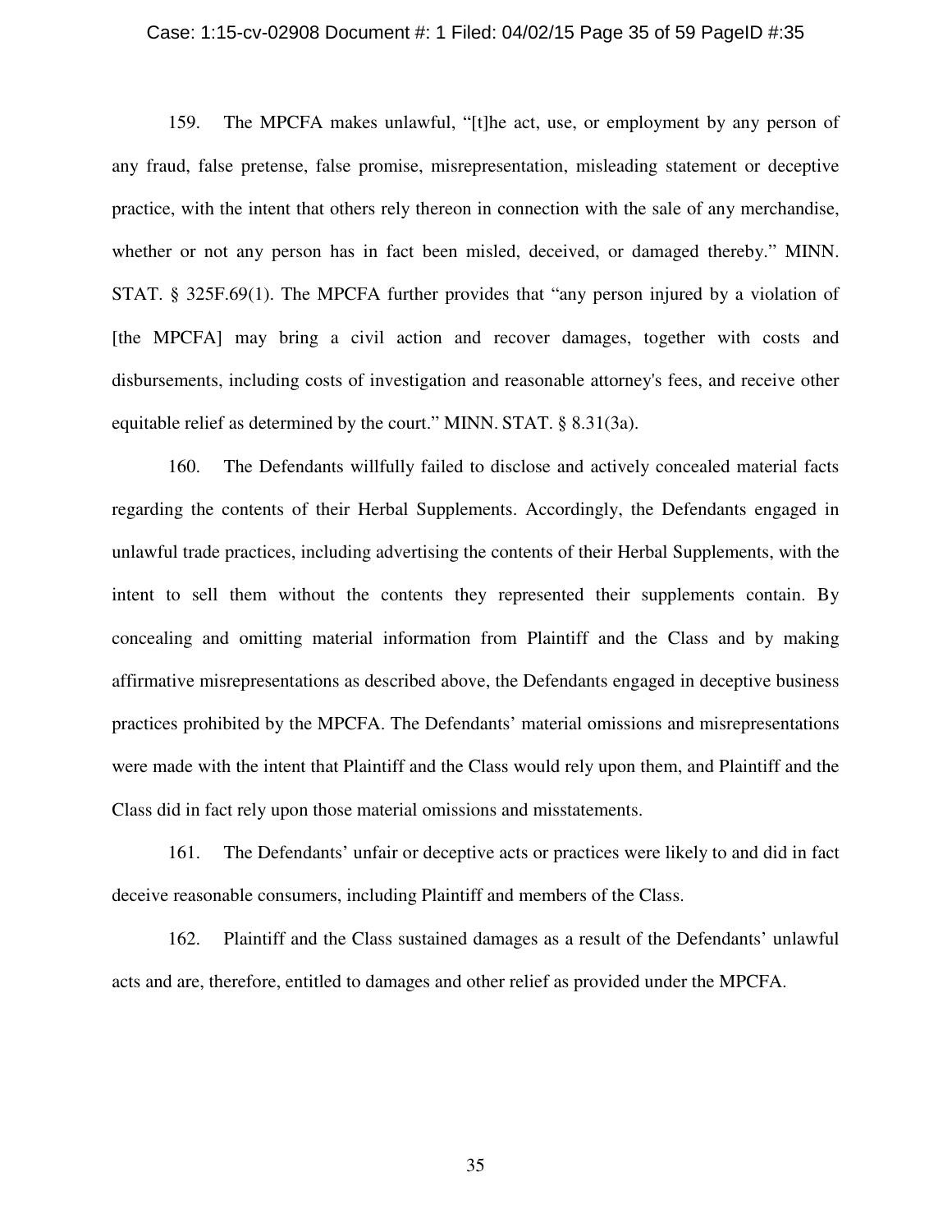159. The MPCFA makes unlawful, "[t]he act, use, or employment by any person of any fraud, false pretense, false promise, misrepresentation, misleading statement or deceptive practice, with the intent that others rely thereon in connection with the sale of any merchandise, whether or not any person has in fact been misled, deceived, or damaged thereby." MINN. STAT. § 325F.69(1). The MPCFA further provides that "any person injured by a violation of [the MPCFA] may bring a civil action and recover damages, together with costs and disbursements, including costs of investigation and reasonable attorney's fees, and receive other equitable relief as determined by the court." MINN. STAT. § 8.31(3a).

160. The Defendants willfully failed to disclose and actively concealed material facts regarding the contents of their Herbal Supplements. Accordingly, the Defendants engaged in unlawful trade practices, including advertising the contents of their Herbal Supplements, with the intent to sell them without the contents they represented their supplements contain. By concealing and omitting material information from Plaintiff and the Class and by making affirmative misrepresentations as described above, the Defendants engaged in deceptive business practices prohibited by the MPCFA. The Defendants' material omissions and misrepresentations were made with the intent that Plaintiff and the Class would rely upon them, and Plaintiff and the Class did in fact rely upon those material omissions and misstatements.

161. The Defendants' unfair or deceptive acts or practices were likely to and did in fact deceive reasonable consumers, including Plaintiff and members of the Class.

162. Plaintiff and the Class sustained damages as a result of the Defendants' unlawful acts and are, therefore, entitled to damages and other relief as provided under the MPCFA.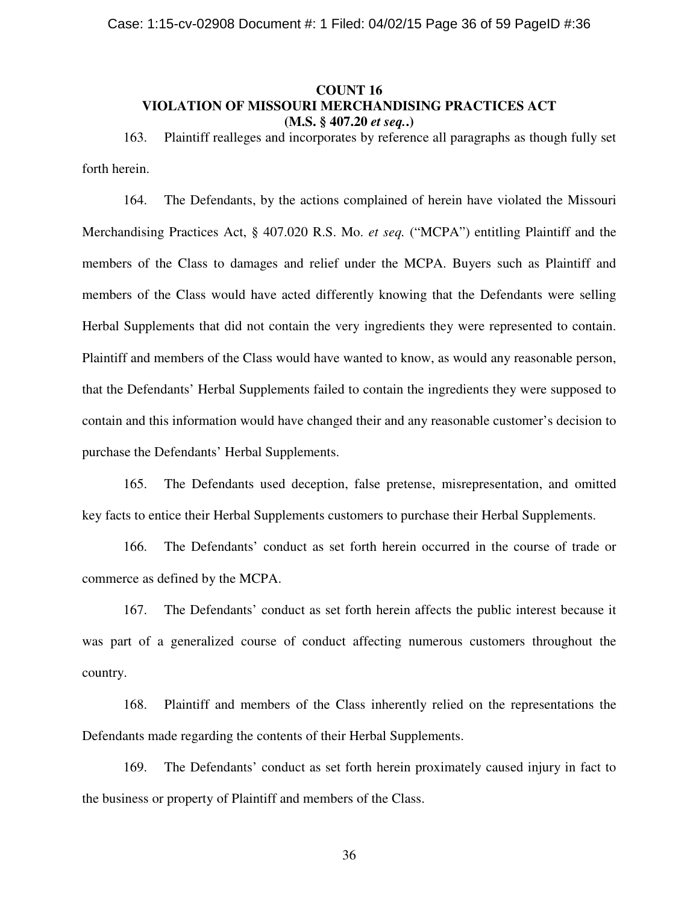**COUNT 16**
**VIOLATION OF MISSOURI MERCHANDISING PRACTICES ACT**
**(M.S. § 407.20 *et seq.*.)**

163. Plaintiff realleges and incorporates by reference all paragraphs as though fully set forth herein.

164. The Defendants, by the actions complained of herein have violated the Missouri Merchandising Practices Act, § 407.020 R.S. Mo. *et seq.* ("MCPA") entitling Plaintiff and the members of the Class to damages and relief under the MCPA. Buyers such as Plaintiff and members of the Class would have acted differently knowing that the Defendants were selling Herbal Supplements that did not contain the very ingredients they were represented to contain. Plaintiff and members of the Class would have wanted to know, as would any reasonable person, that the Defendants' Herbal Supplements failed to contain the ingredients they were supposed to contain and this information would have changed their and any reasonable customer's decision to purchase the Defendants' Herbal Supplements.

165. The Defendants used deception, false pretense, misrepresentation, and omitted key facts to entice their Herbal Supplements customers to purchase their Herbal Supplements.

166. The Defendants' conduct as set forth herein occurred in the course of trade or commerce as defined by the MCPA.

167. The Defendants' conduct as set forth herein affects the public interest because it was part of a generalized course of conduct affecting numerous customers throughout the country.

168. Plaintiff and members of the Class inherently relied on the representations the Defendants made regarding the contents of their Herbal Supplements.

169. The Defendants' conduct as set forth herein proximately caused injury in fact to the business or property of Plaintiff and members of the Class.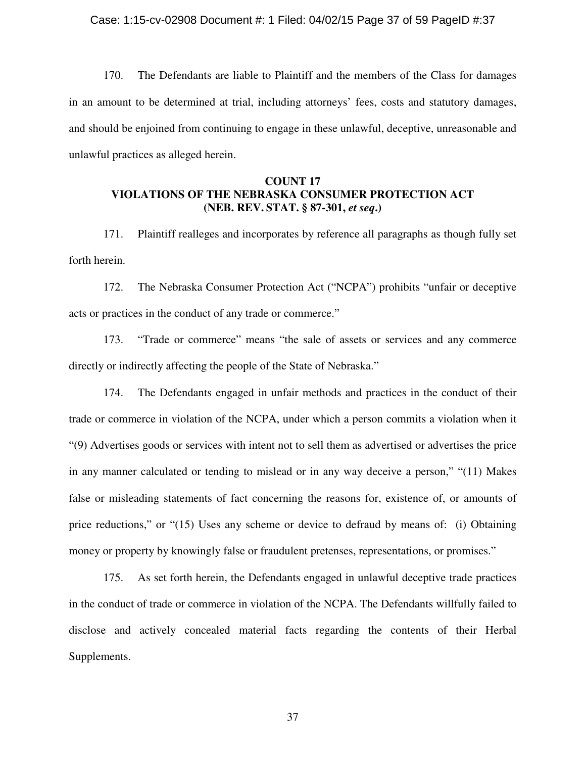170. The Defendants are liable to Plaintiff and the members of the Class for damages in an amount to be determined at trial, including attorneys' fees, costs and statutory damages, and should be enjoined from continuing to engage in these unlawful, deceptive, unreasonable and unlawful practices as alleged herein.

## COUNT 17
## VIOLATIONS OF THE NEBRASKA CONSUMER PROTECTION ACT
## (NEB. REV. STAT. § 87-301, *et seq*.)

171. Plaintiff realleges and incorporates by reference all paragraphs as though fully set forth herein.

172. The Nebraska Consumer Protection Act ("NCPA") prohibits "unfair or deceptive acts or practices in the conduct of any trade or commerce."

173. "Trade or commerce" means "the sale of assets or services and any commerce directly or indirectly affecting the people of the State of Nebraska."

174. The Defendants engaged in unfair methods and practices in the conduct of their trade or commerce in violation of the NCPA, under which a person commits a violation when it "(9) Advertises goods or services with intent not to sell them as advertised or advertises the price in any manner calculated or tending to mislead or in any way deceive a person," "(11) Makes false or misleading statements of fact concerning the reasons for, existence of, or amounts of price reductions," or "(15) Uses any scheme or device to defraud by means of: (i) Obtaining money or property by knowingly false or fraudulent pretenses, representations, or promises."

175. As set forth herein, the Defendants engaged in unlawful deceptive trade practices in the conduct of trade or commerce in violation of the NCPA. The Defendants willfully failed to disclose and actively concealed material facts regarding the contents of their Herbal Supplements.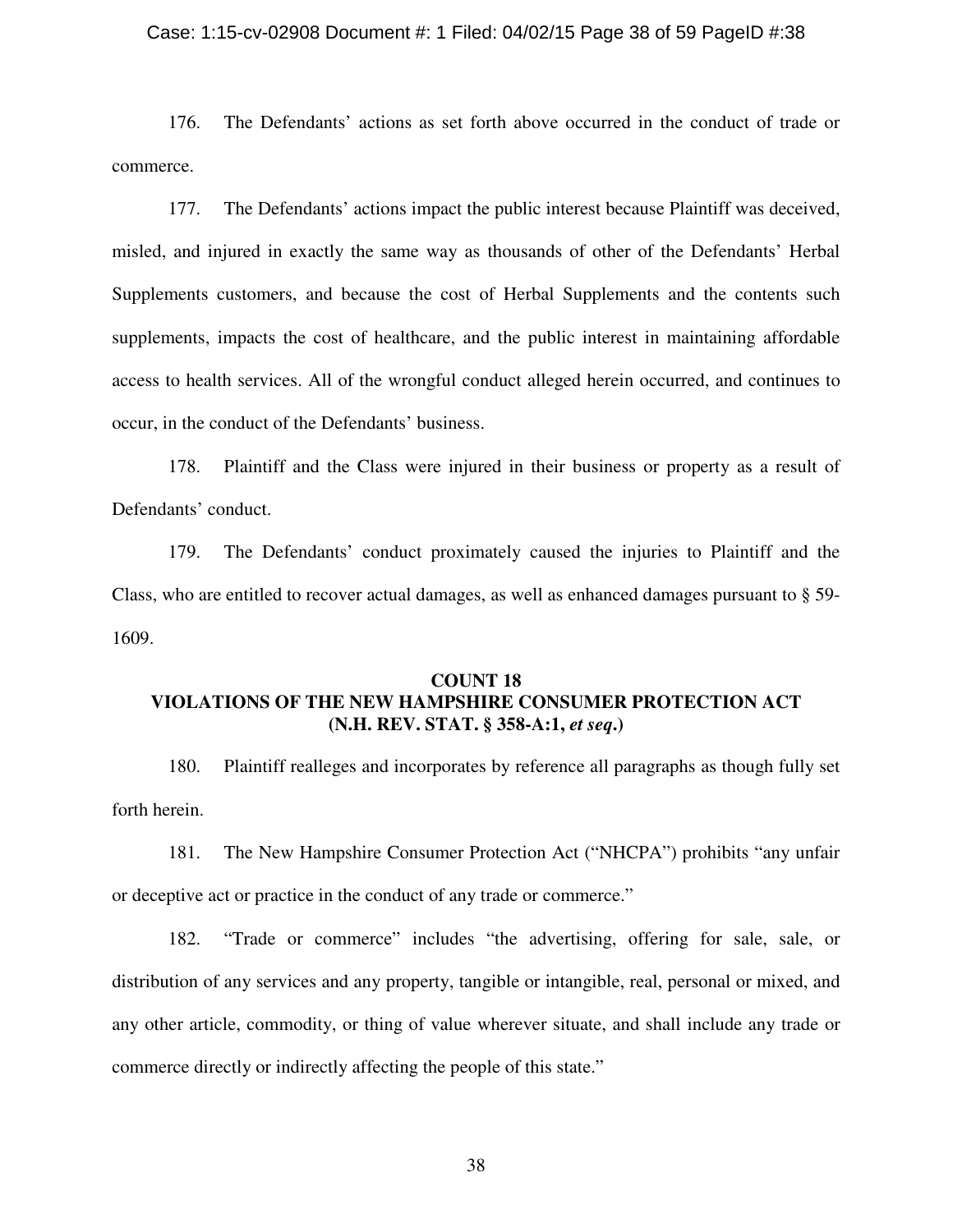176. The Defendants' actions as set forth above occurred in the conduct of trade or commerce.

177. The Defendants' actions impact the public interest because Plaintiff was deceived, misled, and injured in exactly the same way as thousands of other of the Defendants' Herbal Supplements customers, and because the cost of Herbal Supplements and the contents such supplements, impacts the cost of healthcare, and the public interest in maintaining affordable access to health services. All of the wrongful conduct alleged herein occurred, and continues to occur, in the conduct of the Defendants' business.

178. Plaintiff and the Class were injured in their business or property as a result of Defendants' conduct.

179. The Defendants' conduct proximately caused the injuries to Plaintiff and the Class, who are entitled to recover actual damages, as well as enhanced damages pursuant to § 59-1609.

## COUNT 18
## VIOLATIONS OF THE NEW HAMPSHIRE CONSUMER PROTECTION ACT (N.H. REV. STAT. § 358-A:1, *et seq.*)

180. Plaintiff realleges and incorporates by reference all paragraphs as though fully set forth herein.

181. The New Hampshire Consumer Protection Act ("NHCPA") prohibits "any unfair or deceptive act or practice in the conduct of any trade or commerce."

182. "Trade or commerce" includes "the advertising, offering for sale, sale, or distribution of any services and any property, tangible or intangible, real, personal or mixed, and any other article, commodity, or thing of value wherever situate, and shall include any trade or commerce directly or indirectly affecting the people of this state."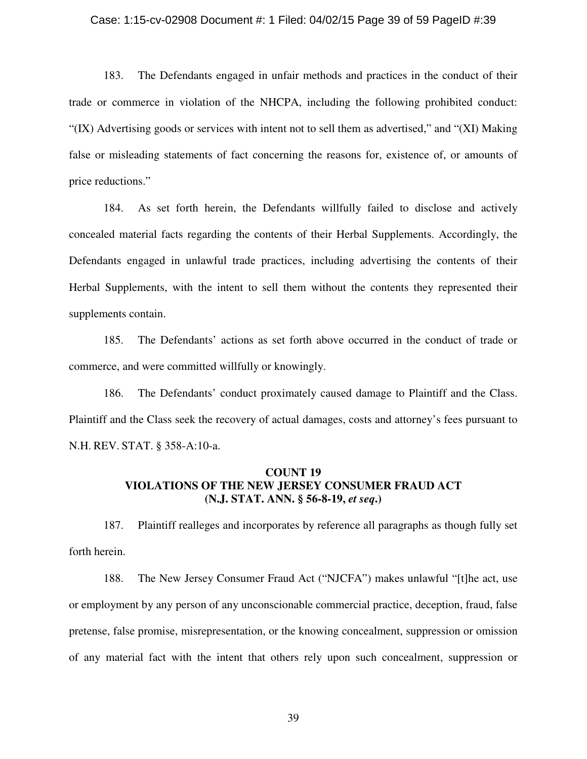183. The Defendants engaged in unfair methods and practices in the conduct of their trade or commerce in violation of the NHCPA, including the following prohibited conduct: "(IX) Advertising goods or services with intent not to sell them as advertised," and "(XI) Making false or misleading statements of fact concerning the reasons for, existence of, or amounts of price reductions."

184. As set forth herein, the Defendants willfully failed to disclose and actively concealed material facts regarding the contents of their Herbal Supplements. Accordingly, the Defendants engaged in unlawful trade practices, including advertising the contents of their Herbal Supplements, with the intent to sell them without the contents they represented their supplements contain.

185. The Defendants' actions as set forth above occurred in the conduct of trade or commerce, and were committed willfully or knowingly.

186. The Defendants' conduct proximately caused damage to Plaintiff and the Class. Plaintiff and the Class seek the recovery of actual damages, costs and attorney's fees pursuant to N.H. REV. STAT. § 358-A:10-a.

**COUNT 19**
**VIOLATIONS OF THE NEW JERSEY CONSUMER FRAUD ACT**
**(N.J. STAT. ANN. § 56-8-19, *et seq*.)**

187. Plaintiff realleges and incorporates by reference all paragraphs as though fully set forth herein.

188. The New Jersey Consumer Fraud Act ("NJCFA") makes unlawful "[t]he act, use or employment by any person of any unconscionable commercial practice, deception, fraud, false pretense, false promise, misrepresentation, or the knowing concealment, suppression or omission of any material fact with the intent that others rely upon such concealment, suppression or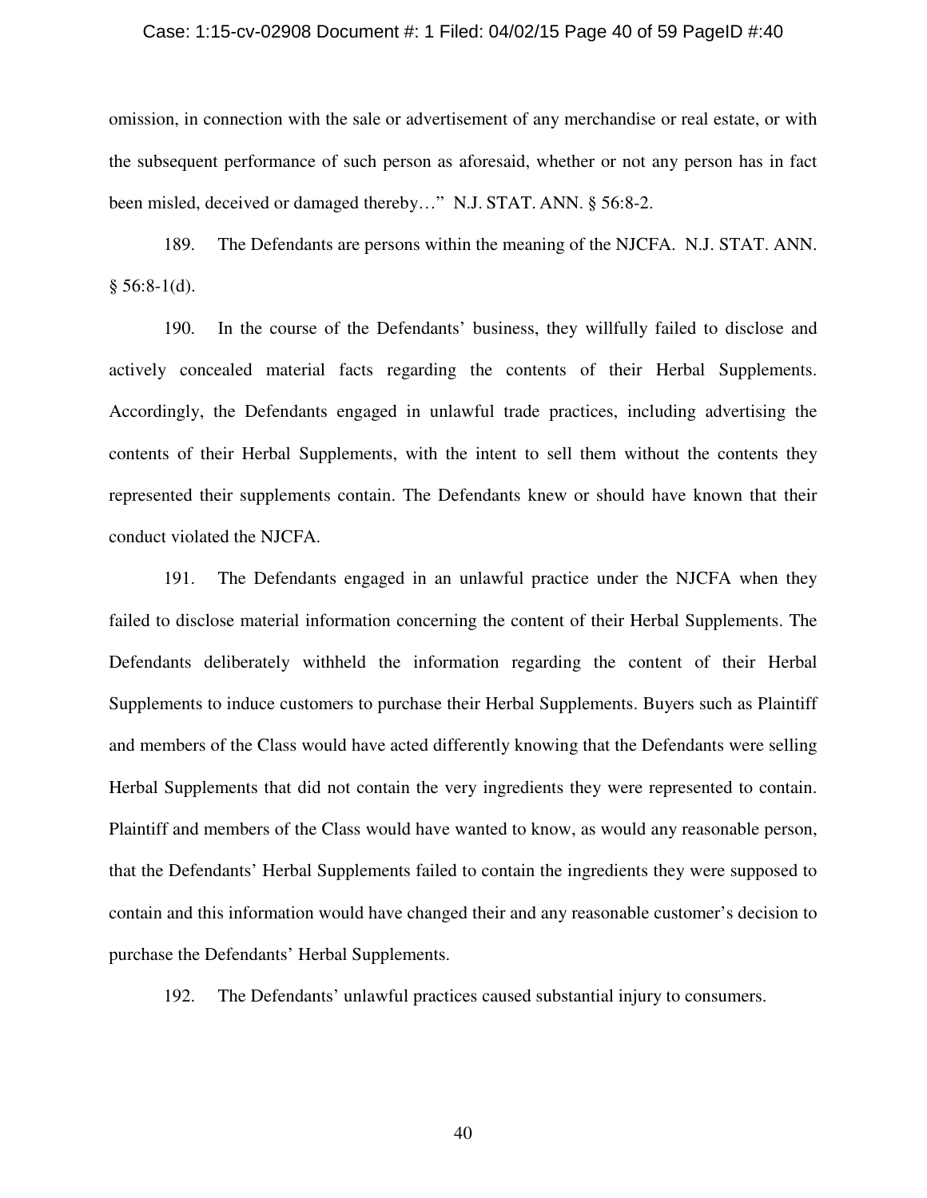omission, in connection with the sale or advertisement of any merchandise or real estate, or with the subsequent performance of such person as aforesaid, whether or not any person has in fact been misled, deceived or damaged thereby…" N.J. STAT. ANN. § 56:8-2.

189. The Defendants are persons within the meaning of the NJCFA. N.J. STAT. ANN. § 56:8-1(d).

190. In the course of the Defendants' business, they willfully failed to disclose and actively concealed material facts regarding the contents of their Herbal Supplements. Accordingly, the Defendants engaged in unlawful trade practices, including advertising the contents of their Herbal Supplements, with the intent to sell them without the contents they represented their supplements contain. The Defendants knew or should have known that their conduct violated the NJCFA.

191. The Defendants engaged in an unlawful practice under the NJCFA when they failed to disclose material information concerning the content of their Herbal Supplements. The Defendants deliberately withheld the information regarding the content of their Herbal Supplements to induce customers to purchase their Herbal Supplements. Buyers such as Plaintiff and members of the Class would have acted differently knowing that the Defendants were selling Herbal Supplements that did not contain the very ingredients they were represented to contain. Plaintiff and members of the Class would have wanted to know, as would any reasonable person, that the Defendants' Herbal Supplements failed to contain the ingredients they were supposed to contain and this information would have changed their and any reasonable customer's decision to purchase the Defendants' Herbal Supplements.

192. The Defendants' unlawful practices caused substantial injury to consumers.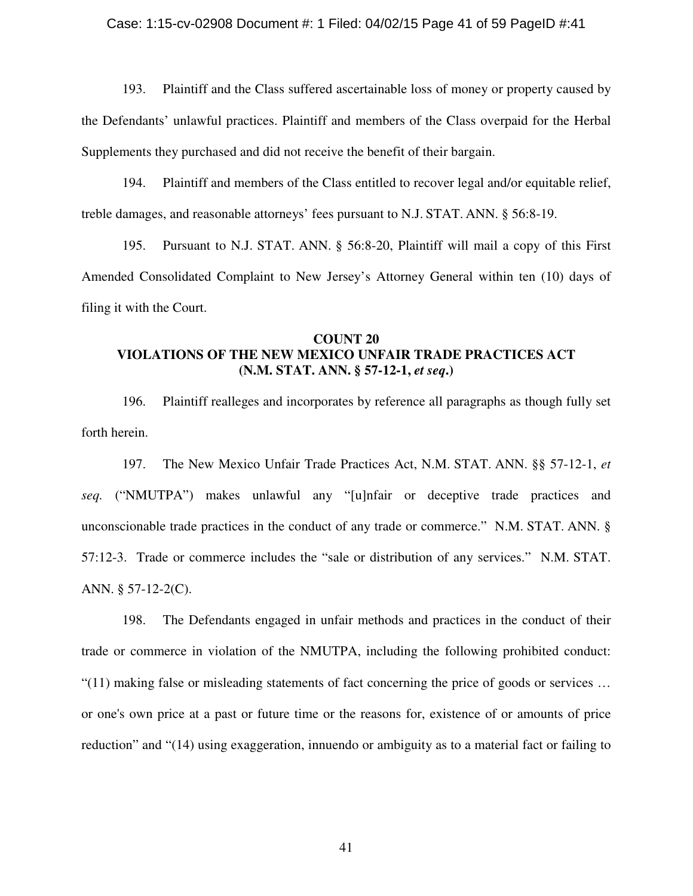193. Plaintiff and the Class suffered ascertainable loss of money or property caused by the Defendants' unlawful practices. Plaintiff and members of the Class overpaid for the Herbal Supplements they purchased and did not receive the benefit of their bargain.

194. Plaintiff and members of the Class entitled to recover legal and/or equitable relief, treble damages, and reasonable attorneys' fees pursuant to N.J. STAT. ANN. § 56:8-19.

195. Pursuant to N.J. STAT. ANN. § 56:8-20, Plaintiff will mail a copy of this First Amended Consolidated Complaint to New Jersey's Attorney General within ten (10) days of filing it with the Court.

**COUNT 20**
**VIOLATIONS OF THE NEW MEXICO UNFAIR TRADE PRACTICES ACT**
**(N.M. STAT. ANN. § 57-12-1, *et seq*.)**

196. Plaintiff realleges and incorporates by reference all paragraphs as though fully set forth herein.

197. The New Mexico Unfair Trade Practices Act, N.M. STAT. ANN. §§ 57-12-1, *et seq.* ("NMUTPA") makes unlawful any "[u]nfair or deceptive trade practices and unconscionable trade practices in the conduct of any trade or commerce." N.M. STAT. ANN. § 57:12-3. Trade or commerce includes the "sale or distribution of any services." N.M. STAT. ANN. § 57-12-2(C).

198. The Defendants engaged in unfair methods and practices in the conduct of their trade or commerce in violation of the NMUTPA, including the following prohibited conduct: "(11) making false or misleading statements of fact concerning the price of goods or services … or one's own price at a past or future time or the reasons for, existence of or amounts of price reduction" and "(14) using exaggeration, innuendo or ambiguity as to a material fact or failing to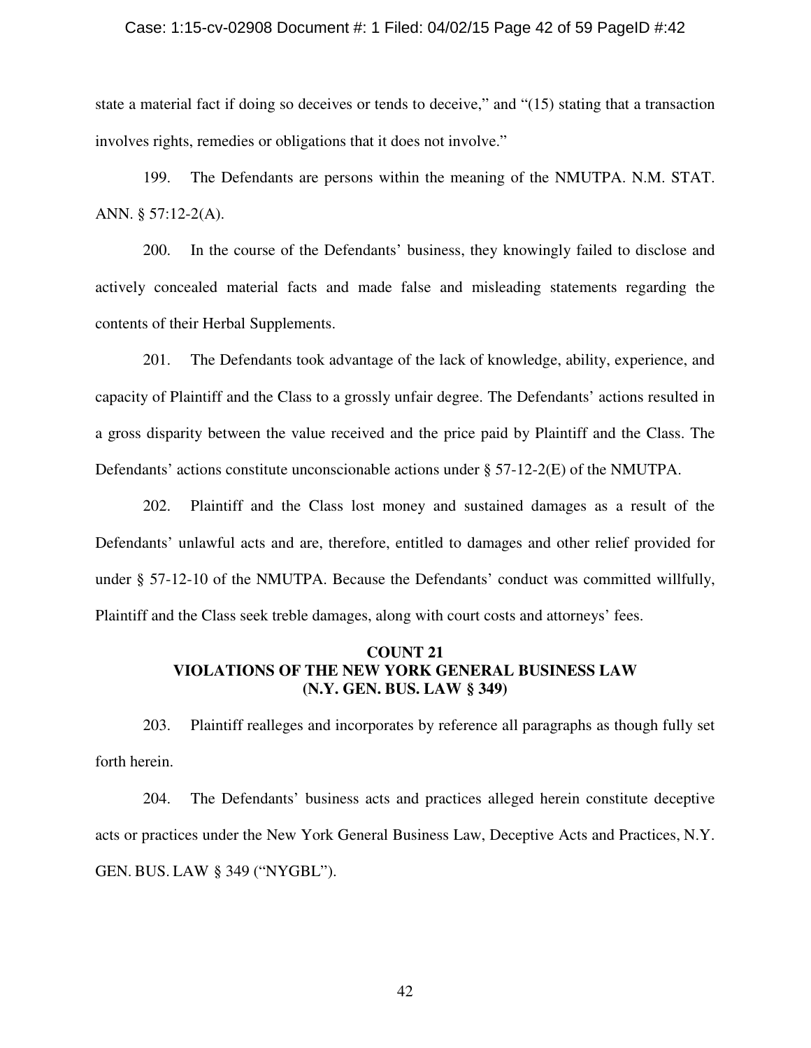state a material fact if doing so deceives or tends to deceive," and "(15) stating that a transaction involves rights, remedies or obligations that it does not involve."

199. The Defendants are persons within the meaning of the NMUTPA. N.M. STAT. ANN. § 57:12-2(A).

200. In the course of the Defendants' business, they knowingly failed to disclose and actively concealed material facts and made false and misleading statements regarding the contents of their Herbal Supplements.

201. The Defendants took advantage of the lack of knowledge, ability, experience, and capacity of Plaintiff and the Class to a grossly unfair degree. The Defendants' actions resulted in a gross disparity between the value received and the price paid by Plaintiff and the Class. The Defendants' actions constitute unconscionable actions under § 57-12-2(E) of the NMUTPA.

202. Plaintiff and the Class lost money and sustained damages as a result of the Defendants' unlawful acts and are, therefore, entitled to damages and other relief provided for under § 57-12-10 of the NMUTPA. Because the Defendants' conduct was committed willfully, Plaintiff and the Class seek treble damages, along with court costs and attorneys' fees.

## COUNT 21
## VIOLATIONS OF THE NEW YORK GENERAL BUSINESS LAW (N.Y. GEN. BUS. LAW § 349)

203. Plaintiff realleges and incorporates by reference all paragraphs as though fully set forth herein.

204. The Defendants' business acts and practices alleged herein constitute deceptive acts or practices under the New York General Business Law, Deceptive Acts and Practices, N.Y. GEN. BUS. LAW § 349 ("NYGBL").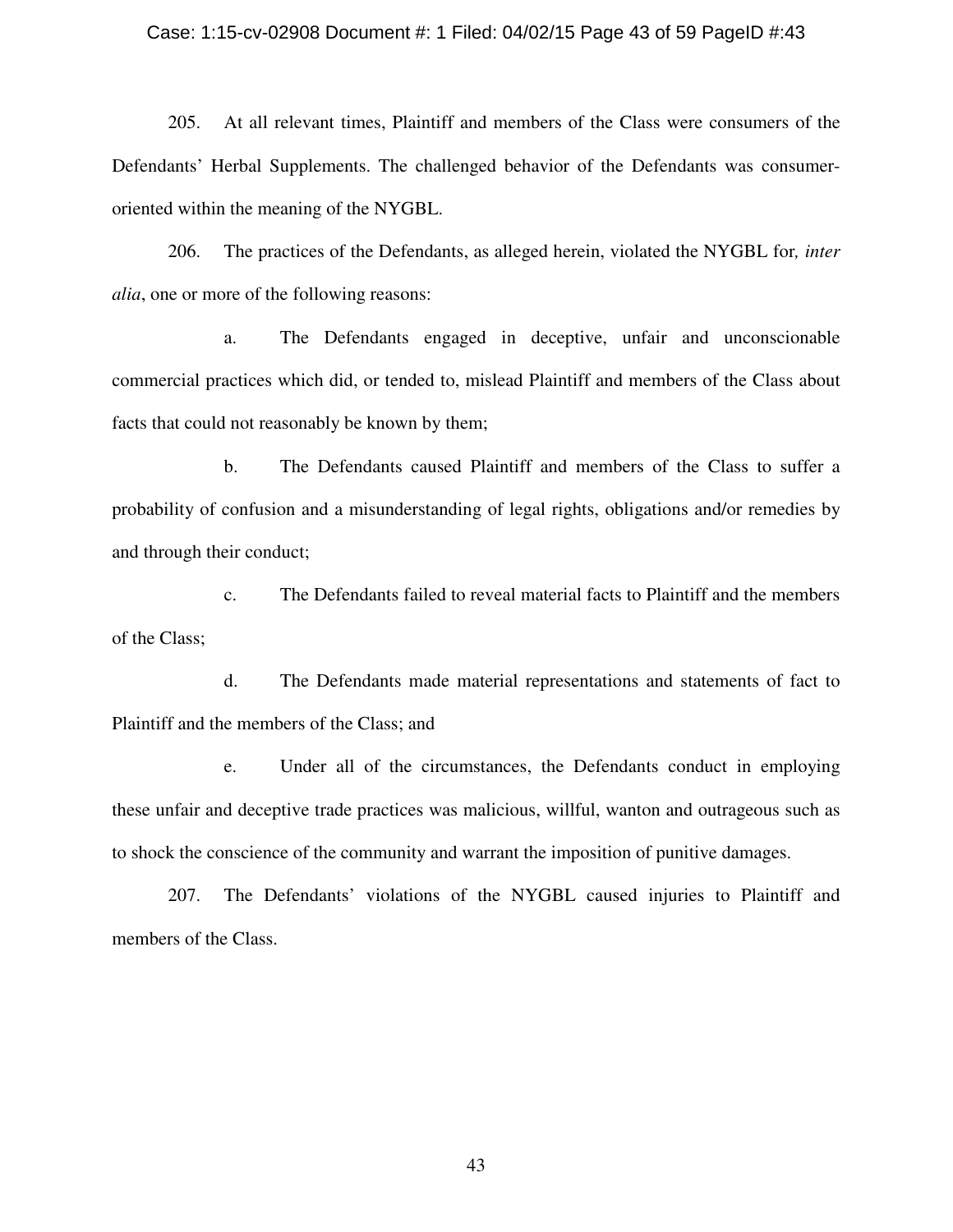205. At all relevant times, Plaintiff and members of the Class were consumers of the Defendants' Herbal Supplements. The challenged behavior of the Defendants was consumer-oriented within the meaning of the NYGBL.

206. The practices of the Defendants, as alleged herein, violated the NYGBL for, *inter alia*, one or more of the following reasons:

a. The Defendants engaged in deceptive, unfair and unconscionable commercial practices which did, or tended to, mislead Plaintiff and members of the Class about facts that could not reasonably be known by them;

b. The Defendants caused Plaintiff and members of the Class to suffer a probability of confusion and a misunderstanding of legal rights, obligations and/or remedies by and through their conduct;

c. The Defendants failed to reveal material facts to Plaintiff and the members of the Class;

d. The Defendants made material representations and statements of fact to Plaintiff and the members of the Class; and

e. Under all of the circumstances, the Defendants conduct in employing these unfair and deceptive trade practices was malicious, willful, wanton and outrageous such as to shock the conscience of the community and warrant the imposition of punitive damages.

207. The Defendants' violations of the NYGBL caused injuries to Plaintiff and members of the Class.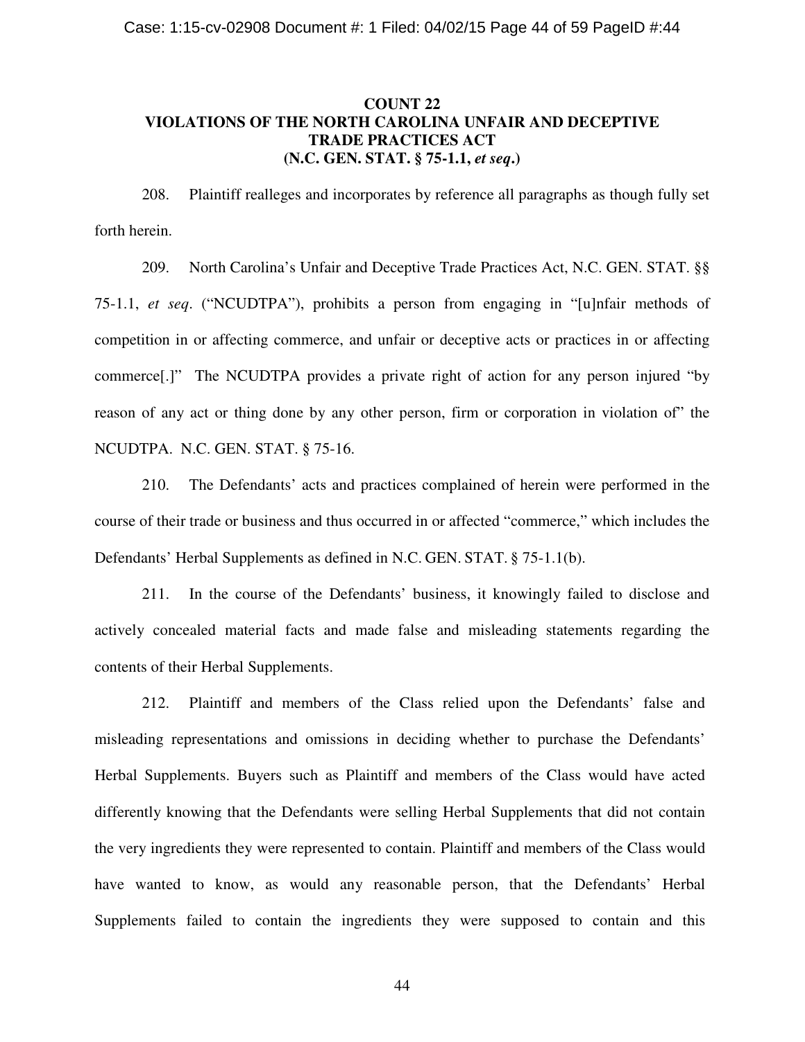## COUNT 22
## VIOLATIONS OF THE NORTH CAROLINA UNFAIR AND DECEPTIVE TRADE PRACTICES ACT
## (N.C. GEN. STAT. § 75-1.1, *et seq*.)

208. Plaintiff realleges and incorporates by reference all paragraphs as though fully set forth herein.

209. North Carolina's Unfair and Deceptive Trade Practices Act, N.C. GEN. STAT. §§ 75-1.1, *et seq*. ("NCUDTPA"), prohibits a person from engaging in "[u]nfair methods of competition in or affecting commerce, and unfair or deceptive acts or practices in or affecting commerce[.]" The NCUDTPA provides a private right of action for any person injured "by reason of any act or thing done by any other person, firm or corporation in violation of" the NCUDTPA. N.C. GEN. STAT. § 75-16.

210. The Defendants' acts and practices complained of herein were performed in the course of their trade or business and thus occurred in or affected "commerce," which includes the Defendants' Herbal Supplements as defined in N.C. GEN. STAT. § 75-1.1(b).

211. In the course of the Defendants' business, it knowingly failed to disclose and actively concealed material facts and made false and misleading statements regarding the contents of their Herbal Supplements.

212. Plaintiff and members of the Class relied upon the Defendants' false and misleading representations and omissions in deciding whether to purchase the Defendants' Herbal Supplements. Buyers such as Plaintiff and members of the Class would have acted differently knowing that the Defendants were selling Herbal Supplements that did not contain the very ingredients they were represented to contain. Plaintiff and members of the Class would have wanted to know, as would any reasonable person, that the Defendants' Herbal Supplements failed to contain the ingredients they were supposed to contain and this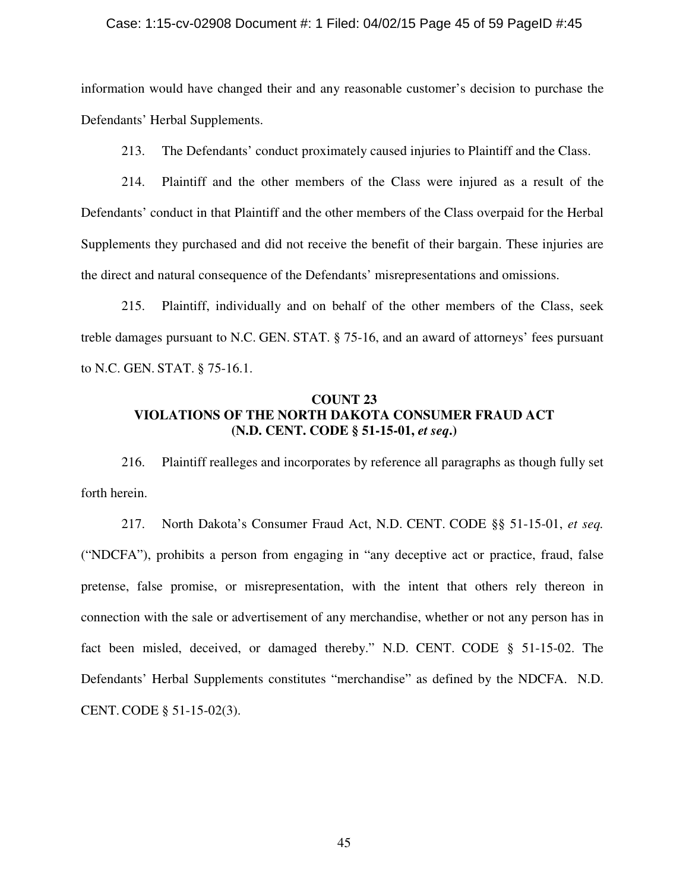information would have changed their and any reasonable customer's decision to purchase the Defendants' Herbal Supplements.

213. The Defendants' conduct proximately caused injuries to Plaintiff and the Class.

214. Plaintiff and the other members of the Class were injured as a result of the Defendants' conduct in that Plaintiff and the other members of the Class overpaid for the Herbal Supplements they purchased and did not receive the benefit of their bargain. These injuries are the direct and natural consequence of the Defendants' misrepresentations and omissions.

215. Plaintiff, individually and on behalf of the other members of the Class, seek treble damages pursuant to N.C. GEN. STAT. § 75-16, and an award of attorneys' fees pursuant to N.C. GEN. STAT. § 75-16.1.

## COUNT 23
## VIOLATIONS OF THE NORTH DAKOTA CONSUMER FRAUD ACT
## (N.D. CENT. CODE § 51-15-01, *et seq*.)

216. Plaintiff realleges and incorporates by reference all paragraphs as though fully set forth herein.

217. North Dakota's Consumer Fraud Act, N.D. CENT. CODE §§ 51-15-01, *et seq.* ("NDCFA"), prohibits a person from engaging in "any deceptive act or practice, fraud, false pretense, false promise, or misrepresentation, with the intent that others rely thereon in connection with the sale or advertisement of any merchandise, whether or not any person has in fact been misled, deceived, or damaged thereby." N.D. CENT. CODE § 51-15-02. The Defendants' Herbal Supplements constitutes "merchandise" as defined by the NDCFA. N.D. CENT. CODE § 51-15-02(3).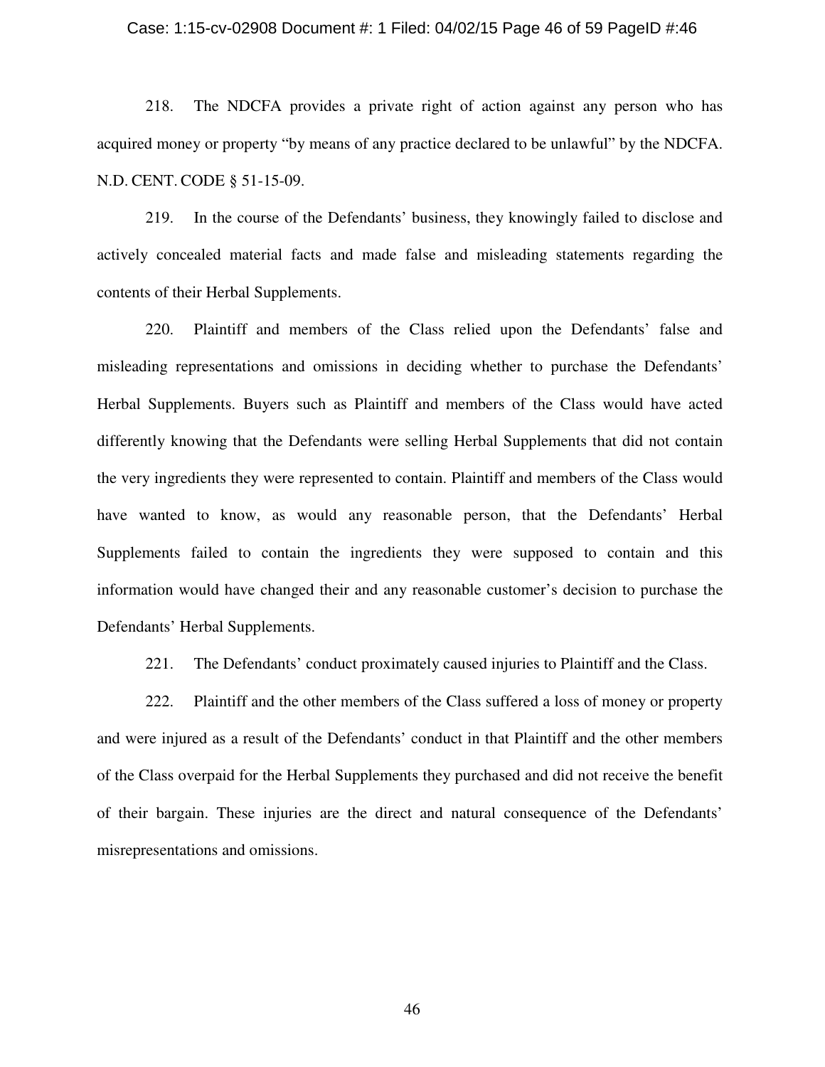218. The NDCFA provides a private right of action against any person who has acquired money or property "by means of any practice declared to be unlawful" by the NDCFA. N.D. CENT. CODE § 51-15-09.

219. In the course of the Defendants' business, they knowingly failed to disclose and actively concealed material facts and made false and misleading statements regarding the contents of their Herbal Supplements.

220. Plaintiff and members of the Class relied upon the Defendants' false and misleading representations and omissions in deciding whether to purchase the Defendants' Herbal Supplements. Buyers such as Plaintiff and members of the Class would have acted differently knowing that the Defendants were selling Herbal Supplements that did not contain the very ingredients they were represented to contain. Plaintiff and members of the Class would have wanted to know, as would any reasonable person, that the Defendants' Herbal Supplements failed to contain the ingredients they were supposed to contain and this information would have changed their and any reasonable customer's decision to purchase the Defendants' Herbal Supplements.

221. The Defendants' conduct proximately caused injuries to Plaintiff and the Class.

222. Plaintiff and the other members of the Class suffered a loss of money or property and were injured as a result of the Defendants' conduct in that Plaintiff and the other members of the Class overpaid for the Herbal Supplements they purchased and did not receive the benefit of their bargain. These injuries are the direct and natural consequence of the Defendants' misrepresentations and omissions.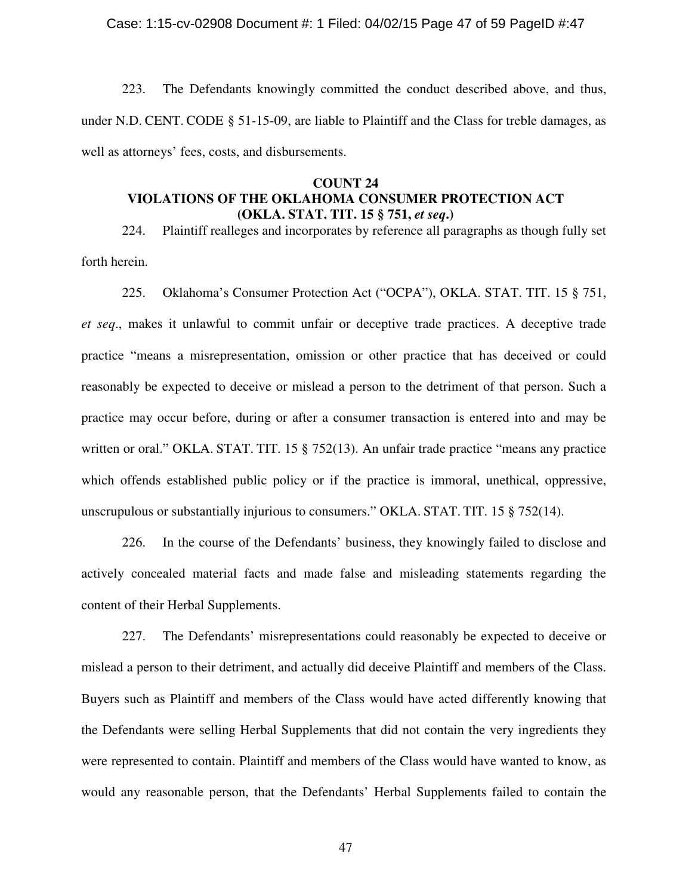223. The Defendants knowingly committed the conduct described above, and thus, under N.D. CENT. CODE § 51-15-09, are liable to Plaintiff and the Class for treble damages, as well as attorneys' fees, costs, and disbursements.

**COUNT 24**
**VIOLATIONS OF THE OKLAHOMA CONSUMER PROTECTION ACT (OKLA. STAT. TIT. 15 § 751, *et seq*.)**

224. Plaintiff realleges and incorporates by reference all paragraphs as though fully set forth herein.

225. Oklahoma's Consumer Protection Act ("OCPA"), OKLA. STAT. TIT. 15 § 751, *et seq*., makes it unlawful to commit unfair or deceptive trade practices. A deceptive trade practice "means a misrepresentation, omission or other practice that has deceived or could reasonably be expected to deceive or mislead a person to the detriment of that person. Such a practice may occur before, during or after a consumer transaction is entered into and may be written or oral." OKLA. STAT. TIT. 15 § 752(13). An unfair trade practice "means any practice which offends established public policy or if the practice is immoral, unethical, oppressive, unscrupulous or substantially injurious to consumers." OKLA. STAT. TIT. 15 § 752(14).

226. In the course of the Defendants' business, they knowingly failed to disclose and actively concealed material facts and made false and misleading statements regarding the content of their Herbal Supplements.

227. The Defendants' misrepresentations could reasonably be expected to deceive or mislead a person to their detriment, and actually did deceive Plaintiff and members of the Class. Buyers such as Plaintiff and members of the Class would have acted differently knowing that the Defendants were selling Herbal Supplements that did not contain the very ingredients they were represented to contain. Plaintiff and members of the Class would have wanted to know, as would any reasonable person, that the Defendants' Herbal Supplements failed to contain the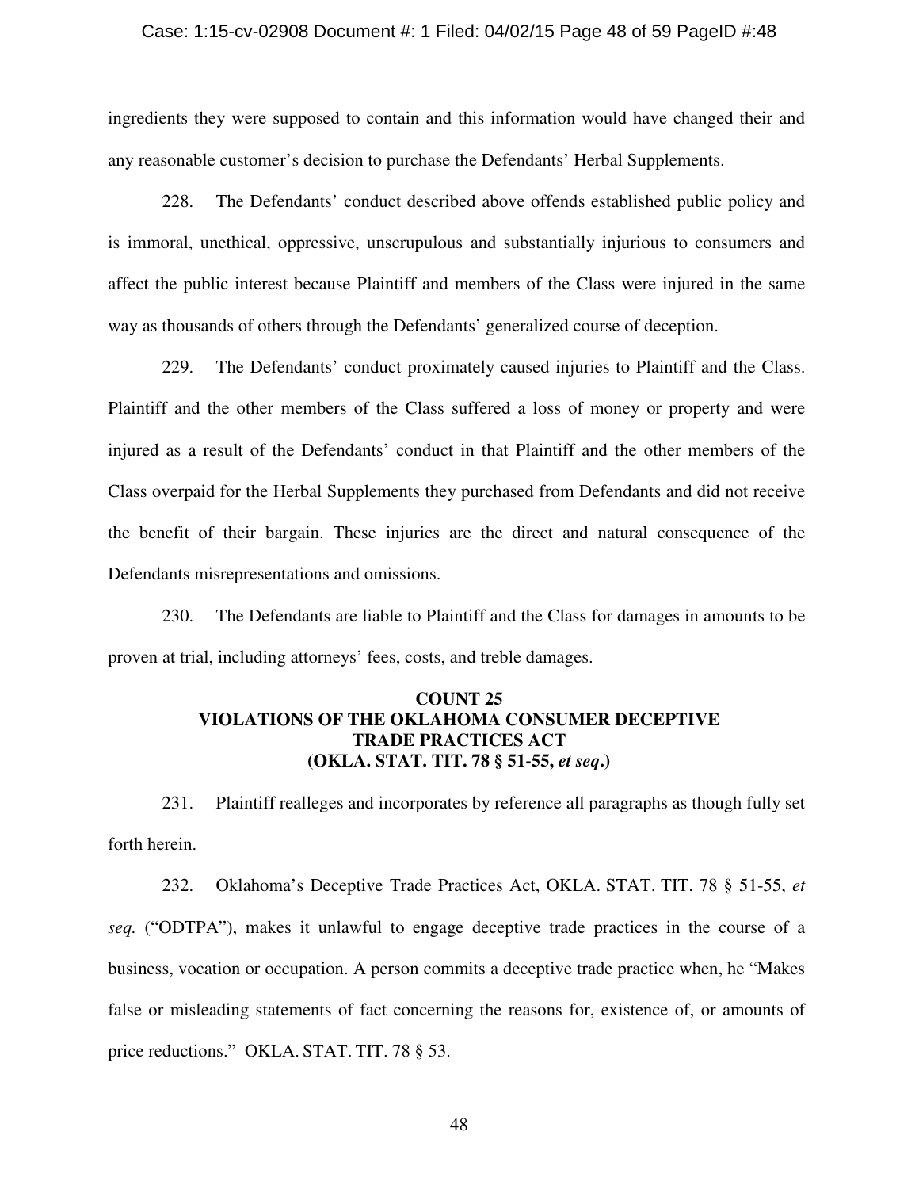ingredients they were supposed to contain and this information would have changed their and any reasonable customer's decision to purchase the Defendants' Herbal Supplements.

228. The Defendants' conduct described above offends established public policy and is immoral, unethical, oppressive, unscrupulous and substantially injurious to consumers and affect the public interest because Plaintiff and members of the Class were injured in the same way as thousands of others through the Defendants' generalized course of deception.

229. The Defendants' conduct proximately caused injuries to Plaintiff and the Class. Plaintiff and the other members of the Class suffered a loss of money or property and were injured as a result of the Defendants' conduct in that Plaintiff and the other members of the Class overpaid for the Herbal Supplements they purchased from Defendants and did not receive the benefit of their bargain. These injuries are the direct and natural consequence of the Defendants misrepresentations and omissions.

230. The Defendants are liable to Plaintiff and the Class for damages in amounts to be proven at trial, including attorneys' fees, costs, and treble damages.

**COUNT 25**
**VIOLATIONS OF THE OKLAHOMA CONSUMER DECEPTIVE TRADE PRACTICES ACT**
**(OKLA. STAT. TIT. 78 § 51-55, *et seq*.)**

231. Plaintiff realleges and incorporates by reference all paragraphs as though fully set forth herein.

232. Oklahoma's Deceptive Trade Practices Act, OKLA. STAT. TIT. 78 § 51-55, *et seq.* ("ODTPA"), makes it unlawful to engage deceptive trade practices in the course of a business, vocation or occupation. A person commits a deceptive trade practice when, he "Makes false or misleading statements of fact concerning the reasons for, existence of, or amounts of price reductions." OKLA. STAT. TIT. 78 § 53.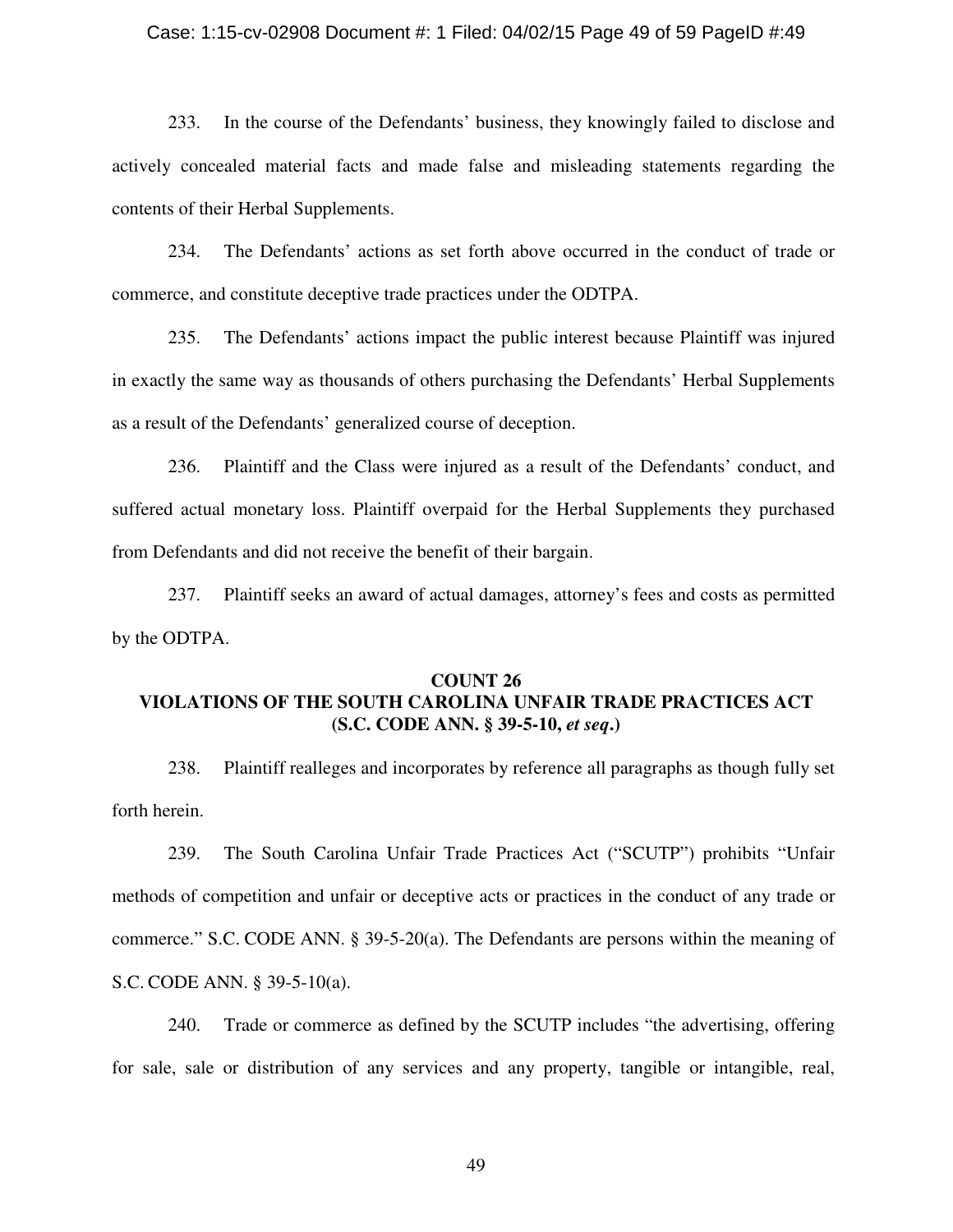233. In the course of the Defendants' business, they knowingly failed to disclose and actively concealed material facts and made false and misleading statements regarding the contents of their Herbal Supplements.

234. The Defendants' actions as set forth above occurred in the conduct of trade or commerce, and constitute deceptive trade practices under the ODTPA.

235. The Defendants' actions impact the public interest because Plaintiff was injured in exactly the same way as thousands of others purchasing the Defendants' Herbal Supplements as a result of the Defendants' generalized course of deception.

236. Plaintiff and the Class were injured as a result of the Defendants' conduct, and suffered actual monetary loss. Plaintiff overpaid for the Herbal Supplements they purchased from Defendants and did not receive the benefit of their bargain.

237. Plaintiff seeks an award of actual damages, attorney's fees and costs as permitted by the ODTPA.

## COUNT 26
## VIOLATIONS OF THE SOUTH CAROLINA UNFAIR TRADE PRACTICES ACT (S.C. CODE ANN. § 39-5-10, *et seq*.)

238. Plaintiff realleges and incorporates by reference all paragraphs as though fully set forth herein.

239. The South Carolina Unfair Trade Practices Act ("SCUTP") prohibits "Unfair methods of competition and unfair or deceptive acts or practices in the conduct of any trade or commerce." S.C. CODE ANN. § 39-5-20(a). The Defendants are persons within the meaning of S.C. CODE ANN. § 39-5-10(a).

240. Trade or commerce as defined by the SCUTP includes "the advertising, offering for sale, sale or distribution of any services and any property, tangible or intangible, real,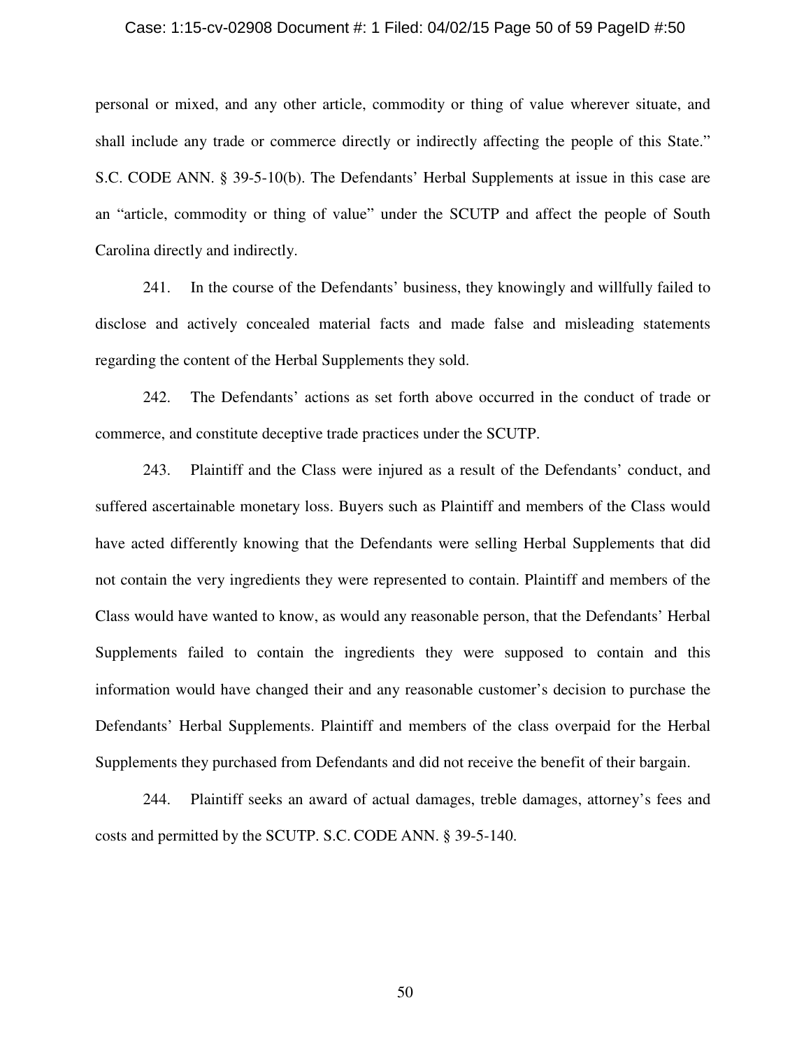personal or mixed, and any other article, commodity or thing of value wherever situate, and shall include any trade or commerce directly or indirectly affecting the people of this State." S.C. CODE ANN. § 39-5-10(b). The Defendants' Herbal Supplements at issue in this case are an "article, commodity or thing of value" under the SCUTP and affect the people of South Carolina directly and indirectly.

241. In the course of the Defendants' business, they knowingly and willfully failed to disclose and actively concealed material facts and made false and misleading statements regarding the content of the Herbal Supplements they sold.

242. The Defendants' actions as set forth above occurred in the conduct of trade or commerce, and constitute deceptive trade practices under the SCUTP.

243. Plaintiff and the Class were injured as a result of the Defendants' conduct, and suffered ascertainable monetary loss. Buyers such as Plaintiff and members of the Class would have acted differently knowing that the Defendants were selling Herbal Supplements that did not contain the very ingredients they were represented to contain. Plaintiff and members of the Class would have wanted to know, as would any reasonable person, that the Defendants' Herbal Supplements failed to contain the ingredients they were supposed to contain and this information would have changed their and any reasonable customer's decision to purchase the Defendants' Herbal Supplements. Plaintiff and members of the class overpaid for the Herbal Supplements they purchased from Defendants and did not receive the benefit of their bargain.

244. Plaintiff seeks an award of actual damages, treble damages, attorney's fees and costs and permitted by the SCUTP. S.C. CODE ANN. § 39-5-140.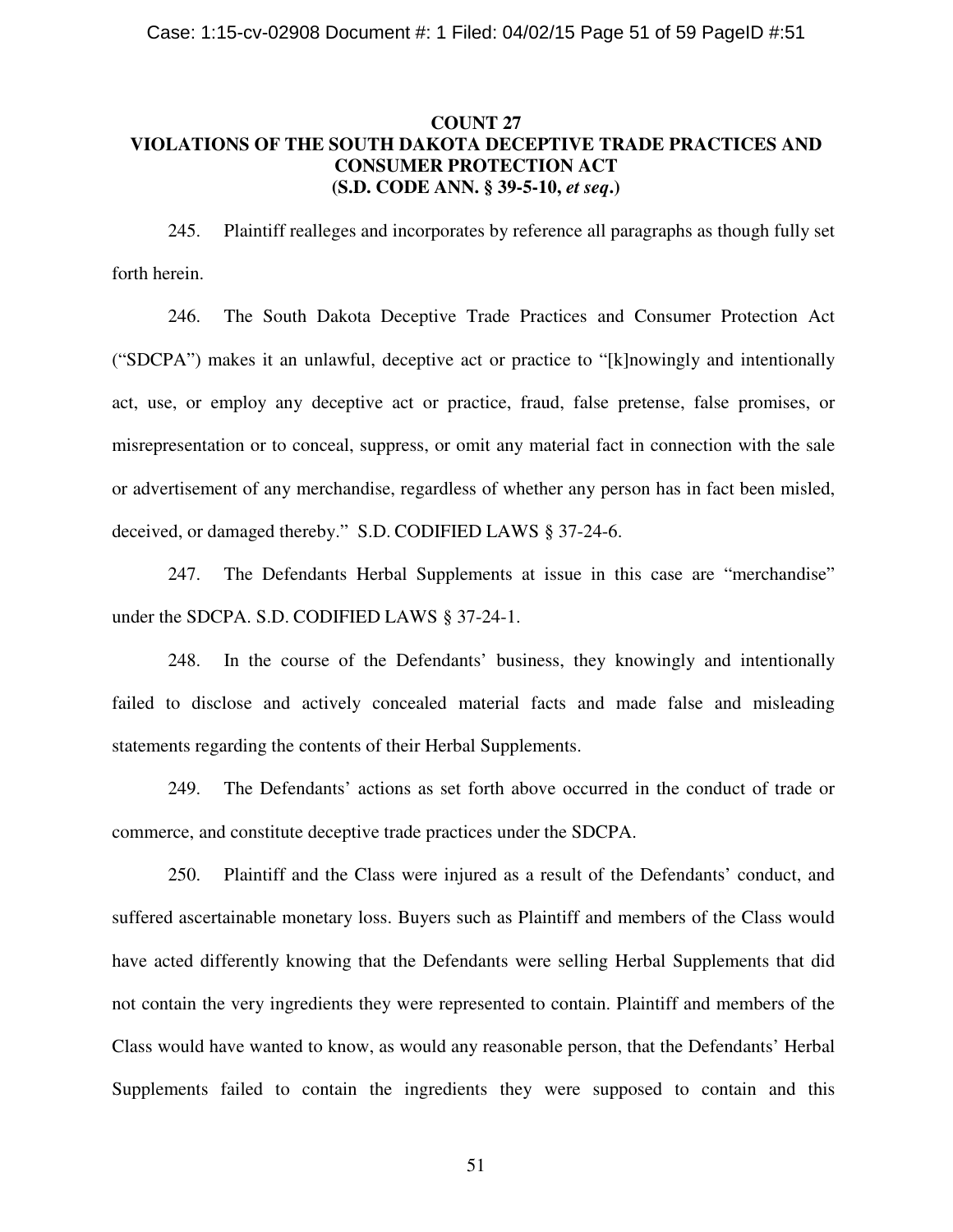**COUNT 27**
**VIOLATIONS OF THE SOUTH DAKOTA DECEPTIVE TRADE PRACTICES AND CONSUMER PROTECTION ACT**
**(S.D. CODE ANN. § 39-5-10, *et seq*.)**

245. Plaintiff realleges and incorporates by reference all paragraphs as though fully set forth herein.

246. The South Dakota Deceptive Trade Practices and Consumer Protection Act ("SDCPA") makes it an unlawful, deceptive act or practice to "[k]nowingly and intentionally act, use, or employ any deceptive act or practice, fraud, false pretense, false promises, or misrepresentation or to conceal, suppress, or omit any material fact in connection with the sale or advertisement of any merchandise, regardless of whether any person has in fact been misled, deceived, or damaged thereby." S.D. CODIFIED LAWS § 37-24-6.

247. The Defendants Herbal Supplements at issue in this case are "merchandise" under the SDCPA. S.D. CODIFIED LAWS § 37-24-1.

248. In the course of the Defendants' business, they knowingly and intentionally failed to disclose and actively concealed material facts and made false and misleading statements regarding the contents of their Herbal Supplements.

249. The Defendants' actions as set forth above occurred in the conduct of trade or commerce, and constitute deceptive trade practices under the SDCPA.

250. Plaintiff and the Class were injured as a result of the Defendants' conduct, and suffered ascertainable monetary loss. Buyers such as Plaintiff and members of the Class would have acted differently knowing that the Defendants were selling Herbal Supplements that did not contain the very ingredients they were represented to contain. Plaintiff and members of the Class would have wanted to know, as would any reasonable person, that the Defendants' Herbal Supplements failed to contain the ingredients they were supposed to contain and this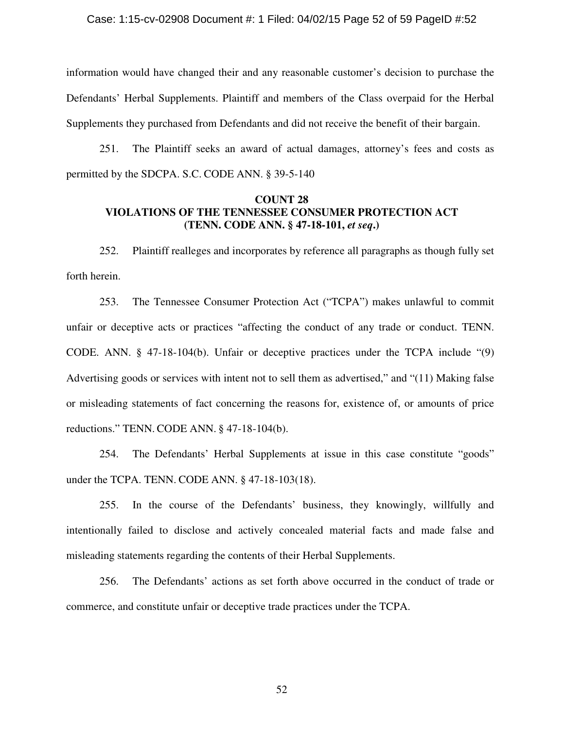information would have changed their and any reasonable customer's decision to purchase the Defendants' Herbal Supplements. Plaintiff and members of the Class overpaid for the Herbal Supplements they purchased from Defendants and did not receive the benefit of their bargain.

251. The Plaintiff seeks an award of actual damages, attorney's fees and costs as permitted by the SDCPA. S.C. CODE ANN. § 39-5-140

**COUNT 28**
**VIOLATIONS OF THE TENNESSEE CONSUMER PROTECTION ACT**
**(TENN. CODE ANN. § 47-18-101, *et seq*.)**

252. Plaintiff realleges and incorporates by reference all paragraphs as though fully set forth herein.

253. The Tennessee Consumer Protection Act ("TCPA") makes unlawful to commit unfair or deceptive acts or practices "affecting the conduct of any trade or conduct. TENN. CODE. ANN. § 47-18-104(b). Unfair or deceptive practices under the TCPA include "(9) Advertising goods or services with intent not to sell them as advertised," and "(11) Making false or misleading statements of fact concerning the reasons for, existence of, or amounts of price reductions." TENN. CODE ANN. § 47-18-104(b).

254. The Defendants' Herbal Supplements at issue in this case constitute "goods" under the TCPA. TENN. CODE ANN. § 47-18-103(18).

255. In the course of the Defendants' business, they knowingly, willfully and intentionally failed to disclose and actively concealed material facts and made false and misleading statements regarding the contents of their Herbal Supplements.

256. The Defendants' actions as set forth above occurred in the conduct of trade or commerce, and constitute unfair or deceptive trade practices under the TCPA.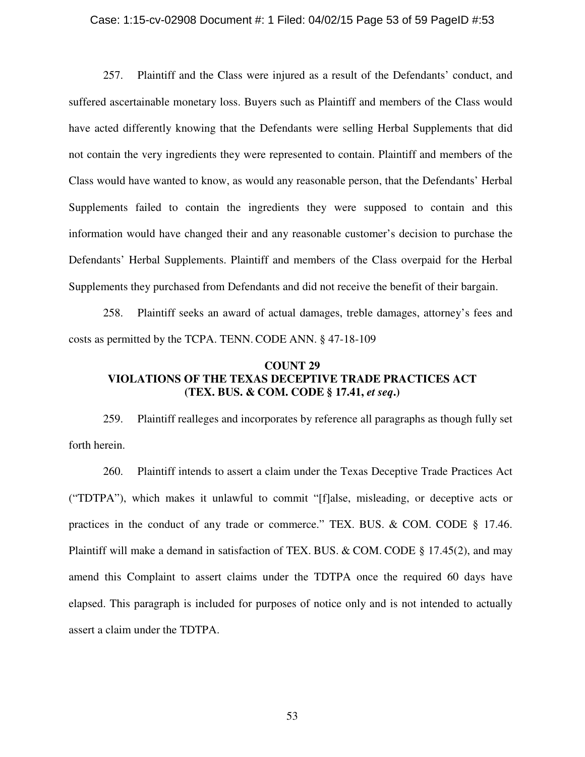257. Plaintiff and the Class were injured as a result of the Defendants' conduct, and suffered ascertainable monetary loss. Buyers such as Plaintiff and members of the Class would have acted differently knowing that the Defendants were selling Herbal Supplements that did not contain the very ingredients they were represented to contain. Plaintiff and members of the Class would have wanted to know, as would any reasonable person, that the Defendants' Herbal Supplements failed to contain the ingredients they were supposed to contain and this information would have changed their and any reasonable customer's decision to purchase the Defendants' Herbal Supplements. Plaintiff and members of the Class overpaid for the Herbal Supplements they purchased from Defendants and did not receive the benefit of their bargain.

258. Plaintiff seeks an award of actual damages, treble damages, attorney's fees and costs as permitted by the TCPA. TENN. CODE ANN. § 47-18-109

**COUNT 29**
**VIOLATIONS OF THE TEXAS DECEPTIVE TRADE PRACTICES ACT**
**(TEX. BUS. & COM. CODE § 17.41, *et seq*.)**

259. Plaintiff realleges and incorporates by reference all paragraphs as though fully set forth herein.

260. Plaintiff intends to assert a claim under the Texas Deceptive Trade Practices Act ("TDTPA"), which makes it unlawful to commit "[f]alse, misleading, or deceptive acts or practices in the conduct of any trade or commerce." TEX. BUS. & COM. CODE § 17.46. Plaintiff will make a demand in satisfaction of TEX. BUS. & COM. CODE § 17.45(2), and may amend this Complaint to assert claims under the TDTPA once the required 60 days have elapsed. This paragraph is included for purposes of notice only and is not intended to actually assert a claim under the TDTPA.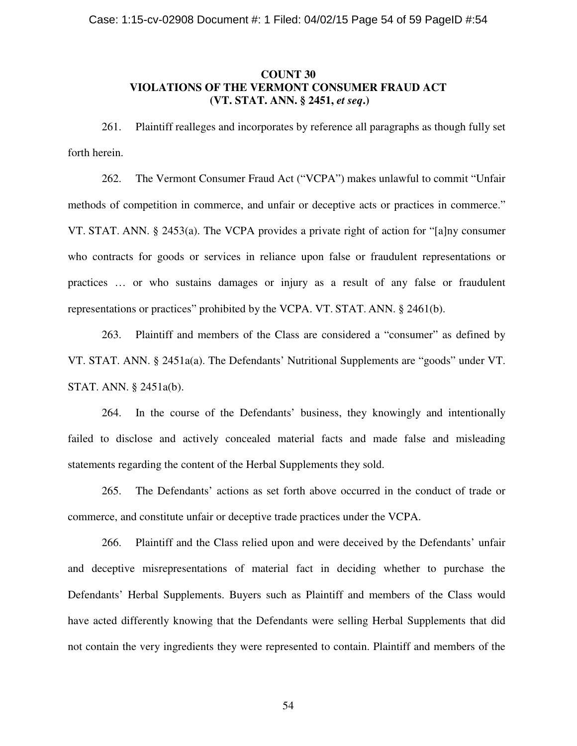**COUNT 30**
**VIOLATIONS OF THE VERMONT CONSUMER FRAUD ACT**
**(VT. STAT. ANN. § 2451, *et seq*.)**

261. Plaintiff realleges and incorporates by reference all paragraphs as though fully set forth herein.

262. The Vermont Consumer Fraud Act ("VCPA") makes unlawful to commit "Unfair methods of competition in commerce, and unfair or deceptive acts or practices in commerce." VT. STAT. ANN. § 2453(a). The VCPA provides a private right of action for "[a]ny consumer who contracts for goods or services in reliance upon false or fraudulent representations or practices … or who sustains damages or injury as a result of any false or fraudulent representations or practices" prohibited by the VCPA. VT. STAT. ANN. § 2461(b).

263. Plaintiff and members of the Class are considered a "consumer" as defined by VT. STAT. ANN. § 2451a(a). The Defendants' Nutritional Supplements are "goods" under VT. STAT. ANN. § 2451a(b).

264. In the course of the Defendants' business, they knowingly and intentionally failed to disclose and actively concealed material facts and made false and misleading statements regarding the content of the Herbal Supplements they sold.

265. The Defendants' actions as set forth above occurred in the conduct of trade or commerce, and constitute unfair or deceptive trade practices under the VCPA.

266. Plaintiff and the Class relied upon and were deceived by the Defendants' unfair and deceptive misrepresentations of material fact in deciding whether to purchase the Defendants' Herbal Supplements. Buyers such as Plaintiff and members of the Class would have acted differently knowing that the Defendants were selling Herbal Supplements that did not contain the very ingredients they were represented to contain. Plaintiff and members of the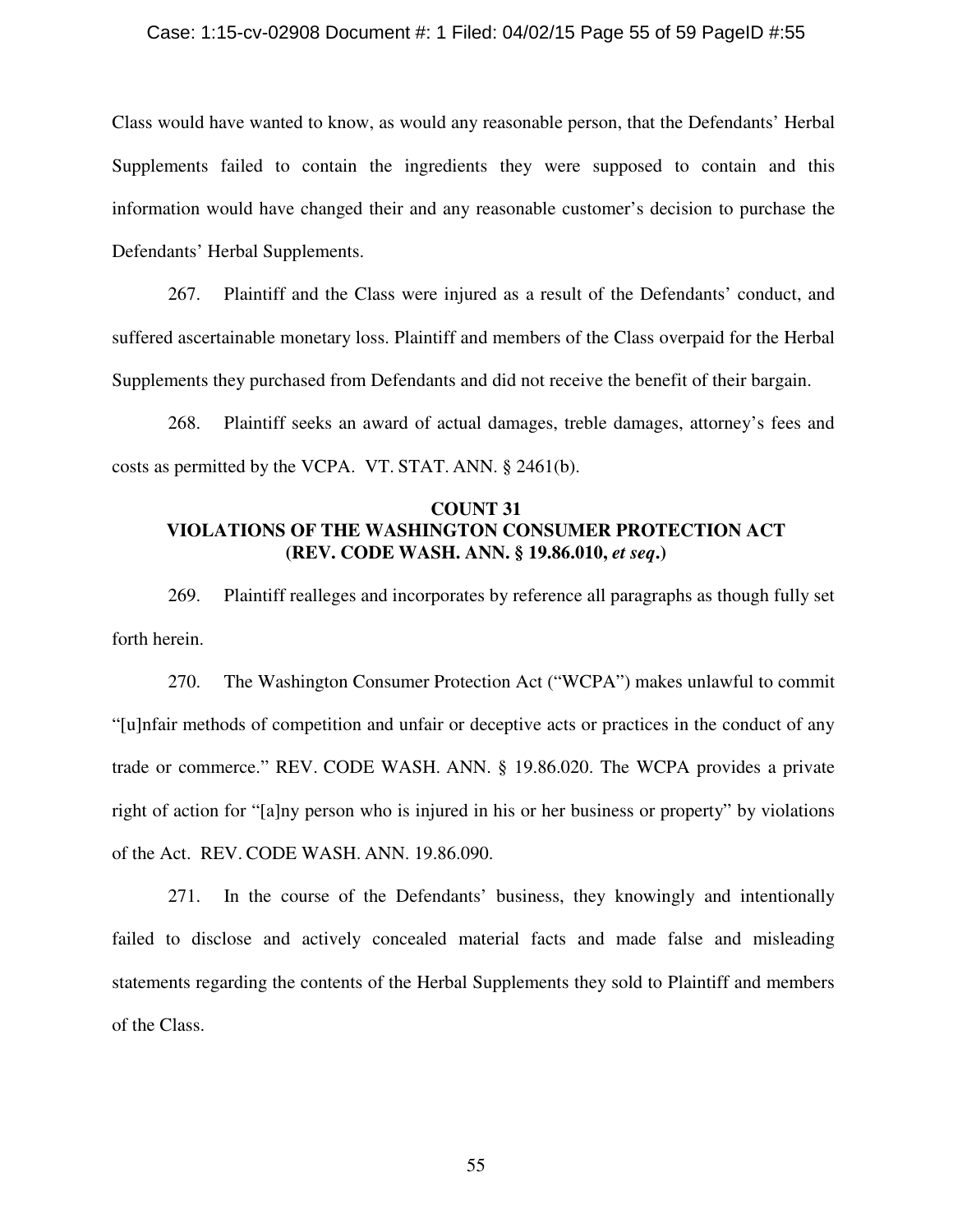Class would have wanted to know, as would any reasonable person, that the Defendants' Herbal Supplements failed to contain the ingredients they were supposed to contain and this information would have changed their and any reasonable customer's decision to purchase the Defendants' Herbal Supplements.

267. Plaintiff and the Class were injured as a result of the Defendants' conduct, and suffered ascertainable monetary loss. Plaintiff and members of the Class overpaid for the Herbal Supplements they purchased from Defendants and did not receive the benefit of their bargain.

268. Plaintiff seeks an award of actual damages, treble damages, attorney's fees and costs as permitted by the VCPA. VT. STAT. ANN. § 2461(b).

**COUNT 31**
**VIOLATIONS OF THE WASHINGTON CONSUMER PROTECTION ACT**
**(REV. CODE WASH. ANN. § 19.86.010, *et seq*.)**

269. Plaintiff realleges and incorporates by reference all paragraphs as though fully set forth herein.

270. The Washington Consumer Protection Act ("WCPA") makes unlawful to commit "[u]nfair methods of competition and unfair or deceptive acts or practices in the conduct of any trade or commerce." REV. CODE WASH. ANN. § 19.86.020. The WCPA provides a private right of action for "[a]ny person who is injured in his or her business or property" by violations of the Act. REV. CODE WASH. ANN. 19.86.090.

271. In the course of the Defendants' business, they knowingly and intentionally failed to disclose and actively concealed material facts and made false and misleading statements regarding the contents of the Herbal Supplements they sold to Plaintiff and members of the Class.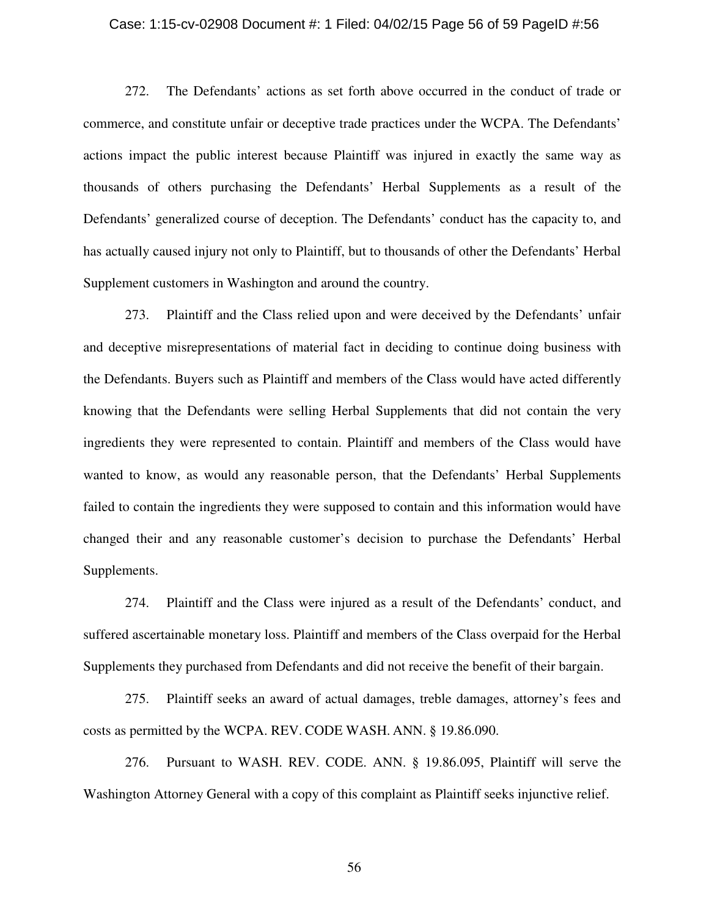272. The Defendants' actions as set forth above occurred in the conduct of trade or commerce, and constitute unfair or deceptive trade practices under the WCPA. The Defendants' actions impact the public interest because Plaintiff was injured in exactly the same way as thousands of others purchasing the Defendants' Herbal Supplements as a result of the Defendants' generalized course of deception. The Defendants' conduct has the capacity to, and has actually caused injury not only to Plaintiff, but to thousands of other the Defendants' Herbal Supplement customers in Washington and around the country.

273. Plaintiff and the Class relied upon and were deceived by the Defendants' unfair and deceptive misrepresentations of material fact in deciding to continue doing business with the Defendants. Buyers such as Plaintiff and members of the Class would have acted differently knowing that the Defendants were selling Herbal Supplements that did not contain the very ingredients they were represented to contain. Plaintiff and members of the Class would have wanted to know, as would any reasonable person, that the Defendants' Herbal Supplements failed to contain the ingredients they were supposed to contain and this information would have changed their and any reasonable customer's decision to purchase the Defendants' Herbal Supplements.

274. Plaintiff and the Class were injured as a result of the Defendants' conduct, and suffered ascertainable monetary loss. Plaintiff and members of the Class overpaid for the Herbal Supplements they purchased from Defendants and did not receive the benefit of their bargain.

275. Plaintiff seeks an award of actual damages, treble damages, attorney's fees and costs as permitted by the WCPA. REV. CODE WASH. ANN. § 19.86.090.

276. Pursuant to WASH. REV. CODE. ANN. § 19.86.095, Plaintiff will serve the Washington Attorney General with a copy of this complaint as Plaintiff seeks injunctive relief.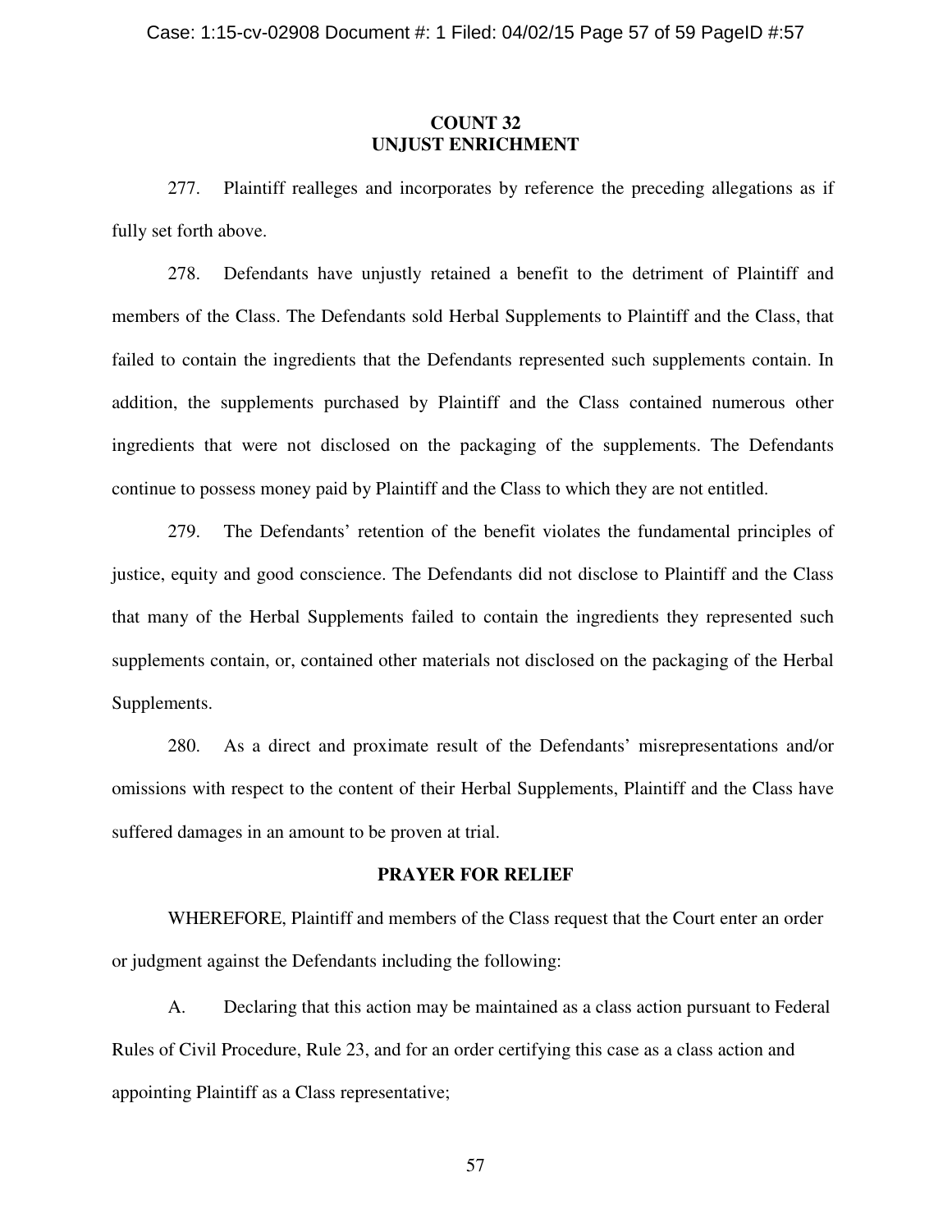## COUNT 32
## UNJUST ENRICHMENT

277. Plaintiff realleges and incorporates by reference the preceding allegations as if fully set forth above.

278. Defendants have unjustly retained a benefit to the detriment of Plaintiff and members of the Class. The Defendants sold Herbal Supplements to Plaintiff and the Class, that failed to contain the ingredients that the Defendants represented such supplements contain. In addition, the supplements purchased by Plaintiff and the Class contained numerous other ingredients that were not disclosed on the packaging of the supplements. The Defendants continue to possess money paid by Plaintiff and the Class to which they are not entitled.

279. The Defendants' retention of the benefit violates the fundamental principles of justice, equity and good conscience. The Defendants did not disclose to Plaintiff and the Class that many of the Herbal Supplements failed to contain the ingredients they represented such supplements contain, or, contained other materials not disclosed on the packaging of the Herbal Supplements.

280. As a direct and proximate result of the Defendants' misrepresentations and/or omissions with respect to the content of their Herbal Supplements, Plaintiff and the Class have suffered damages in an amount to be proven at trial.

## PRAYER FOR RELIEF

WHEREFORE, Plaintiff and members of the Class request that the Court enter an order or judgment against the Defendants including the following:

A. Declaring that this action may be maintained as a class action pursuant to Federal Rules of Civil Procedure, Rule 23, and for an order certifying this case as a class action and appointing Plaintiff as a Class representative;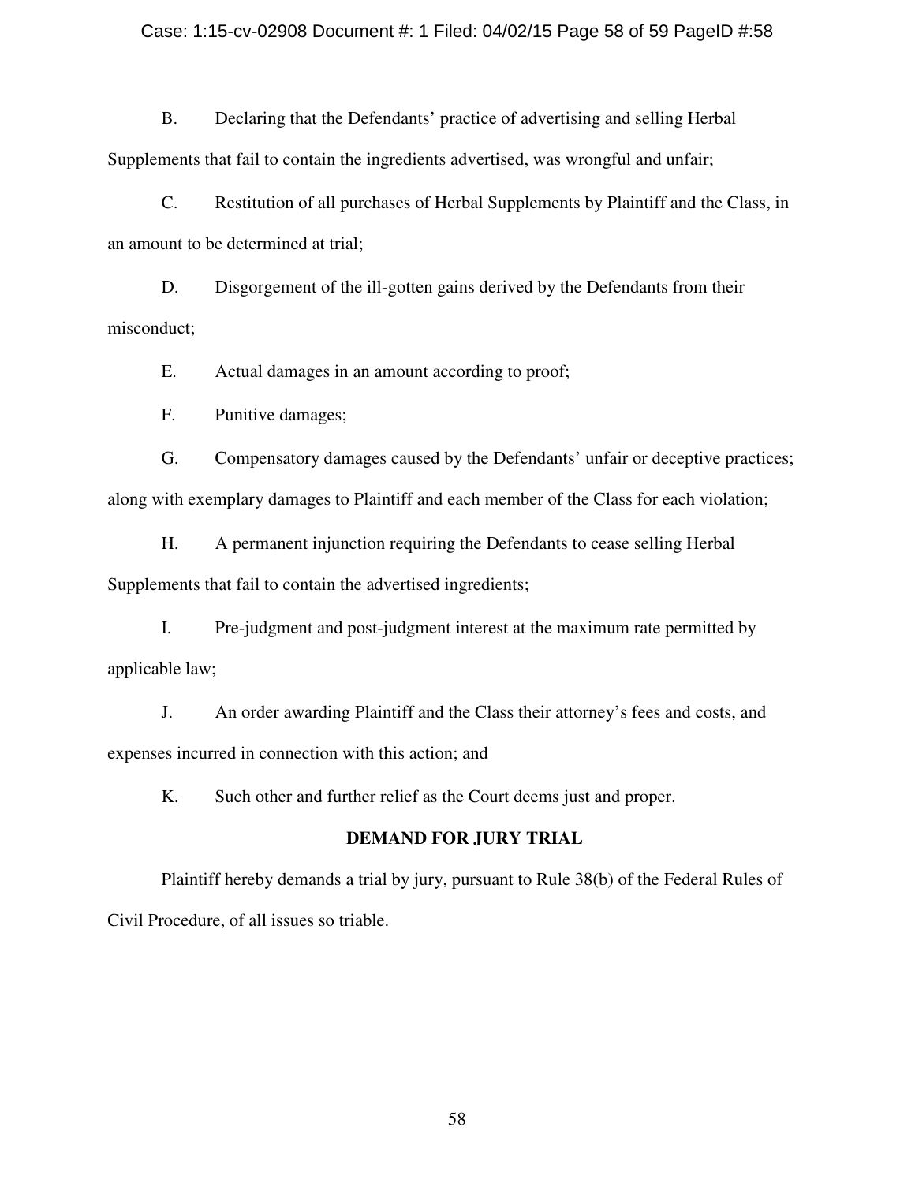B. Declaring that the Defendants' practice of advertising and selling Herbal Supplements that fail to contain the ingredients advertised, was wrongful and unfair;

C. Restitution of all purchases of Herbal Supplements by Plaintiff and the Class, in an amount to be determined at trial;

D. Disgorgement of the ill-gotten gains derived by the Defendants from their misconduct;

E. Actual damages in an amount according to proof;

F. Punitive damages;

G. Compensatory damages caused by the Defendants' unfair or deceptive practices; along with exemplary damages to Plaintiff and each member of the Class for each violation;

H. A permanent injunction requiring the Defendants to cease selling Herbal Supplements that fail to contain the advertised ingredients;

I. Pre-judgment and post-judgment interest at the maximum rate permitted by applicable law;

J. An order awarding Plaintiff and the Class their attorney's fees and costs, and expenses incurred in connection with this action; and

K. Such other and further relief as the Court deems just and proper.

**DEMAND FOR JURY TRIAL**

Plaintiff hereby demands a trial by jury, pursuant to Rule 38(b) of the Federal Rules of Civil Procedure, of all issues so triable.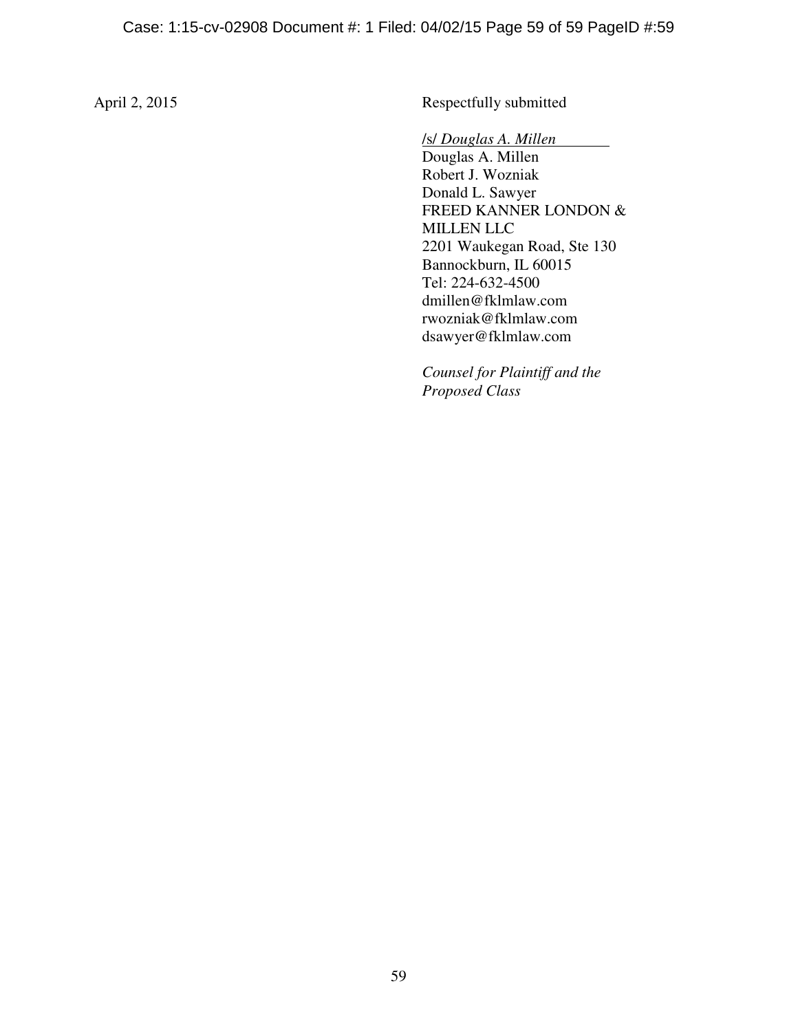April 2, 2015

Respectfully submitted

/s/ *Douglas A. Millen*
Douglas A. Millen
Robert J. Wozniak
Donald L. Sawyer
FREED KANNER LONDON &
MILLEN LLC
2201 Waukegan Road, Ste 130
Bannockburn, IL 60015
Tel: 224-632-4500
dmillen@fklmlaw.com
rwozniak@fklmlaw.com
dsawyer@fklmlaw.com

*Counsel for Plaintiff and the Proposed Class*